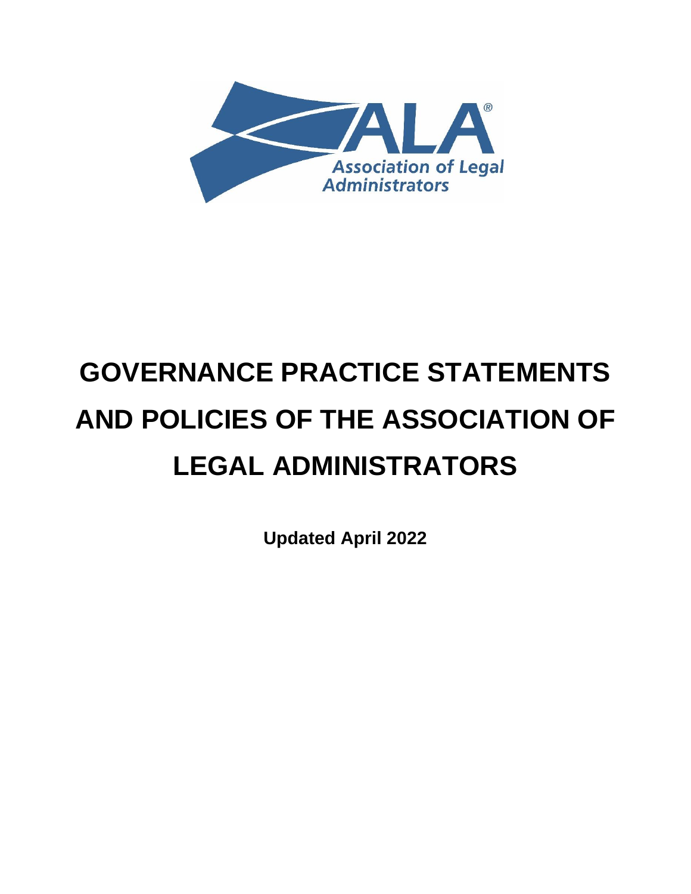# GOVERNANCE PRACTICE STATEMENTS AND POLICIES OF THE ASSOCIATION OF LEGAL ADMINISTRATORS

**Updated April 2022**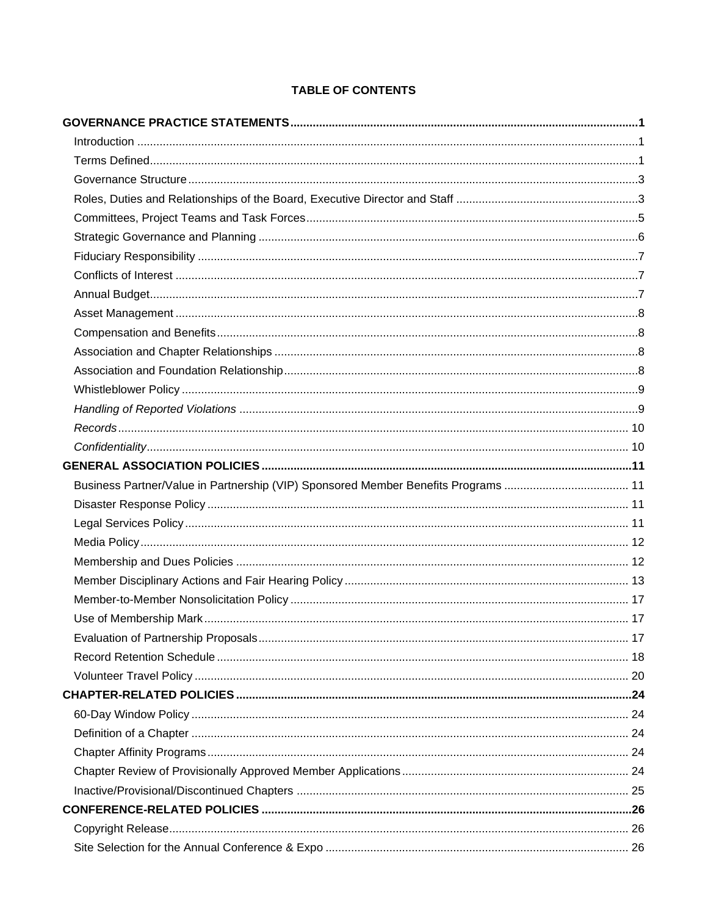# TABLE OF CONTENTS

**GOVERNANCE PRACTICE STATEMENTS** .......... **1**

- Introduction .......... 1
- Terms Defined .......... 1
- Governance Structure .......... 3
- Roles, Duties and Relationships of the Board, Executive Director and Staff .......... 3
- Committees, Project Teams and Task Forces .......... 5
- Strategic Governance and Planning .......... 6
- Fiduciary Responsibility .......... 7
- Conflicts of Interest .......... 7
- Annual Budget .......... 7
- Asset Management .......... 8
- Compensation and Benefits .......... 8
- Association and Chapter Relationships .......... 8
- Association and Foundation Relationship .......... 8
- Whistleblower Policy .......... 9
- *Handling of Reported Violations* .......... 9
- *Records* .......... 10
- *Confidentiality* .......... 10

**GENERAL ASSOCIATION POLICIES** .......... **11**

- Business Partner/Value in Partnership (VIP) Sponsored Member Benefits Programs .......... 11
- Disaster Response Policy .......... 11
- Legal Services Policy .......... 11
- Media Policy .......... 12
- Membership and Dues Policies .......... 12
- Member Disciplinary Actions and Fair Hearing Policy .......... 13
- Member-to-Member Nonsolicitation Policy .......... 17
- Use of Membership Mark .......... 17
- Evaluation of Partnership Proposals .......... 17
- Record Retention Schedule .......... 18
- Volunteer Travel Policy .......... 20

**CHAPTER-RELATED POLICIES** .......... **24**

- 60-Day Window Policy .......... 24
- Definition of a Chapter .......... 24
- Chapter Affinity Programs .......... 24
- Chapter Review of Provisionally Approved Member Applications .......... 24
- Inactive/Provisional/Discontinued Chapters .......... 25

**CONFERENCE-RELATED POLICIES** .......... **26**

- Copyright Release .......... 26
- Site Selection for the Annual Conference & Expo .......... 26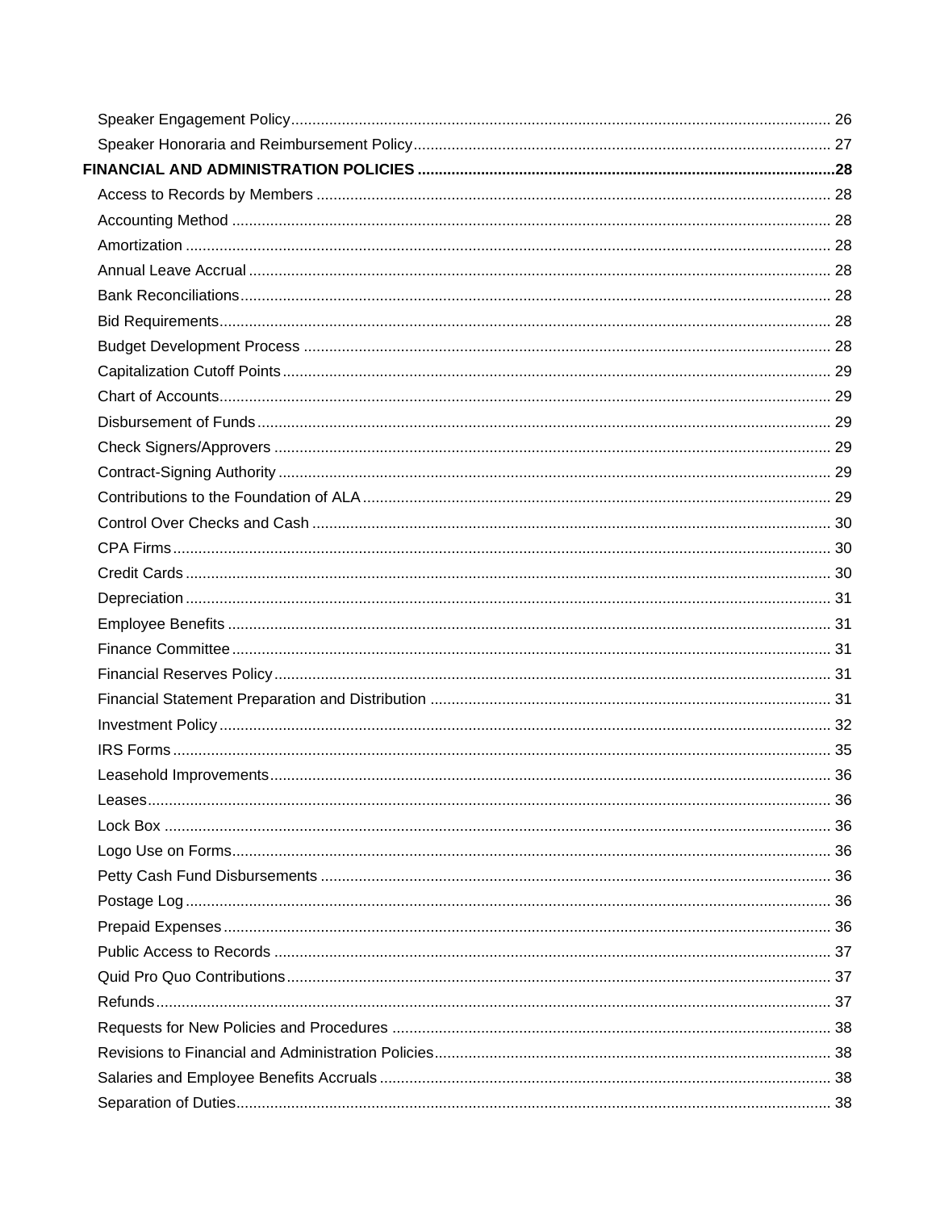Speaker Engagement Policy .......... 26
Speaker Honoraria and Reimbursement Policy .......... 27

**FINANCIAL AND ADMINISTRATION POLICIES .......... 28**

Access to Records by Members .......... 28
Accounting Method .......... 28
Amortization .......... 28
Annual Leave Accrual .......... 28
Bank Reconciliations .......... 28
Bid Requirements .......... 28
Budget Development Process .......... 28
Capitalization Cutoff Points .......... 29
Chart of Accounts .......... 29
Disbursement of Funds .......... 29
Check Signers/Approvers .......... 29
Contract-Signing Authority .......... 29
Contributions to the Foundation of ALA .......... 29
Control Over Checks and Cash .......... 30
CPA Firms .......... 30
Credit Cards .......... 30
Depreciation .......... 31
Employee Benefits .......... 31
Finance Committee .......... 31
Financial Reserves Policy .......... 31
Financial Statement Preparation and Distribution .......... 31
Investment Policy .......... 32
IRS Forms .......... 35
Leasehold Improvements .......... 36
Leases .......... 36
Lock Box .......... 36
Logo Use on Forms .......... 36
Petty Cash Fund Disbursements .......... 36
Postage Log .......... 36
Prepaid Expenses .......... 36
Public Access to Records .......... 37
Quid Pro Quo Contributions .......... 37
Refunds .......... 37
Requests for New Policies and Procedures .......... 38
Revisions to Financial and Administration Policies .......... 38
Salaries and Employee Benefits Accruals .......... 38
Separation of Duties .......... 38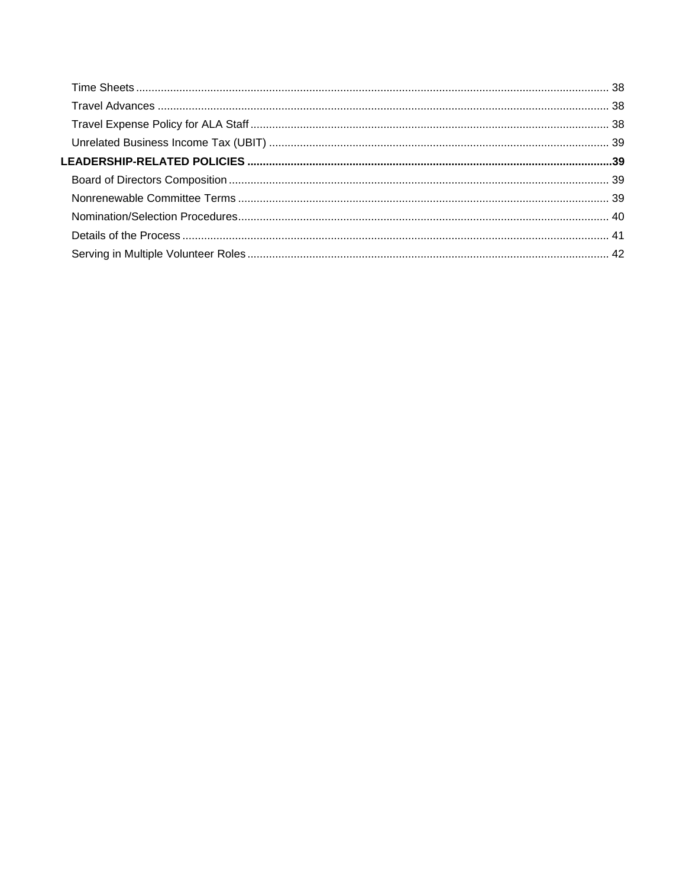Time Sheets ........................................................................................................................................ 38
Travel Advances ................................................................................................................................. 38
Travel Expense Policy for ALA Staff ................................................................................................... 38
Unrelated Business Income Tax (UBIT) ............................................................................................. 39

**LEADERSHIP-RELATED POLICIES .....................................................................................................................39**

Board of Directors Composition .......................................................................................................... 39
Nonrenewable Committee Terms ....................................................................................................... 39
Nomination/Selection Procedures....................................................................................................... 40
Details of the Process ......................................................................................................................... 41
Serving in Multiple Volunteer Roles .................................................................................................... 42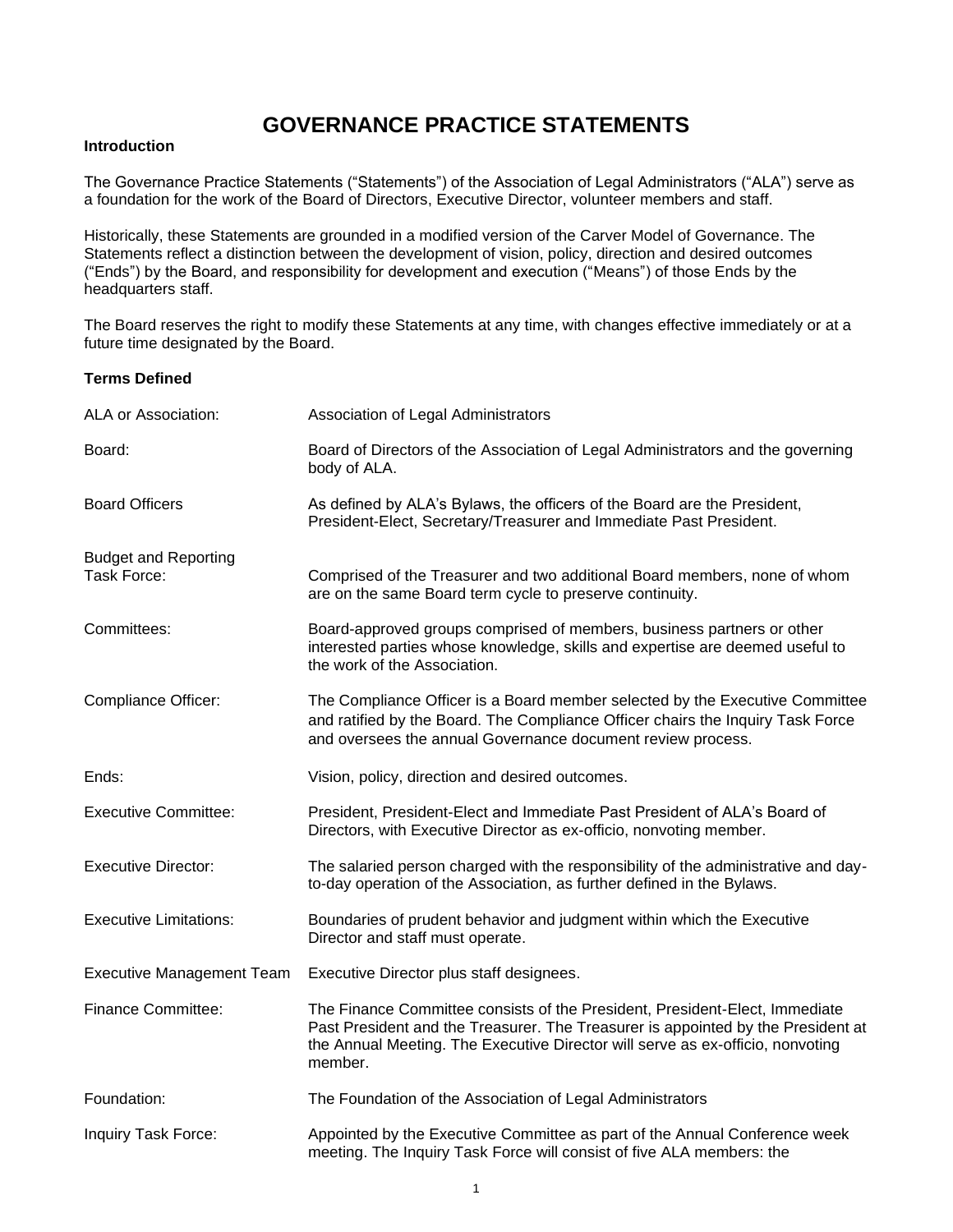# GOVERNANCE PRACTICE STATEMENTS

**Introduction**

The Governance Practice Statements ("Statements") of the Association of Legal Administrators ("ALA") serve as a foundation for the work of the Board of Directors, Executive Director, volunteer members and staff.

Historically, these Statements are grounded in a modified version of the Carver Model of Governance. The Statements reflect a distinction between the development of vision, policy, direction and desired outcomes ("Ends") by the Board, and responsibility for development and execution ("Means") of those Ends by the headquarters staff.

The Board reserves the right to modify these Statements at any time, with changes effective immediately or at a future time designated by the Board.

**Terms Defined**

| | |
|---|---|
| ALA or Association: | Association of Legal Administrators |
| Board: | Board of Directors of the Association of Legal Administrators and the governing body of ALA. |
| Board Officers | As defined by ALA's Bylaws, the officers of the Board are the President, President-Elect, Secretary/Treasurer and Immediate Past President. |
| Budget and Reporting Task Force: | Comprised of the Treasurer and two additional Board members, none of whom are on the same Board term cycle to preserve continuity. |
| Committees: | Board-approved groups comprised of members, business partners or other interested parties whose knowledge, skills and expertise are deemed useful to the work of the Association. |
| Compliance Officer: | The Compliance Officer is a Board member selected by the Executive Committee and ratified by the Board. The Compliance Officer chairs the Inquiry Task Force and oversees the annual Governance document review process. |
| Ends: | Vision, policy, direction and desired outcomes. |
| Executive Committee: | President, President-Elect and Immediate Past President of ALA's Board of Directors, with Executive Director as ex-officio, nonvoting member. |
| Executive Director: | The salaried person charged with the responsibility of the administrative and day-to-day operation of the Association, as further defined in the Bylaws. |
| Executive Limitations: | Boundaries of prudent behavior and judgment within which the Executive Director and staff must operate. |
| Executive Management Team | Executive Director plus staff designees. |
| Finance Committee: | The Finance Committee consists of the President, President-Elect, Immediate Past President and the Treasurer. The Treasurer is appointed by the President at the Annual Meeting. The Executive Director will serve as ex-officio, nonvoting member. |
| Foundation: | The Foundation of the Association of Legal Administrators |
| Inquiry Task Force: | Appointed by the Executive Committee as part of the Annual Conference week meeting. The Inquiry Task Force will consist of five ALA members: the |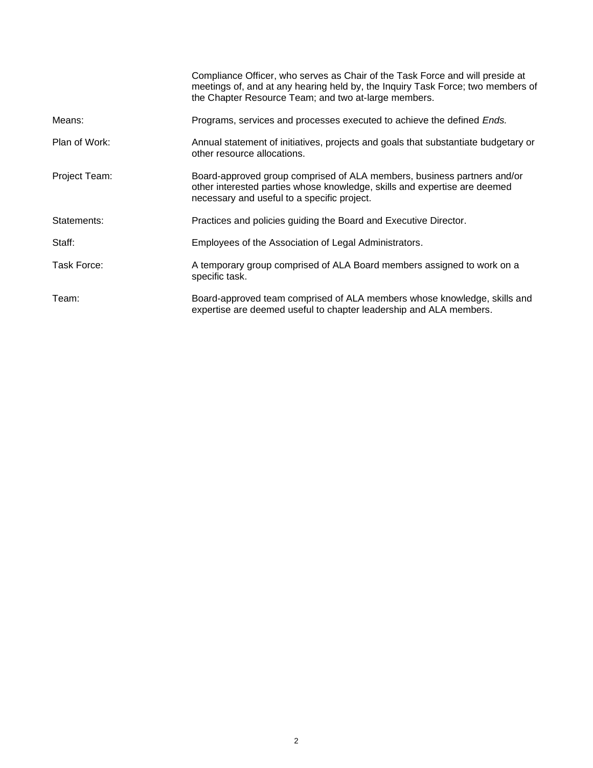| | |
|---|---|
| | Compliance Officer, who serves as Chair of the Task Force and will preside at meetings of, and at any hearing held by, the Inquiry Task Force; two members of the Chapter Resource Team; and two at-large members. |
| Means: | Programs, services and processes executed to achieve the defined *Ends.* |
| Plan of Work: | Annual statement of initiatives, projects and goals that substantiate budgetary or other resource allocations. |
| Project Team: | Board-approved group comprised of ALA members, business partners and/or other interested parties whose knowledge, skills and expertise are deemed necessary and useful to a specific project. |
| Statements: | Practices and policies guiding the Board and Executive Director. |
| Staff: | Employees of the Association of Legal Administrators. |
| Task Force: | A temporary group comprised of ALA Board members assigned to work on a specific task. |
| Team: | Board-approved team comprised of ALA members whose knowledge, skills and expertise are deemed useful to chapter leadership and ALA members. |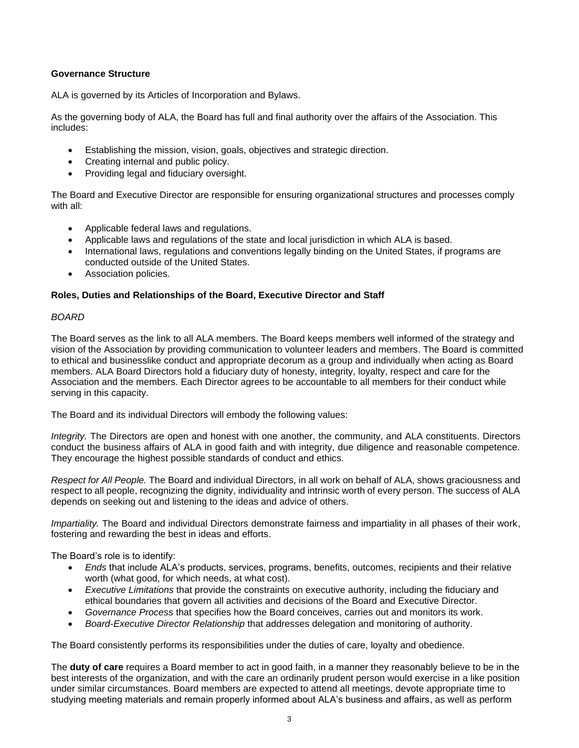**Governance Structure**

ALA is governed by its Articles of Incorporation and Bylaws.

As the governing body of ALA, the Board has full and final authority over the affairs of the Association. This includes:

- Establishing the mission, vision, goals, objectives and strategic direction.
- Creating internal and public policy.
- Providing legal and fiduciary oversight.

The Board and Executive Director are responsible for ensuring organizational structures and processes comply with all:

- Applicable federal laws and regulations.
- Applicable laws and regulations of the state and local jurisdiction in which ALA is based.
- International laws, regulations and conventions legally binding on the United States, if programs are conducted outside of the United States.
- Association policies.

**Roles, Duties and Relationships of the Board, Executive Director and Staff**

*BOARD*

The Board serves as the link to all ALA members. The Board keeps members well informed of the strategy and vision of the Association by providing communication to volunteer leaders and members. The Board is committed to ethical and businesslike conduct and appropriate decorum as a group and individually when acting as Board members. ALA Board Directors hold a fiduciary duty of honesty, integrity, loyalty, respect and care for the Association and the members. Each Director agrees to be accountable to all members for their conduct while serving in this capacity.

The Board and its individual Directors will embody the following values:

*Integrity.* The Directors are open and honest with one another, the community, and ALA constituents. Directors conduct the business affairs of ALA in good faith and with integrity, due diligence and reasonable competence. They encourage the highest possible standards of conduct and ethics.

*Respect for All People.* The Board and individual Directors, in all work on behalf of ALA, shows graciousness and respect to all people, recognizing the dignity, individuality and intrinsic worth of every person. The success of ALA depends on seeking out and listening to the ideas and advice of others.

*Impartiality.* The Board and individual Directors demonstrate fairness and impartiality in all phases of their work, fostering and rewarding the best in ideas and efforts.

The Board's role is to identify:

- *Ends* that include ALA's products, services, programs, benefits, outcomes, recipients and their relative worth (what good, for which needs, at what cost).
- *Executive Limitations* that provide the constraints on executive authority, including the fiduciary and ethical boundaries that govern all activities and decisions of the Board and Executive Director.
- *Governance Process* that specifies how the Board conceives, carries out and monitors its work.
- *Board-Executive Director Relationship* that addresses delegation and monitoring of authority.

The Board consistently performs its responsibilities under the duties of care, loyalty and obedience.

The **duty of care** requires a Board member to act in good faith, in a manner they reasonably believe to be in the best interests of the organization, and with the care an ordinarily prudent person would exercise in a like position under similar circumstances. Board members are expected to attend all meetings, devote appropriate time to studying meeting materials and remain properly informed about ALA's business and affairs, as well as perform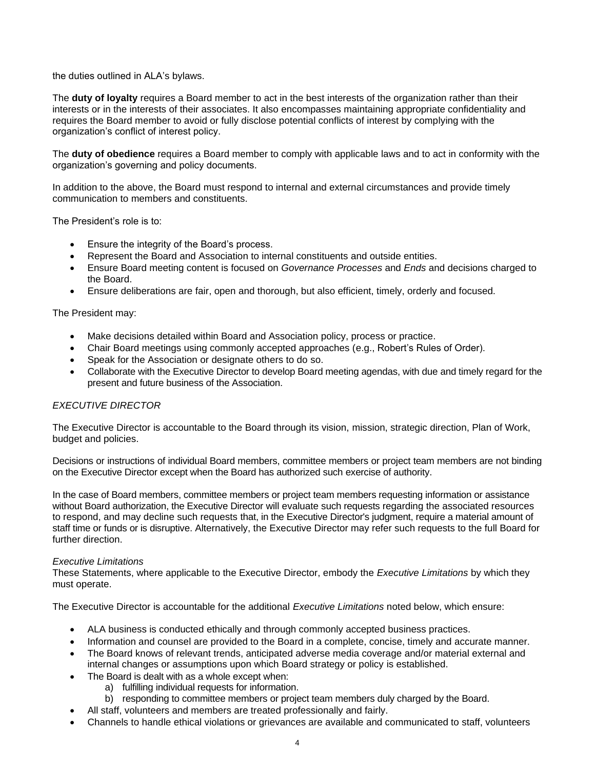the duties outlined in ALA's bylaws.

The **duty of loyalty** requires a Board member to act in the best interests of the organization rather than their interests or in the interests of their associates. It also encompasses maintaining appropriate confidentiality and requires the Board member to avoid or fully disclose potential conflicts of interest by complying with the organization's conflict of interest policy.

The **duty of obedience** requires a Board member to comply with applicable laws and to act in conformity with the organization's governing and policy documents.

In addition to the above, the Board must respond to internal and external circumstances and provide timely communication to members and constituents.

The President's role is to:

- Ensure the integrity of the Board's process.
- Represent the Board and Association to internal constituents and outside entities.
- Ensure Board meeting content is focused on *Governance Processes* and *Ends* and decisions charged to the Board.
- Ensure deliberations are fair, open and thorough, but also efficient, timely, orderly and focused.

The President may:

- Make decisions detailed within Board and Association policy, process or practice.
- Chair Board meetings using commonly accepted approaches (e.g., Robert's Rules of Order).
- Speak for the Association or designate others to do so.
- Collaborate with the Executive Director to develop Board meeting agendas, with due and timely regard for the present and future business of the Association.

*EXECUTIVE DIRECTOR*

The Executive Director is accountable to the Board through its vision, mission, strategic direction, Plan of Work, budget and policies.

Decisions or instructions of individual Board members, committee members or project team members are not binding on the Executive Director except when the Board has authorized such exercise of authority.

In the case of Board members, committee members or project team members requesting information or assistance without Board authorization, the Executive Director will evaluate such requests regarding the associated resources to respond, and may decline such requests that, in the Executive Director's judgment, require a material amount of staff time or funds or is disruptive. Alternatively, the Executive Director may refer such requests to the full Board for further direction.

*Executive Limitations*

These Statements, where applicable to the Executive Director, embody the *Executive Limitations* by which they must operate.

The Executive Director is accountable for the additional *Executive Limitations* noted below, which ensure:

- ALA business is conducted ethically and through commonly accepted business practices.
- Information and counsel are provided to the Board in a complete, concise, timely and accurate manner.
- The Board knows of relevant trends, anticipated adverse media coverage and/or material external and internal changes or assumptions upon which Board strategy or policy is established.
- The Board is dealt with as a whole except when:
    a) fulfilling individual requests for information.
    b) responding to committee members or project team members duly charged by the Board.
- All staff, volunteers and members are treated professionally and fairly.
- Channels to handle ethical violations or grievances are available and communicated to staff, volunteers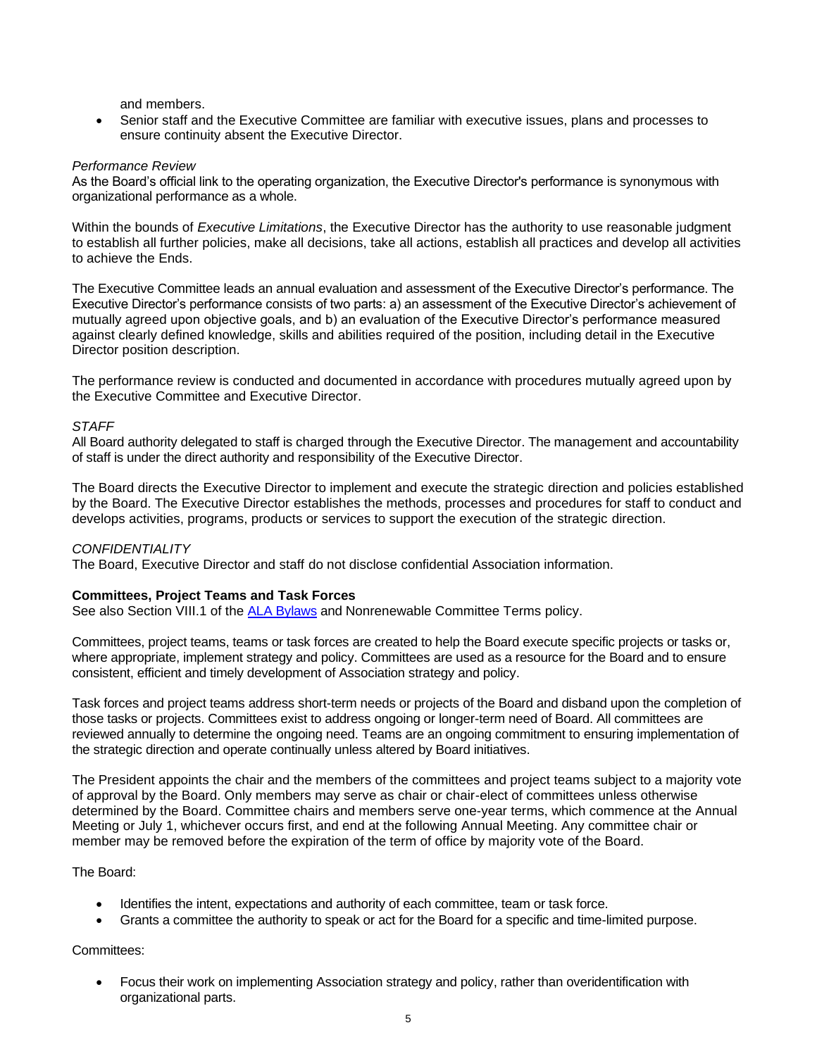and members.

- Senior staff and the Executive Committee are familiar with executive issues, plans and processes to ensure continuity absent the Executive Director.

*Performance Review*

As the Board's official link to the operating organization, the Executive Director's performance is synonymous with organizational performance as a whole.

Within the bounds of *Executive Limitations*, the Executive Director has the authority to use reasonable judgment to establish all further policies, make all decisions, take all actions, establish all practices and develop all activities to achieve the Ends.

The Executive Committee leads an annual evaluation and assessment of the Executive Director's performance. The Executive Director's performance consists of two parts: a) an assessment of the Executive Director's achievement of mutually agreed upon objective goals, and b) an evaluation of the Executive Director's performance measured against clearly defined knowledge, skills and abilities required of the position, including detail in the Executive Director position description.

The performance review is conducted and documented in accordance with procedures mutually agreed upon by the Executive Committee and Executive Director.

*STAFF*

All Board authority delegated to staff is charged through the Executive Director. The management and accountability of staff is under the direct authority and responsibility of the Executive Director.

The Board directs the Executive Director to implement and execute the strategic direction and policies established by the Board. The Executive Director establishes the methods, processes and procedures for staff to conduct and develops activities, programs, products or services to support the execution of the strategic direction.

*CONFIDENTIALITY*

The Board, Executive Director and staff do not disclose confidential Association information.

**Committees, Project Teams and Task Forces**

See also Section VIII.1 of the ALA Bylaws and Nonrenewable Committee Terms policy.

Committees, project teams, teams or task forces are created to help the Board execute specific projects or tasks or, where appropriate, implement strategy and policy. Committees are used as a resource for the Board and to ensure consistent, efficient and timely development of Association strategy and policy.

Task forces and project teams address short-term needs or projects of the Board and disband upon the completion of those tasks or projects. Committees exist to address ongoing or longer-term need of Board. All committees are reviewed annually to determine the ongoing need. Teams are an ongoing commitment to ensuring implementation of the strategic direction and operate continually unless altered by Board initiatives.

The President appoints the chair and the members of the committees and project teams subject to a majority vote of approval by the Board. Only members may serve as chair or chair-elect of committees unless otherwise determined by the Board. Committee chairs and members serve one-year terms, which commence at the Annual Meeting or July 1, whichever occurs first, and end at the following Annual Meeting. Any committee chair or member may be removed before the expiration of the term of office by majority vote of the Board.

The Board:

- Identifies the intent, expectations and authority of each committee, team or task force.
- Grants a committee the authority to speak or act for the Board for a specific and time-limited purpose.

Committees:

- Focus their work on implementing Association strategy and policy, rather than overidentification with organizational parts.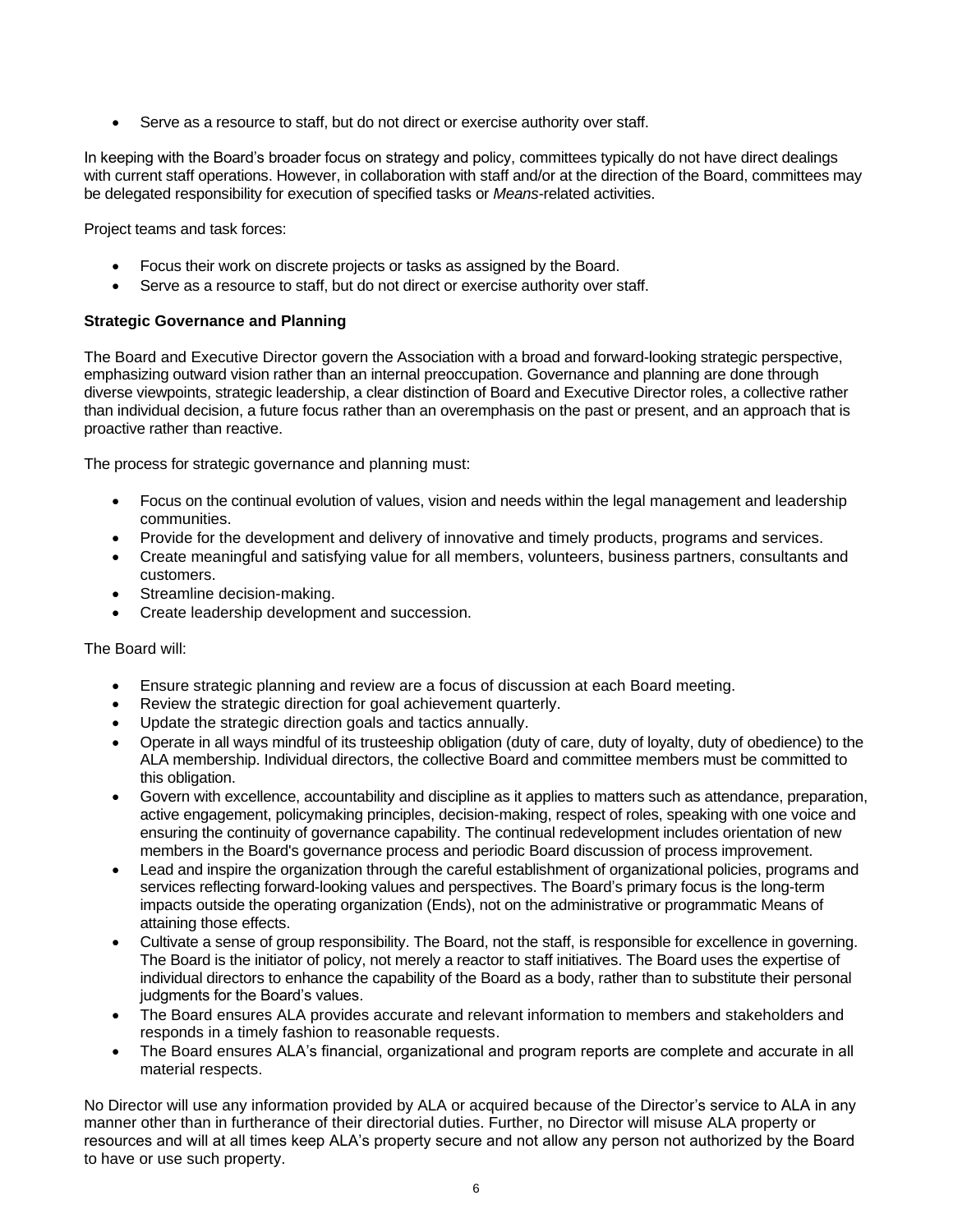- Serve as a resource to staff, but do not direct or exercise authority over staff.

In keeping with the Board's broader focus on strategy and policy, committees typically do not have direct dealings with current staff operations. However, in collaboration with staff and/or at the direction of the Board, committees may be delegated responsibility for execution of specified tasks or *Means*-related activities.

Project teams and task forces:

- Focus their work on discrete projects or tasks as assigned by the Board.
- Serve as a resource to staff, but do not direct or exercise authority over staff.

**Strategic Governance and Planning**

The Board and Executive Director govern the Association with a broad and forward-looking strategic perspective, emphasizing outward vision rather than an internal preoccupation. Governance and planning are done through diverse viewpoints, strategic leadership, a clear distinction of Board and Executive Director roles, a collective rather than individual decision, a future focus rather than an overemphasis on the past or present, and an approach that is proactive rather than reactive.

The process for strategic governance and planning must:

- Focus on the continual evolution of values, vision and needs within the legal management and leadership communities.
- Provide for the development and delivery of innovative and timely products, programs and services.
- Create meaningful and satisfying value for all members, volunteers, business partners, consultants and customers.
- Streamline decision-making.
- Create leadership development and succession.

The Board will:

- Ensure strategic planning and review are a focus of discussion at each Board meeting.
- Review the strategic direction for goal achievement quarterly.
- Update the strategic direction goals and tactics annually.
- Operate in all ways mindful of its trusteeship obligation (duty of care, duty of loyalty, duty of obedience) to the ALA membership. Individual directors, the collective Board and committee members must be committed to this obligation.
- Govern with excellence, accountability and discipline as it applies to matters such as attendance, preparation, active engagement, policymaking principles, decision-making, respect of roles, speaking with one voice and ensuring the continuity of governance capability. The continual redevelopment includes orientation of new members in the Board's governance process and periodic Board discussion of process improvement.
- Lead and inspire the organization through the careful establishment of organizational policies, programs and services reflecting forward-looking values and perspectives. The Board's primary focus is the long-term impacts outside the operating organization (Ends), not on the administrative or programmatic Means of attaining those effects.
- Cultivate a sense of group responsibility. The Board, not the staff, is responsible for excellence in governing. The Board is the initiator of policy, not merely a reactor to staff initiatives. The Board uses the expertise of individual directors to enhance the capability of the Board as a body, rather than to substitute their personal judgments for the Board's values.
- The Board ensures ALA provides accurate and relevant information to members and stakeholders and responds in a timely fashion to reasonable requests.
- The Board ensures ALA's financial, organizational and program reports are complete and accurate in all material respects.

No Director will use any information provided by ALA or acquired because of the Director's service to ALA in any manner other than in furtherance of their directorial duties. Further, no Director will misuse ALA property or resources and will at all times keep ALA's property secure and not allow any person not authorized by the Board to have or use such property.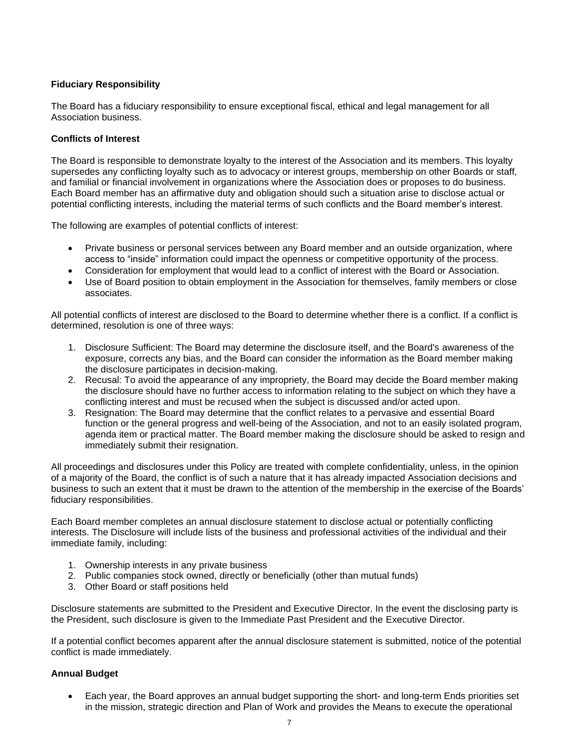**Fiduciary Responsibility**

The Board has a fiduciary responsibility to ensure exceptional fiscal, ethical and legal management for all Association business.

**Conflicts of Interest**

The Board is responsible to demonstrate loyalty to the interest of the Association and its members. This loyalty supersedes any conflicting loyalty such as to advocacy or interest groups, membership on other Boards or staff, and familial or financial involvement in organizations where the Association does or proposes to do business. Each Board member has an affirmative duty and obligation should such a situation arise to disclose actual or potential conflicting interests, including the material terms of such conflicts and the Board member's interest.

The following are examples of potential conflicts of interest:

- Private business or personal services between any Board member and an outside organization, where access to "inside" information could impact the openness or competitive opportunity of the process.
- Consideration for employment that would lead to a conflict of interest with the Board or Association.
- Use of Board position to obtain employment in the Association for themselves, family members or close associates.

All potential conflicts of interest are disclosed to the Board to determine whether there is a conflict. If a conflict is determined, resolution is one of three ways:

1. Disclosure Sufficient: The Board may determine the disclosure itself, and the Board's awareness of the exposure, corrects any bias, and the Board can consider the information as the Board member making the disclosure participates in decision-making.
2. Recusal: To avoid the appearance of any impropriety, the Board may decide the Board member making the disclosure should have no further access to information relating to the subject on which they have a conflicting interest and must be recused when the subject is discussed and/or acted upon.
3. Resignation: The Board may determine that the conflict relates to a pervasive and essential Board function or the general progress and well-being of the Association, and not to an easily isolated program, agenda item or practical matter. The Board member making the disclosure should be asked to resign and immediately submit their resignation.

All proceedings and disclosures under this Policy are treated with complete confidentiality, unless, in the opinion of a majority of the Board, the conflict is of such a nature that it has already impacted Association decisions and business to such an extent that it must be drawn to the attention of the membership in the exercise of the Boards' fiduciary responsibilities.

Each Board member completes an annual disclosure statement to disclose actual or potentially conflicting interests. The Disclosure will include lists of the business and professional activities of the individual and their immediate family, including:

1. Ownership interests in any private business
2. Public companies stock owned, directly or beneficially (other than mutual funds)
3. Other Board or staff positions held

Disclosure statements are submitted to the President and Executive Director. In the event the disclosing party is the President, such disclosure is given to the Immediate Past President and the Executive Director.

If a potential conflict becomes apparent after the annual disclosure statement is submitted, notice of the potential conflict is made immediately.

**Annual Budget**

- Each year, the Board approves an annual budget supporting the short- and long-term Ends priorities set in the mission, strategic direction and Plan of Work and provides the Means to execute the operational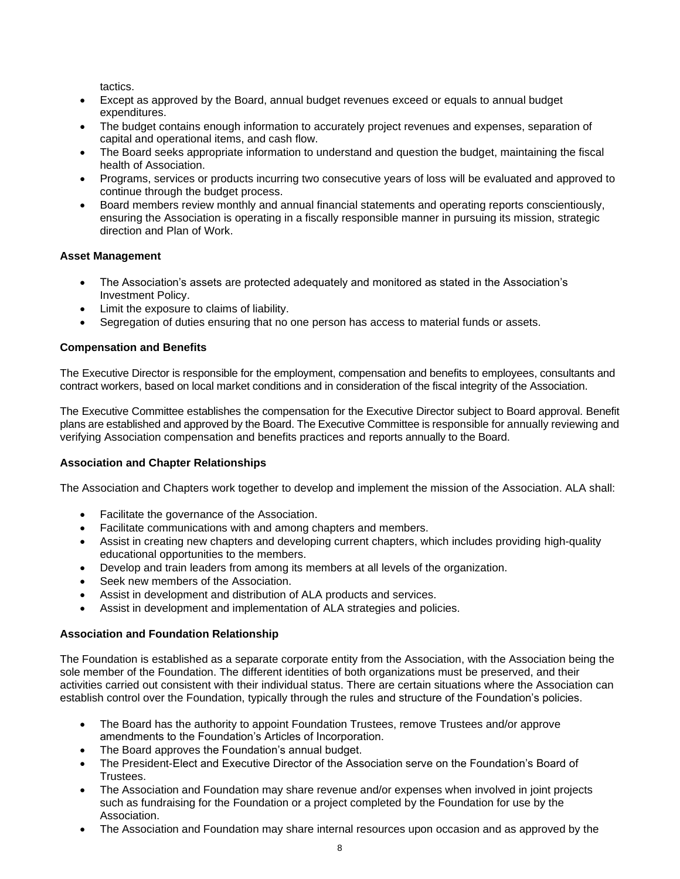tactics.

- Except as approved by the Board, annual budget revenues exceed or equals to annual budget expenditures.
- The budget contains enough information to accurately project revenues and expenses, separation of capital and operational items, and cash flow.
- The Board seeks appropriate information to understand and question the budget, maintaining the fiscal health of Association.
- Programs, services or products incurring two consecutive years of loss will be evaluated and approved to continue through the budget process.
- Board members review monthly and annual financial statements and operating reports conscientiously, ensuring the Association is operating in a fiscally responsible manner in pursuing its mission, strategic direction and Plan of Work.

**Asset Management**

- The Association's assets are protected adequately and monitored as stated in the Association's Investment Policy.
- Limit the exposure to claims of liability.
- Segregation of duties ensuring that no one person has access to material funds or assets.

**Compensation and Benefits**

The Executive Director is responsible for the employment, compensation and benefits to employees, consultants and contract workers, based on local market conditions and in consideration of the fiscal integrity of the Association.

The Executive Committee establishes the compensation for the Executive Director subject to Board approval. Benefit plans are established and approved by the Board. The Executive Committee is responsible for annually reviewing and verifying Association compensation and benefits practices and reports annually to the Board.

**Association and Chapter Relationships**

The Association and Chapters work together to develop and implement the mission of the Association. ALA shall:

- Facilitate the governance of the Association.
- Facilitate communications with and among chapters and members.
- Assist in creating new chapters and developing current chapters, which includes providing high-quality educational opportunities to the members.
- Develop and train leaders from among its members at all levels of the organization.
- Seek new members of the Association.
- Assist in development and distribution of ALA products and services.
- Assist in development and implementation of ALA strategies and policies.

**Association and Foundation Relationship**

The Foundation is established as a separate corporate entity from the Association, with the Association being the sole member of the Foundation. The different identities of both organizations must be preserved, and their activities carried out consistent with their individual status. There are certain situations where the Association can establish control over the Foundation, typically through the rules and structure of the Foundation's policies.

- The Board has the authority to appoint Foundation Trustees, remove Trustees and/or approve amendments to the Foundation's Articles of Incorporation.
- The Board approves the Foundation's annual budget.
- The President-Elect and Executive Director of the Association serve on the Foundation's Board of Trustees.
- The Association and Foundation may share revenue and/or expenses when involved in joint projects such as fundraising for the Foundation or a project completed by the Foundation for use by the Association.
- The Association and Foundation may share internal resources upon occasion and as approved by the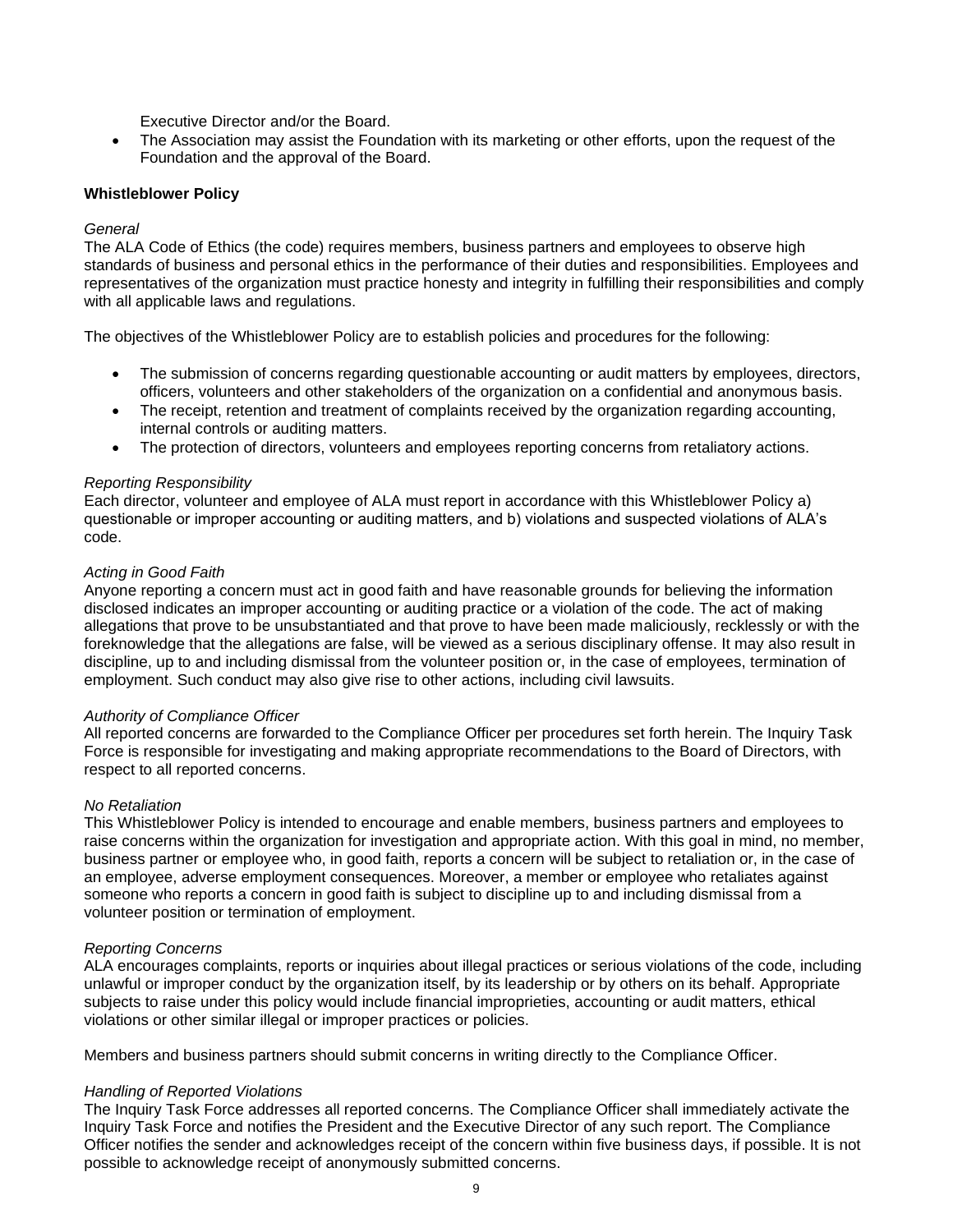Executive Director and/or the Board.

- The Association may assist the Foundation with its marketing or other efforts, upon the request of the Foundation and the approval of the Board.

**Whistleblower Policy**

*General*

The ALA Code of Ethics (the code) requires members, business partners and employees to observe high standards of business and personal ethics in the performance of their duties and responsibilities. Employees and representatives of the organization must practice honesty and integrity in fulfilling their responsibilities and comply with all applicable laws and regulations.

The objectives of the Whistleblower Policy are to establish policies and procedures for the following:

- The submission of concerns regarding questionable accounting or audit matters by employees, directors, officers, volunteers and other stakeholders of the organization on a confidential and anonymous basis.
- The receipt, retention and treatment of complaints received by the organization regarding accounting, internal controls or auditing matters.
- The protection of directors, volunteers and employees reporting concerns from retaliatory actions.

*Reporting Responsibility*

Each director, volunteer and employee of ALA must report in accordance with this Whistleblower Policy a) questionable or improper accounting or auditing matters, and b) violations and suspected violations of ALA's code.

*Acting in Good Faith*

Anyone reporting a concern must act in good faith and have reasonable grounds for believing the information disclosed indicates an improper accounting or auditing practice or a violation of the code. The act of making allegations that prove to be unsubstantiated and that prove to have been made maliciously, recklessly or with the foreknowledge that the allegations are false, will be viewed as a serious disciplinary offense. It may also result in discipline, up to and including dismissal from the volunteer position or, in the case of employees, termination of employment. Such conduct may also give rise to other actions, including civil lawsuits.

*Authority of Compliance Officer*

All reported concerns are forwarded to the Compliance Officer per procedures set forth herein. The Inquiry Task Force is responsible for investigating and making appropriate recommendations to the Board of Directors, with respect to all reported concerns.

*No Retaliation*

This Whistleblower Policy is intended to encourage and enable members, business partners and employees to raise concerns within the organization for investigation and appropriate action. With this goal in mind, no member, business partner or employee who, in good faith, reports a concern will be subject to retaliation or, in the case of an employee, adverse employment consequences. Moreover, a member or employee who retaliates against someone who reports a concern in good faith is subject to discipline up to and including dismissal from a volunteer position or termination of employment.

*Reporting Concerns*

ALA encourages complaints, reports or inquiries about illegal practices or serious violations of the code, including unlawful or improper conduct by the organization itself, by its leadership or by others on its behalf. Appropriate subjects to raise under this policy would include financial improprieties, accounting or audit matters, ethical violations or other similar illegal or improper practices or policies.

Members and business partners should submit concerns in writing directly to the Compliance Officer.

*Handling of Reported Violations*

The Inquiry Task Force addresses all reported concerns. The Compliance Officer shall immediately activate the Inquiry Task Force and notifies the President and the Executive Director of any such report. The Compliance Officer notifies the sender and acknowledges receipt of the concern within five business days, if possible. It is not possible to acknowledge receipt of anonymously submitted concerns.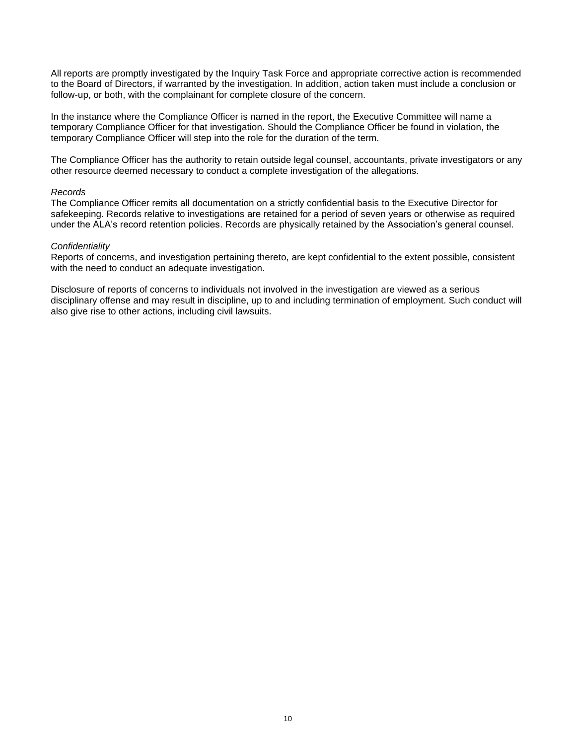All reports are promptly investigated by the Inquiry Task Force and appropriate corrective action is recommended to the Board of Directors, if warranted by the investigation. In addition, action taken must include a conclusion or follow-up, or both, with the complainant for complete closure of the concern.

In the instance where the Compliance Officer is named in the report, the Executive Committee will name a temporary Compliance Officer for that investigation. Should the Compliance Officer be found in violation, the temporary Compliance Officer will step into the role for the duration of the term.

The Compliance Officer has the authority to retain outside legal counsel, accountants, private investigators or any other resource deemed necessary to conduct a complete investigation of the allegations.

*Records*

The Compliance Officer remits all documentation on a strictly confidential basis to the Executive Director for safekeeping. Records relative to investigations are retained for a period of seven years or otherwise as required under the ALA's record retention policies. Records are physically retained by the Association's general counsel.

*Confidentiality*

Reports of concerns, and investigation pertaining thereto, are kept confidential to the extent possible, consistent with the need to conduct an adequate investigation.

Disclosure of reports of concerns to individuals not involved in the investigation are viewed as a serious disciplinary offense and may result in discipline, up to and including termination of employment. Such conduct will also give rise to other actions, including civil lawsuits.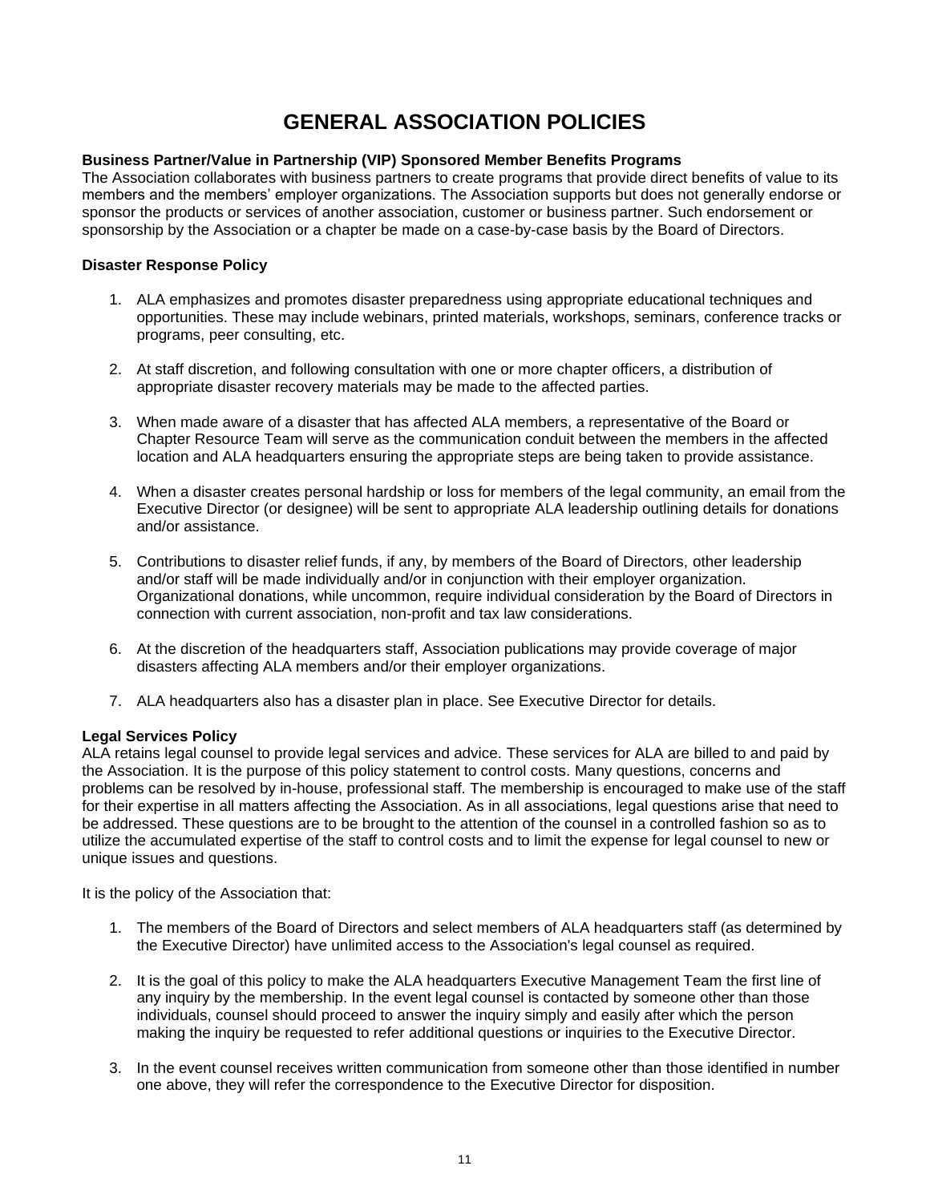# GENERAL ASSOCIATION POLICIES

**Business Partner/Value in Partnership (VIP) Sponsored Member Benefits Programs**
The Association collaborates with business partners to create programs that provide direct benefits of value to its members and the members' employer organizations. The Association supports but does not generally endorse or sponsor the products or services of another association, customer or business partner. Such endorsement or sponsorship by the Association or a chapter be made on a case-by-case basis by the Board of Directors.

**Disaster Response Policy**

1. ALA emphasizes and promotes disaster preparedness using appropriate educational techniques and opportunities. These may include webinars, printed materials, workshops, seminars, conference tracks or programs, peer consulting, etc.

2. At staff discretion, and following consultation with one or more chapter officers, a distribution of appropriate disaster recovery materials may be made to the affected parties.

3. When made aware of a disaster that has affected ALA members, a representative of the Board or Chapter Resource Team will serve as the communication conduit between the members in the affected location and ALA headquarters ensuring the appropriate steps are being taken to provide assistance.

4. When a disaster creates personal hardship or loss for members of the legal community, an email from the Executive Director (or designee) will be sent to appropriate ALA leadership outlining details for donations and/or assistance.

5. Contributions to disaster relief funds, if any, by members of the Board of Directors, other leadership and/or staff will be made individually and/or in conjunction with their employer organization. Organizational donations, while uncommon, require individual consideration by the Board of Directors in connection with current association, non-profit and tax law considerations.

6. At the discretion of the headquarters staff, Association publications may provide coverage of major disasters affecting ALA members and/or their employer organizations.

7. ALA headquarters also has a disaster plan in place. See Executive Director for details.

**Legal Services Policy**
ALA retains legal counsel to provide legal services and advice. These services for ALA are billed to and paid by the Association. It is the purpose of this policy statement to control costs. Many questions, concerns and problems can be resolved by in-house, professional staff. The membership is encouraged to make use of the staff for their expertise in all matters affecting the Association. As in all associations, legal questions arise that need to be addressed. These questions are to be brought to the attention of the counsel in a controlled fashion so as to utilize the accumulated expertise of the staff to control costs and to limit the expense for legal counsel to new or unique issues and questions.

It is the policy of the Association that:

1. The members of the Board of Directors and select members of ALA headquarters staff (as determined by the Executive Director) have unlimited access to the Association's legal counsel as required.

2. It is the goal of this policy to make the ALA headquarters Executive Management Team the first line of any inquiry by the membership. In the event legal counsel is contacted by someone other than those individuals, counsel should proceed to answer the inquiry simply and easily after which the person making the inquiry be requested to refer additional questions or inquiries to the Executive Director.

3. In the event counsel receives written communication from someone other than those identified in number one above, they will refer the correspondence to the Executive Director for disposition.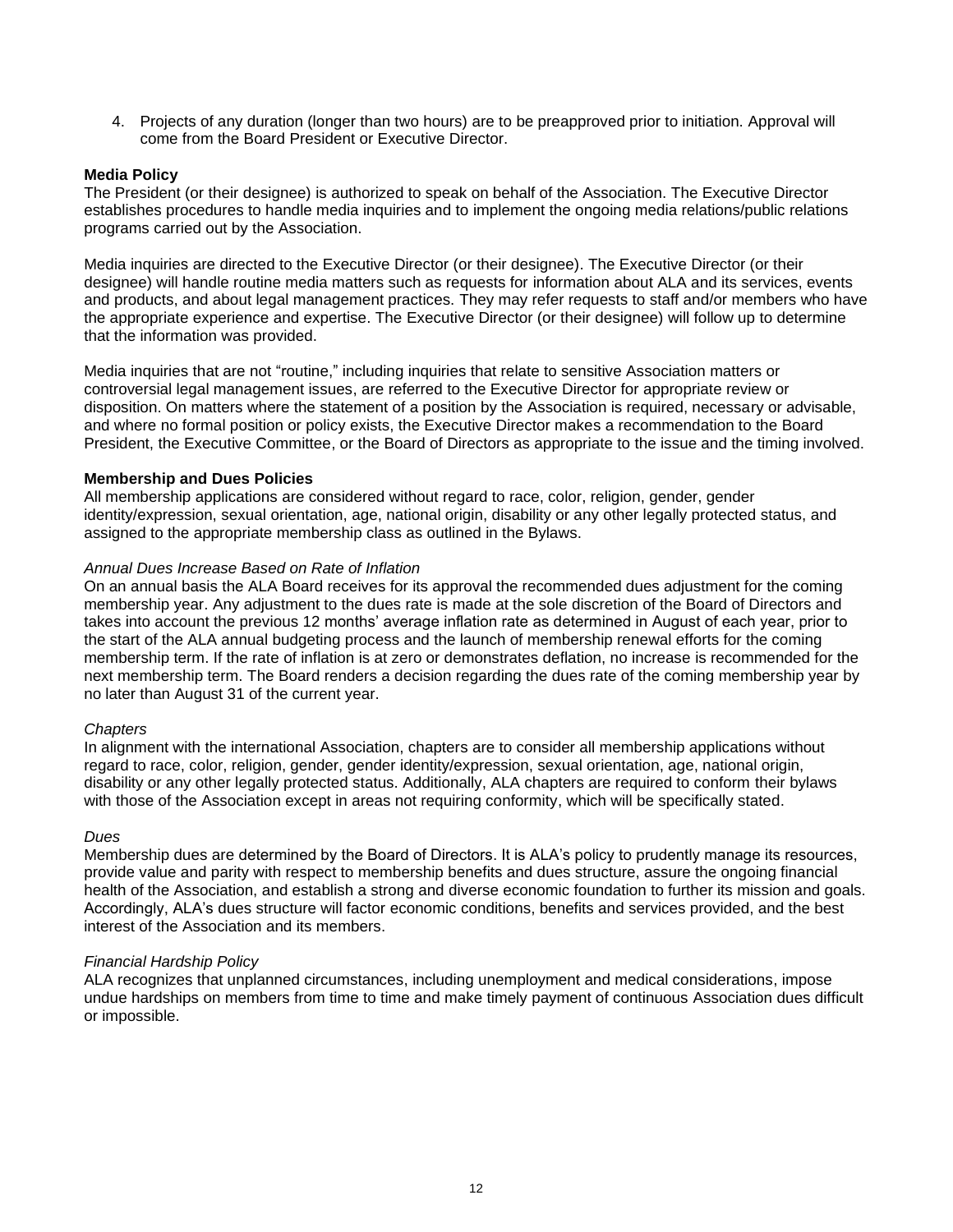4. Projects of any duration (longer than two hours) are to be preapproved prior to initiation. Approval will come from the Board President or Executive Director.

**Media Policy**

The President (or their designee) is authorized to speak on behalf of the Association. The Executive Director establishes procedures to handle media inquiries and to implement the ongoing media relations/public relations programs carried out by the Association.

Media inquiries are directed to the Executive Director (or their designee). The Executive Director (or their designee) will handle routine media matters such as requests for information about ALA and its services, events and products, and about legal management practices. They may refer requests to staff and/or members who have the appropriate experience and expertise. The Executive Director (or their designee) will follow up to determine that the information was provided.

Media inquiries that are not "routine," including inquiries that relate to sensitive Association matters or controversial legal management issues, are referred to the Executive Director for appropriate review or disposition. On matters where the statement of a position by the Association is required, necessary or advisable, and where no formal position or policy exists, the Executive Director makes a recommendation to the Board President, the Executive Committee, or the Board of Directors as appropriate to the issue and the timing involved.

**Membership and Dues Policies**

All membership applications are considered without regard to race, color, religion, gender, gender identity/expression, sexual orientation, age, national origin, disability or any other legally protected status, and assigned to the appropriate membership class as outlined in the Bylaws.

*Annual Dues Increase Based on Rate of Inflation*

On an annual basis the ALA Board receives for its approval the recommended dues adjustment for the coming membership year. Any adjustment to the dues rate is made at the sole discretion of the Board of Directors and takes into account the previous 12 months' average inflation rate as determined in August of each year, prior to the start of the ALA annual budgeting process and the launch of membership renewal efforts for the coming membership term. If the rate of inflation is at zero or demonstrates deflation, no increase is recommended for the next membership term. The Board renders a decision regarding the dues rate of the coming membership year by no later than August 31 of the current year.

*Chapters*

In alignment with the international Association, chapters are to consider all membership applications without regard to race, color, religion, gender, gender identity/expression, sexual orientation, age, national origin, disability or any other legally protected status. Additionally, ALA chapters are required to conform their bylaws with those of the Association except in areas not requiring conformity, which will be specifically stated.

*Dues*

Membership dues are determined by the Board of Directors. It is ALA's policy to prudently manage its resources, provide value and parity with respect to membership benefits and dues structure, assure the ongoing financial health of the Association, and establish a strong and diverse economic foundation to further its mission and goals. Accordingly, ALA's dues structure will factor economic conditions, benefits and services provided, and the best interest of the Association and its members.

*Financial Hardship Policy*

ALA recognizes that unplanned circumstances, including unemployment and medical considerations, impose undue hardships on members from time to time and make timely payment of continuous Association dues difficult or impossible.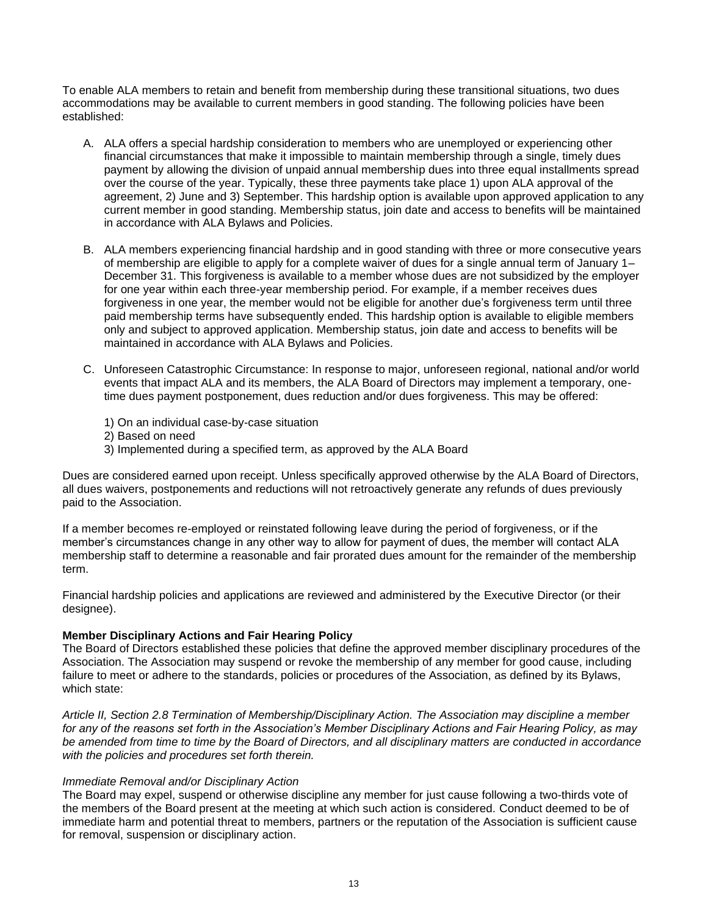To enable ALA members to retain and benefit from membership during these transitional situations, two dues accommodations may be available to current members in good standing. The following policies have been established:

A. ALA offers a special hardship consideration to members who are unemployed or experiencing other financial circumstances that make it impossible to maintain membership through a single, timely dues payment by allowing the division of unpaid annual membership dues into three equal installments spread over the course of the year. Typically, these three payments take place 1) upon ALA approval of the agreement, 2) June and 3) September. This hardship option is available upon approved application to any current member in good standing. Membership status, join date and access to benefits will be maintained in accordance with ALA Bylaws and Policies.

B. ALA members experiencing financial hardship and in good standing with three or more consecutive years of membership are eligible to apply for a complete waiver of dues for a single annual term of January 1–December 31. This forgiveness is available to a member whose dues are not subsidized by the employer for one year within each three-year membership period. For example, if a member receives dues forgiveness in one year, the member would not be eligible for another due's forgiveness term until three paid membership terms have subsequently ended. This hardship option is available to eligible members only and subject to approved application. Membership status, join date and access to benefits will be maintained in accordance with ALA Bylaws and Policies.

C. Unforeseen Catastrophic Circumstance: In response to major, unforeseen regional, national and/or world events that impact ALA and its members, the ALA Board of Directors may implement a temporary, one-time dues payment postponement, dues reduction and/or dues forgiveness. This may be offered:

   1) On an individual case-by-case situation
   2) Based on need
   3) Implemented during a specified term, as approved by the ALA Board

Dues are considered earned upon receipt. Unless specifically approved otherwise by the ALA Board of Directors, all dues waivers, postponements and reductions will not retroactively generate any refunds of dues previously paid to the Association.

If a member becomes re-employed or reinstated following leave during the period of forgiveness, or if the member's circumstances change in any other way to allow for payment of dues, the member will contact ALA membership staff to determine a reasonable and fair prorated dues amount for the remainder of the membership term.

Financial hardship policies and applications are reviewed and administered by the Executive Director (or their designee).

**Member Disciplinary Actions and Fair Hearing Policy**

The Board of Directors established these policies that define the approved member disciplinary procedures of the Association. The Association may suspend or revoke the membership of any member for good cause, including failure to meet or adhere to the standards, policies or procedures of the Association, as defined by its Bylaws, which state:

*Article II, Section 2.8 Termination of Membership/Disciplinary Action. The Association may discipline a member for any of the reasons set forth in the Association's Member Disciplinary Actions and Fair Hearing Policy, as may be amended from time to time by the Board of Directors, and all disciplinary matters are conducted in accordance with the policies and procedures set forth therein.*

*Immediate Removal and/or Disciplinary Action*

The Board may expel, suspend or otherwise discipline any member for just cause following a two-thirds vote of the members of the Board present at the meeting at which such action is considered. Conduct deemed to be of immediate harm and potential threat to members, partners or the reputation of the Association is sufficient cause for removal, suspension or disciplinary action.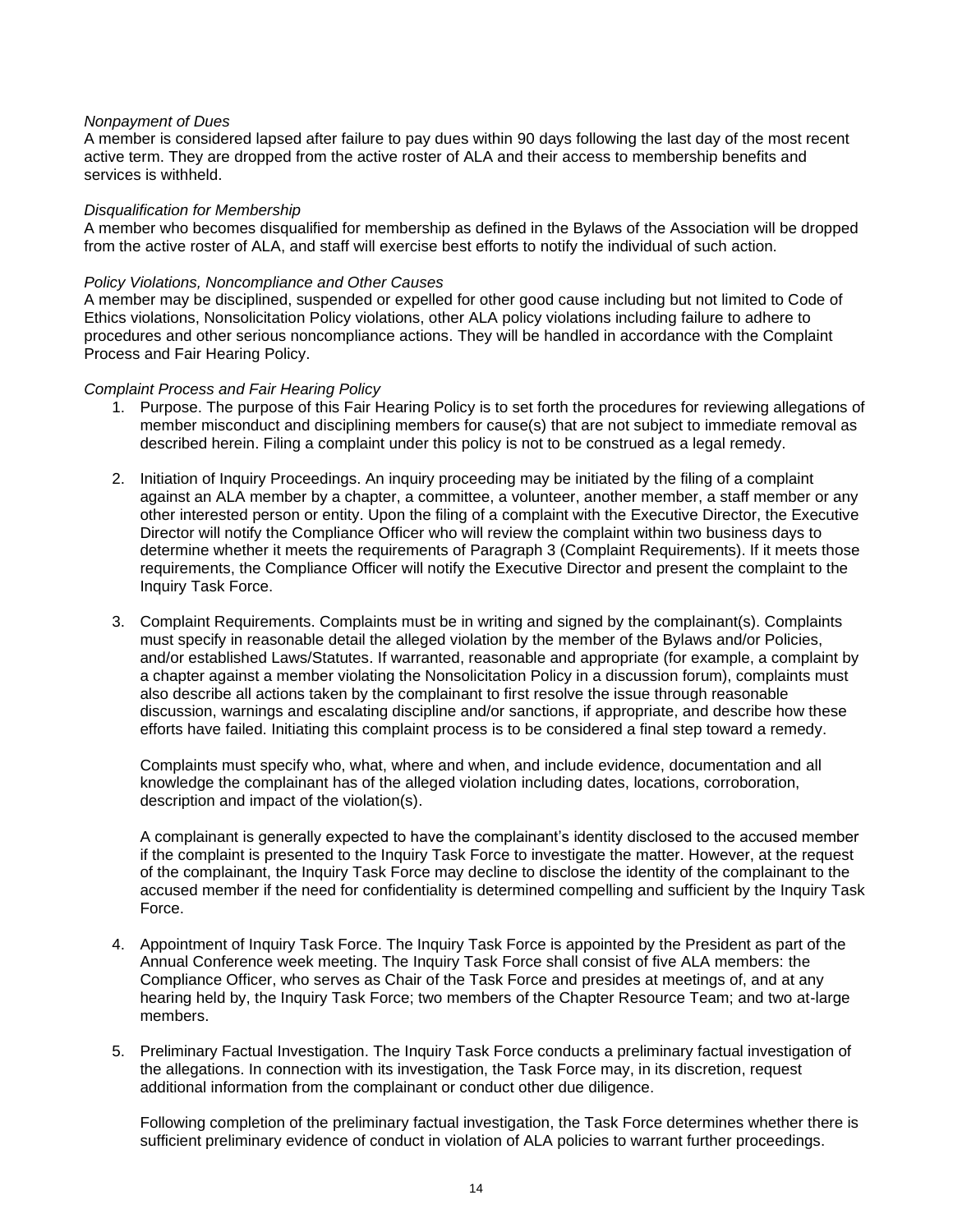*Nonpayment of Dues*

A member is considered lapsed after failure to pay dues within 90 days following the last day of the most recent active term. They are dropped from the active roster of ALA and their access to membership benefits and services is withheld.

*Disqualification for Membership*

A member who becomes disqualified for membership as defined in the Bylaws of the Association will be dropped from the active roster of ALA, and staff will exercise best efforts to notify the individual of such action.

*Policy Violations, Noncompliance and Other Causes*

A member may be disciplined, suspended or expelled for other good cause including but not limited to Code of Ethics violations, Nonsolicitation Policy violations, other ALA policy violations including failure to adhere to procedures and other serious noncompliance actions. They will be handled in accordance with the Complaint Process and Fair Hearing Policy.

*Complaint Process and Fair Hearing Policy*

1. Purpose. The purpose of this Fair Hearing Policy is to set forth the procedures for reviewing allegations of member misconduct and disciplining members for cause(s) that are not subject to immediate removal as described herein. Filing a complaint under this policy is not to be construed as a legal remedy.

2. Initiation of Inquiry Proceedings. An inquiry proceeding may be initiated by the filing of a complaint against an ALA member by a chapter, a committee, a volunteer, another member, a staff member or any other interested person or entity. Upon the filing of a complaint with the Executive Director, the Executive Director will notify the Compliance Officer who will review the complaint within two business days to determine whether it meets the requirements of Paragraph 3 (Complaint Requirements). If it meets those requirements, the Compliance Officer will notify the Executive Director and present the complaint to the Inquiry Task Force.

3. Complaint Requirements. Complaints must be in writing and signed by the complainant(s). Complaints must specify in reasonable detail the alleged violation by the member of the Bylaws and/or Policies, and/or established Laws/Statutes. If warranted, reasonable and appropriate (for example, a complaint by a chapter against a member violating the Nonsolicitation Policy in a discussion forum), complaints must also describe all actions taken by the complainant to first resolve the issue through reasonable discussion, warnings and escalating discipline and/or sanctions, if appropriate, and describe how these efforts have failed. Initiating this complaint process is to be considered a final step toward a remedy.

   Complaints must specify who, what, where and when, and include evidence, documentation and all knowledge the complainant has of the alleged violation including dates, locations, corroboration, description and impact of the violation(s).

   A complainant is generally expected to have the complainant's identity disclosed to the accused member if the complaint is presented to the Inquiry Task Force to investigate the matter. However, at the request of the complainant, the Inquiry Task Force may decline to disclose the identity of the complainant to the accused member if the need for confidentiality is determined compelling and sufficient by the Inquiry Task Force.

4. Appointment of Inquiry Task Force. The Inquiry Task Force is appointed by the President as part of the Annual Conference week meeting. The Inquiry Task Force shall consist of five ALA members: the Compliance Officer, who serves as Chair of the Task Force and presides at meetings of, and at any hearing held by, the Inquiry Task Force; two members of the Chapter Resource Team; and two at-large members.

5. Preliminary Factual Investigation. The Inquiry Task Force conducts a preliminary factual investigation of the allegations. In connection with its investigation, the Task Force may, in its discretion, request additional information from the complainant or conduct other due diligence.

   Following completion of the preliminary factual investigation, the Task Force determines whether there is sufficient preliminary evidence of conduct in violation of ALA policies to warrant further proceedings.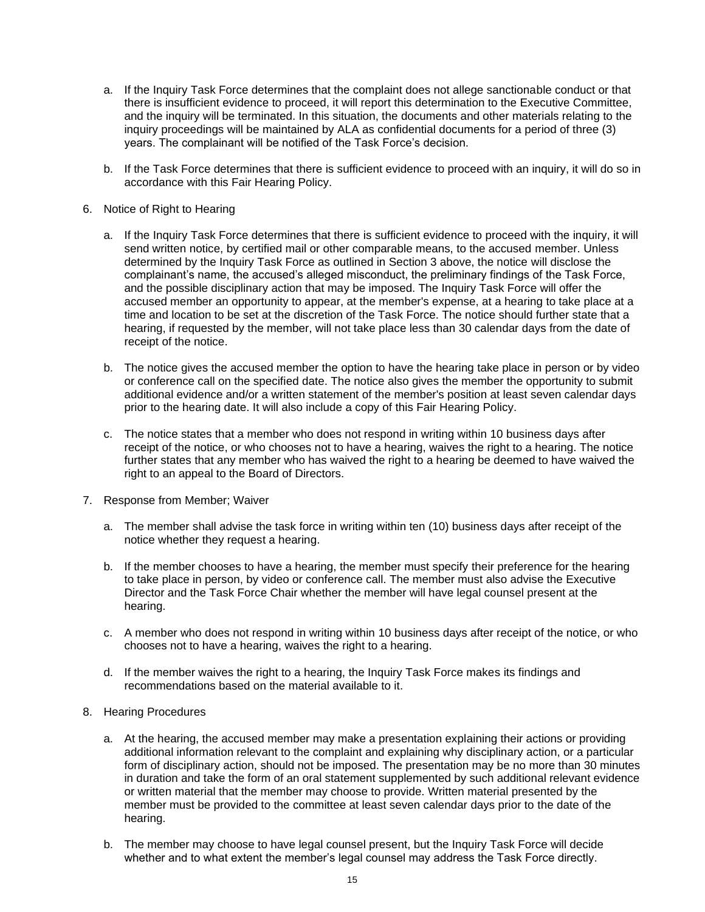a. If the Inquiry Task Force determines that the complaint does not allege sanctionable conduct or that there is insufficient evidence to proceed, it will report this determination to the Executive Committee, and the inquiry will be terminated. In this situation, the documents and other materials relating to the inquiry proceedings will be maintained by ALA as confidential documents for a period of three (3) years. The complainant will be notified of the Task Force's decision.

b. If the Task Force determines that there is sufficient evidence to proceed with an inquiry, it will do so in accordance with this Fair Hearing Policy.

6. Notice of Right to Hearing

   a. If the Inquiry Task Force determines that there is sufficient evidence to proceed with the inquiry, it will send written notice, by certified mail or other comparable means, to the accused member. Unless determined by the Inquiry Task Force as outlined in Section 3 above, the notice will disclose the complainant's name, the accused's alleged misconduct, the preliminary findings of the Task Force, and the possible disciplinary action that may be imposed. The Inquiry Task Force will offer the accused member an opportunity to appear, at the member's expense, at a hearing to take place at a time and location to be set at the discretion of the Task Force. The notice should further state that a hearing, if requested by the member, will not take place less than 30 calendar days from the date of receipt of the notice.

   b. The notice gives the accused member the option to have the hearing take place in person or by video or conference call on the specified date. The notice also gives the member the opportunity to submit additional evidence and/or a written statement of the member's position at least seven calendar days prior to the hearing date. It will also include a copy of this Fair Hearing Policy.

   c. The notice states that a member who does not respond in writing within 10 business days after receipt of the notice, or who chooses not to have a hearing, waives the right to a hearing. The notice further states that any member who has waived the right to a hearing be deemed to have waived the right to an appeal to the Board of Directors.

7. Response from Member; Waiver

   a. The member shall advise the task force in writing within ten (10) business days after receipt of the notice whether they request a hearing.

   b. If the member chooses to have a hearing, the member must specify their preference for the hearing to take place in person, by video or conference call. The member must also advise the Executive Director and the Task Force Chair whether the member will have legal counsel present at the hearing.

   c. A member who does not respond in writing within 10 business days after receipt of the notice, or who chooses not to have a hearing, waives the right to a hearing.

   d. If the member waives the right to a hearing, the Inquiry Task Force makes its findings and recommendations based on the material available to it.

8. Hearing Procedures

   a. At the hearing, the accused member may make a presentation explaining their actions or providing additional information relevant to the complaint and explaining why disciplinary action, or a particular form of disciplinary action, should not be imposed. The presentation may be no more than 30 minutes in duration and take the form of an oral statement supplemented by such additional relevant evidence or written material that the member may choose to provide. Written material presented by the member must be provided to the committee at least seven calendar days prior to the date of the hearing.

   b. The member may choose to have legal counsel present, but the Inquiry Task Force will decide whether and to what extent the member's legal counsel may address the Task Force directly.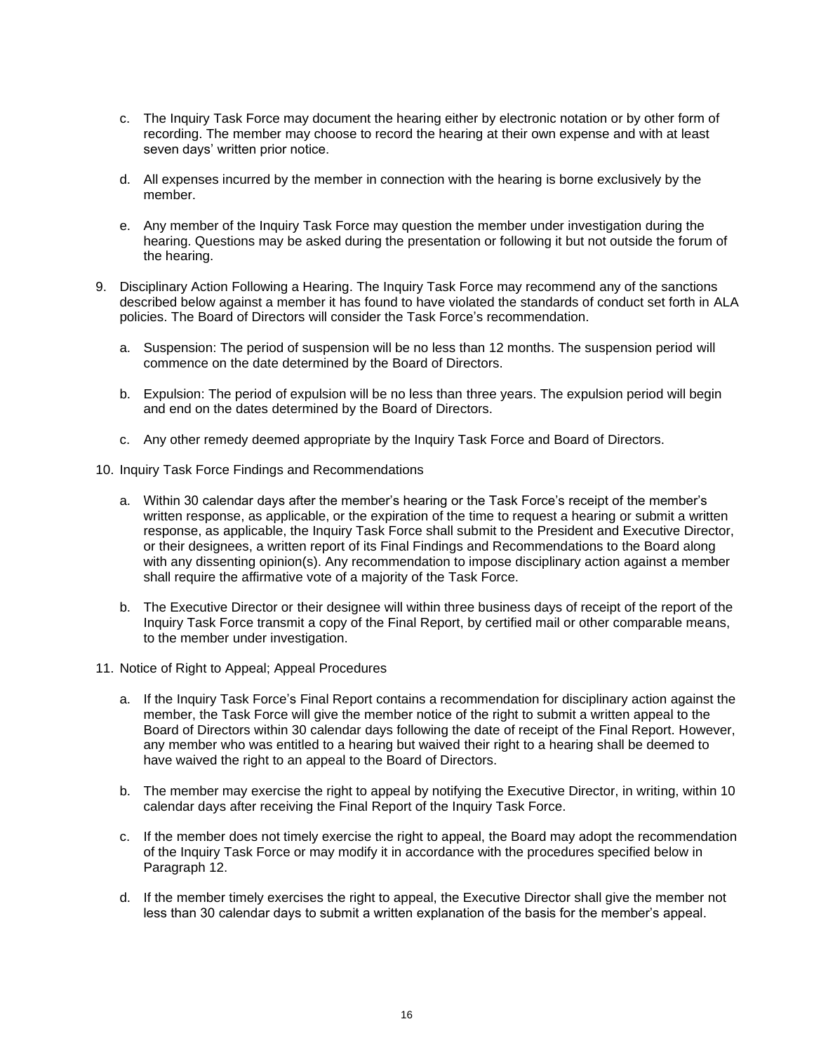c. The Inquiry Task Force may document the hearing either by electronic notation or by other form of recording. The member may choose to record the hearing at their own expense and with at least seven days' written prior notice.

d. All expenses incurred by the member in connection with the hearing is borne exclusively by the member.

e. Any member of the Inquiry Task Force may question the member under investigation during the hearing. Questions may be asked during the presentation or following it but not outside the forum of the hearing.

9. Disciplinary Action Following a Hearing. The Inquiry Task Force may recommend any of the sanctions described below against a member it has found to have violated the standards of conduct set forth in ALA policies. The Board of Directors will consider the Task Force's recommendation.

   a. Suspension: The period of suspension will be no less than 12 months. The suspension period will commence on the date determined by the Board of Directors.

   b. Expulsion: The period of expulsion will be no less than three years. The expulsion period will begin and end on the dates determined by the Board of Directors.

   c. Any other remedy deemed appropriate by the Inquiry Task Force and Board of Directors.

10. Inquiry Task Force Findings and Recommendations

    a. Within 30 calendar days after the member's hearing or the Task Force's receipt of the member's written response, as applicable, or the expiration of the time to request a hearing or submit a written response, as applicable, the Inquiry Task Force shall submit to the President and Executive Director, or their designees, a written report of its Final Findings and Recommendations to the Board along with any dissenting opinion(s). Any recommendation to impose disciplinary action against a member shall require the affirmative vote of a majority of the Task Force.

    b. The Executive Director or their designee will within three business days of receipt of the report of the Inquiry Task Force transmit a copy of the Final Report, by certified mail or other comparable means, to the member under investigation.

11. Notice of Right to Appeal; Appeal Procedures

    a. If the Inquiry Task Force's Final Report contains a recommendation for disciplinary action against the member, the Task Force will give the member notice of the right to submit a written appeal to the Board of Directors within 30 calendar days following the date of receipt of the Final Report. However, any member who was entitled to a hearing but waived their right to a hearing shall be deemed to have waived the right to an appeal to the Board of Directors.

    b. The member may exercise the right to appeal by notifying the Executive Director, in writing, within 10 calendar days after receiving the Final Report of the Inquiry Task Force.

    c. If the member does not timely exercise the right to appeal, the Board may adopt the recommendation of the Inquiry Task Force or may modify it in accordance with the procedures specified below in Paragraph 12.

    d. If the member timely exercises the right to appeal, the Executive Director shall give the member not less than 30 calendar days to submit a written explanation of the basis for the member's appeal.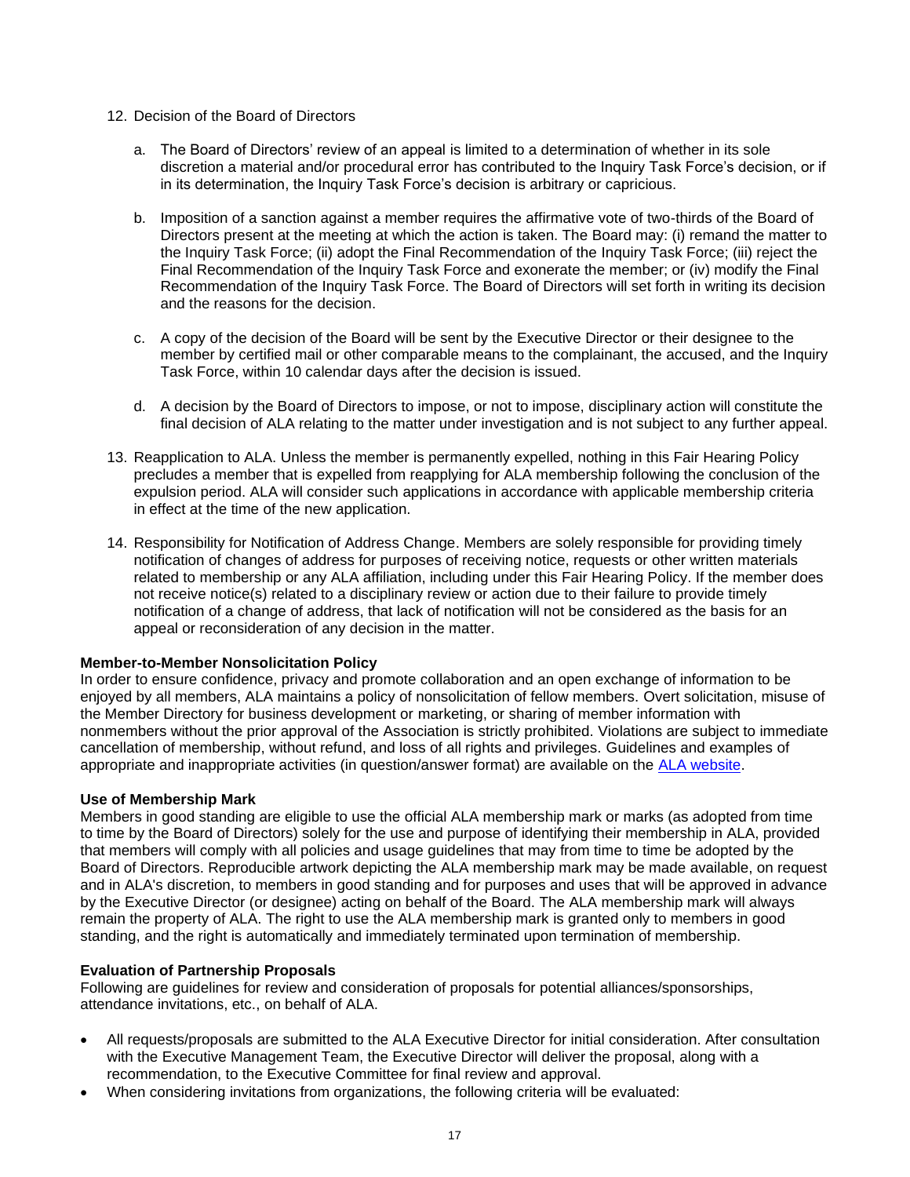12. Decision of the Board of Directors

    a. The Board of Directors' review of an appeal is limited to a determination of whether in its sole discretion a material and/or procedural error has contributed to the Inquiry Task Force's decision, or if in its determination, the Inquiry Task Force's decision is arbitrary or capricious.

    b. Imposition of a sanction against a member requires the affirmative vote of two-thirds of the Board of Directors present at the meeting at which the action is taken. The Board may: (i) remand the matter to the Inquiry Task Force; (ii) adopt the Final Recommendation of the Inquiry Task Force; (iii) reject the Final Recommendation of the Inquiry Task Force and exonerate the member; or (iv) modify the Final Recommendation of the Inquiry Task Force. The Board of Directors will set forth in writing its decision and the reasons for the decision.

    c. A copy of the decision of the Board will be sent by the Executive Director or their designee to the member by certified mail or other comparable means to the complainant, the accused, and the Inquiry Task Force, within 10 calendar days after the decision is issued.

    d. A decision by the Board of Directors to impose, or not to impose, disciplinary action will constitute the final decision of ALA relating to the matter under investigation and is not subject to any further appeal.

13. Reapplication to ALA. Unless the member is permanently expelled, nothing in this Fair Hearing Policy precludes a member that is expelled from reapplying for ALA membership following the conclusion of the expulsion period. ALA will consider such applications in accordance with applicable membership criteria in effect at the time of the new application.

14. Responsibility for Notification of Address Change. Members are solely responsible for providing timely notification of changes of address for purposes of receiving notice, requests or other written materials related to membership or any ALA affiliation, including under this Fair Hearing Policy. If the member does not receive notice(s) related to a disciplinary review or action due to their failure to provide timely notification of a change of address, that lack of notification will not be considered as the basis for an appeal or reconsideration of any decision in the matter.

**Member-to-Member Nonsolicitation Policy**

In order to ensure confidence, privacy and promote collaboration and an open exchange of information to be enjoyed by all members, ALA maintains a policy of nonsolicitation of fellow members. Overt solicitation, misuse of the Member Directory for business development or marketing, or sharing of member information with nonmembers without the prior approval of the Association is strictly prohibited. Violations are subject to immediate cancellation of membership, without refund, and loss of all rights and privileges. Guidelines and examples of appropriate and inappropriate activities (in question/answer format) are available on the ALA website.

**Use of Membership Mark**

Members in good standing are eligible to use the official ALA membership mark or marks (as adopted from time to time by the Board of Directors) solely for the use and purpose of identifying their membership in ALA, provided that members will comply with all policies and usage guidelines that may from time to time be adopted by the Board of Directors. Reproducible artwork depicting the ALA membership mark may be made available, on request and in ALA's discretion, to members in good standing and for purposes and uses that will be approved in advance by the Executive Director (or designee) acting on behalf of the Board. The ALA membership mark will always remain the property of ALA. The right to use the ALA membership mark is granted only to members in good standing, and the right is automatically and immediately terminated upon termination of membership.

**Evaluation of Partnership Proposals**

Following are guidelines for review and consideration of proposals for potential alliances/sponsorships, attendance invitations, etc., on behalf of ALA.

- All requests/proposals are submitted to the ALA Executive Director for initial consideration. After consultation with the Executive Management Team, the Executive Director will deliver the proposal, along with a recommendation, to the Executive Committee for final review and approval.
- When considering invitations from organizations, the following criteria will be evaluated: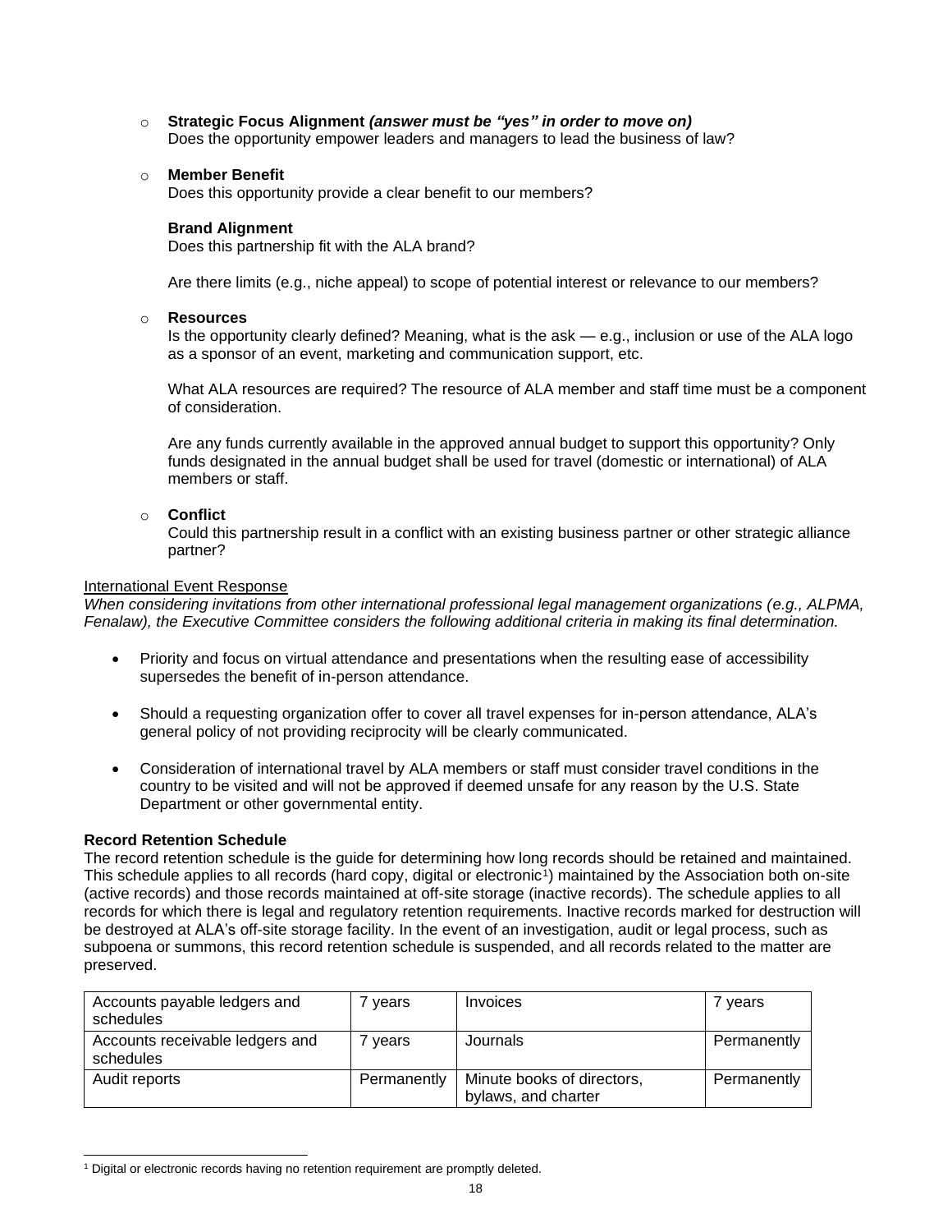- **Strategic Focus Alignment** ***(answer must be "yes" in order to move on)***
  Does the opportunity empower leaders and managers to lead the business of law?

- **Member Benefit**
  Does this opportunity provide a clear benefit to our members?

  **Brand Alignment**
  Does this partnership fit with the ALA brand?

  Are there limits (e.g., niche appeal) to scope of potential interest or relevance to our members?

- **Resources**
  Is the opportunity clearly defined? Meaning, what is the ask — e.g., inclusion or use of the ALA logo as a sponsor of an event, marketing and communication support, etc.

  What ALA resources are required? The resource of ALA member and staff time must be a component of consideration.

  Are any funds currently available in the approved annual budget to support this opportunity? Only funds designated in the annual budget shall be used for travel (domestic or international) of ALA members or staff.

- **Conflict**
  Could this partnership result in a conflict with an existing business partner or other strategic alliance partner?

<u>International Event Response</u>

*When considering invitations from other international professional legal management organizations (e.g., ALPMA, Fenalaw), the Executive Committee considers the following additional criteria in making its final determination.*

- Priority and focus on virtual attendance and presentations when the resulting ease of accessibility supersedes the benefit of in-person attendance.

- Should a requesting organization offer to cover all travel expenses for in-person attendance, ALA's general policy of not providing reciprocity will be clearly communicated.

- Consideration of international travel by ALA members or staff must consider travel conditions in the country to be visited and will not be approved if deemed unsafe for any reason by the U.S. State Department or other governmental entity.

**Record Retention Schedule**

The record retention schedule is the guide for determining how long records should be retained and maintained. This schedule applies to all records (hard copy, digital or electronic[1]) maintained by the Association both on-site (active records) and those records maintained at off-site storage (inactive records). The schedule applies to all records for which there is legal and regulatory retention requirements. Inactive records marked for destruction will be destroyed at ALA's off-site storage facility. In the event of an investigation, audit or legal process, such as subpoena or summons, this record retention schedule is suspended, and all records related to the matter are preserved.

| Accounts payable ledgers and schedules | 7 years | Invoices | 7 years |
|---|---|---|---|
| Accounts receivable ledgers and schedules | 7 years | Journals | Permanently |
| Audit reports | Permanently | Minute books of directors, bylaws, and charter | Permanently |

[1] Digital or electronic records having no retention requirement are promptly deleted.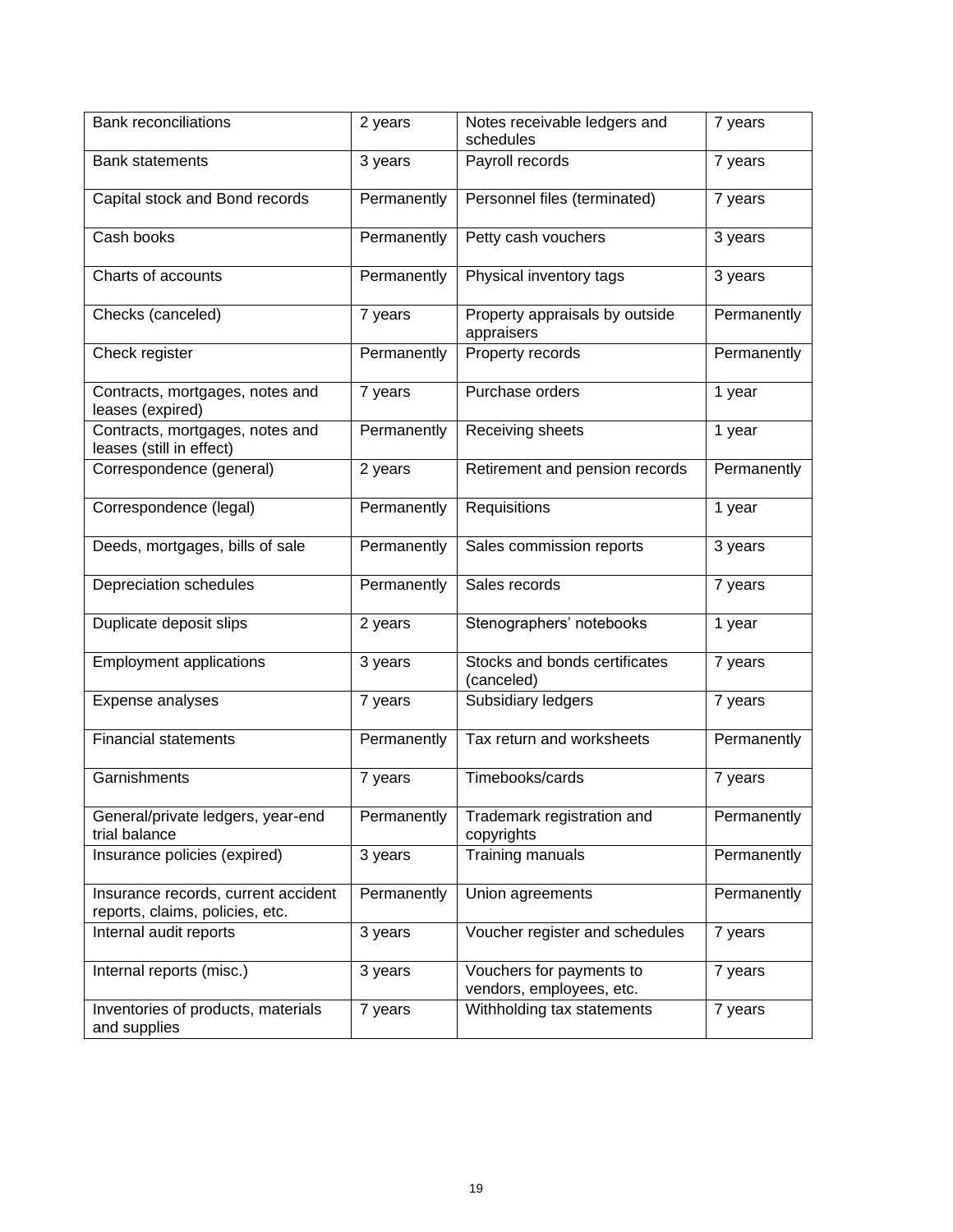| Bank reconciliations | 2 years | Notes receivable ledgers and schedules | 7 years |
|---|---|---|---|
| Bank statements | 3 years | Payroll records | 7 years |
| Capital stock and Bond records | Permanently | Personnel files (terminated) | 7 years |
| Cash books | Permanently | Petty cash vouchers | 3 years |
| Charts of accounts | Permanently | Physical inventory tags | 3 years |
| Checks (canceled) | 7 years | Property appraisals by outside appraisers | Permanently |
| Check register | Permanently | Property records | Permanently |
| Contracts, mortgages, notes and leases (expired) | 7 years | Purchase orders | 1 year |
| Contracts, mortgages, notes and leases (still in effect) | Permanently | Receiving sheets | 1 year |
| Correspondence (general) | 2 years | Retirement and pension records | Permanently |
| Correspondence (legal) | Permanently | Requisitions | 1 year |
| Deeds, mortgages, bills of sale | Permanently | Sales commission reports | 3 years |
| Depreciation schedules | Permanently | Sales records | 7 years |
| Duplicate deposit slips | 2 years | Stenographers' notebooks | 1 year |
| Employment applications | 3 years | Stocks and bonds certificates (canceled) | 7 years |
| Expense analyses | 7 years | Subsidiary ledgers | 7 years |
| Financial statements | Permanently | Tax return and worksheets | Permanently |
| Garnishments | 7 years | Timebooks/cards | 7 years |
| General/private ledgers, year-end trial balance | Permanently | Trademark registration and copyrights | Permanently |
| Insurance policies (expired) | 3 years | Training manuals | Permanently |
| Insurance records, current accident reports, claims, policies, etc. | Permanently | Union agreements | Permanently |
| Internal audit reports | 3 years | Voucher register and schedules | 7 years |
| Internal reports (misc.) | 3 years | Vouchers for payments to vendors, employees, etc. | 7 years |
| Inventories of products, materials and supplies | 7 years | Withholding tax statements | 7 years |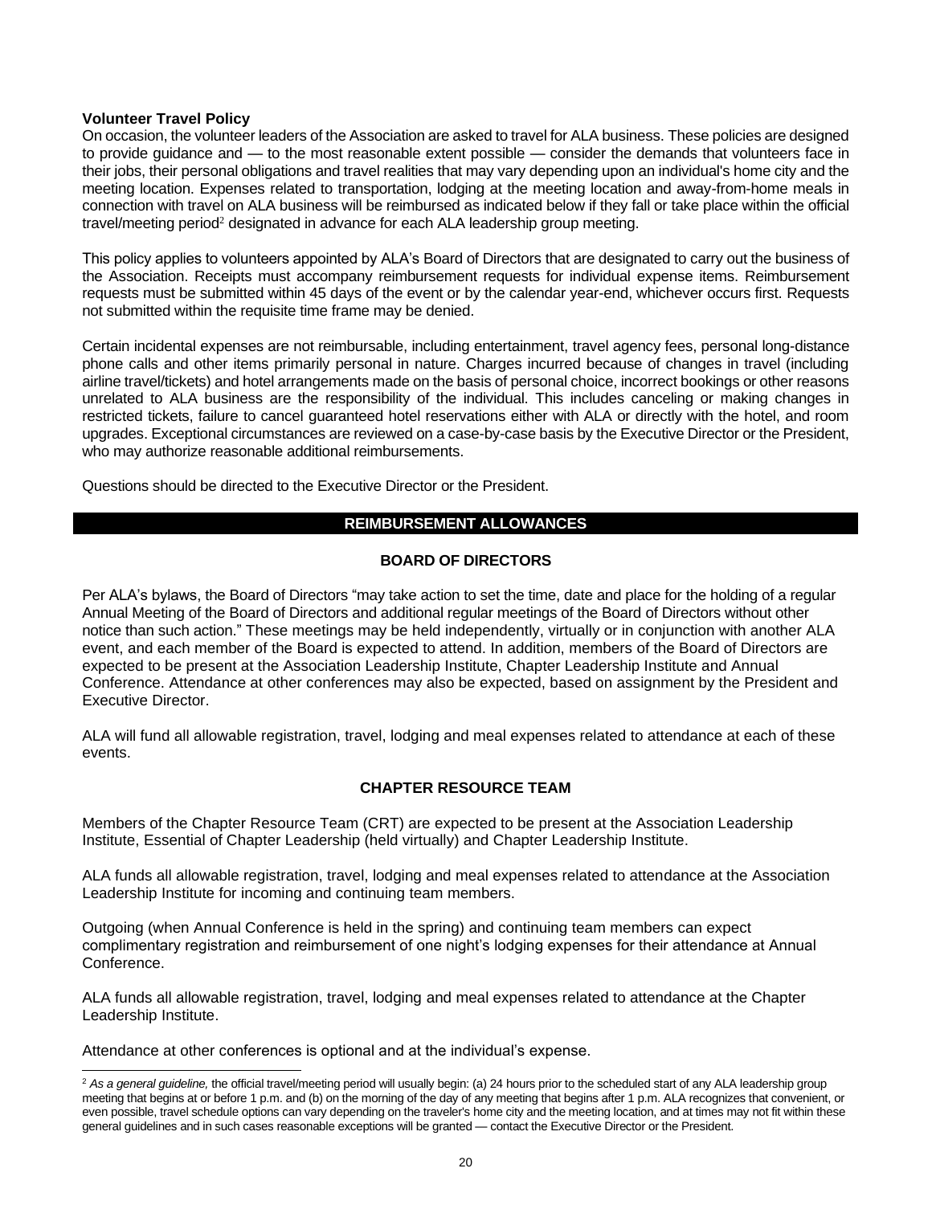**Volunteer Travel Policy**

On occasion, the volunteer leaders of the Association are asked to travel for ALA business. These policies are designed to provide guidance and — to the most reasonable extent possible — consider the demands that volunteers face in their jobs, their personal obligations and travel realities that may vary depending upon an individual's home city and the meeting location. Expenses related to transportation, lodging at the meeting location and away-from-home meals in connection with travel on ALA business will be reimbursed as indicated below if they fall or take place within the official travel/meeting period[2] designated in advance for each ALA leadership group meeting.

This policy applies to volunteers appointed by ALA's Board of Directors that are designated to carry out the business of the Association. Receipts must accompany reimbursement requests for individual expense items. Reimbursement requests must be submitted within 45 days of the event or by the calendar year-end, whichever occurs first. Requests not submitted within the requisite time frame may be denied.

Certain incidental expenses are not reimbursable, including entertainment, travel agency fees, personal long-distance phone calls and other items primarily personal in nature. Charges incurred because of changes in travel (including airline travel/tickets) and hotel arrangements made on the basis of personal choice, incorrect bookings or other reasons unrelated to ALA business are the responsibility of the individual. This includes canceling or making changes in restricted tickets, failure to cancel guaranteed hotel reservations either with ALA or directly with the hotel, and room upgrades. Exceptional circumstances are reviewed on a case-by-case basis by the Executive Director or the President, who may authorize reasonable additional reimbursements.

Questions should be directed to the Executive Director or the President.

## REIMBURSEMENT ALLOWANCES

### BOARD OF DIRECTORS

Per ALA's bylaws, the Board of Directors "may take action to set the time, date and place for the holding of a regular Annual Meeting of the Board of Directors and additional regular meetings of the Board of Directors without other notice than such action." These meetings may be held independently, virtually or in conjunction with another ALA event, and each member of the Board is expected to attend. In addition, members of the Board of Directors are expected to be present at the Association Leadership Institute, Chapter Leadership Institute and Annual Conference. Attendance at other conferences may also be expected, based on assignment by the President and Executive Director.

ALA will fund all allowable registration, travel, lodging and meal expenses related to attendance at each of these events.

### CHAPTER RESOURCE TEAM

Members of the Chapter Resource Team (CRT) are expected to be present at the Association Leadership Institute, Essential of Chapter Leadership (held virtually) and Chapter Leadership Institute.

ALA funds all allowable registration, travel, lodging and meal expenses related to attendance at the Association Leadership Institute for incoming and continuing team members.

Outgoing (when Annual Conference is held in the spring) and continuing team members can expect complimentary registration and reimbursement of one night's lodging expenses for their attendance at Annual Conference.

ALA funds all allowable registration, travel, lodging and meal expenses related to attendance at the Chapter Leadership Institute.

Attendance at other conferences is optional and at the individual's expense.

---

[2] *As a general guideline,* the official travel/meeting period will usually begin: (a) 24 hours prior to the scheduled start of any ALA leadership group meeting that begins at or before 1 p.m. and (b) on the morning of the day of any meeting that begins after 1 p.m. ALA recognizes that convenient, or even possible, travel schedule options can vary depending on the traveler's home city and the meeting location, and at times may not fit within these general guidelines and in such cases reasonable exceptions will be granted — contact the Executive Director or the President.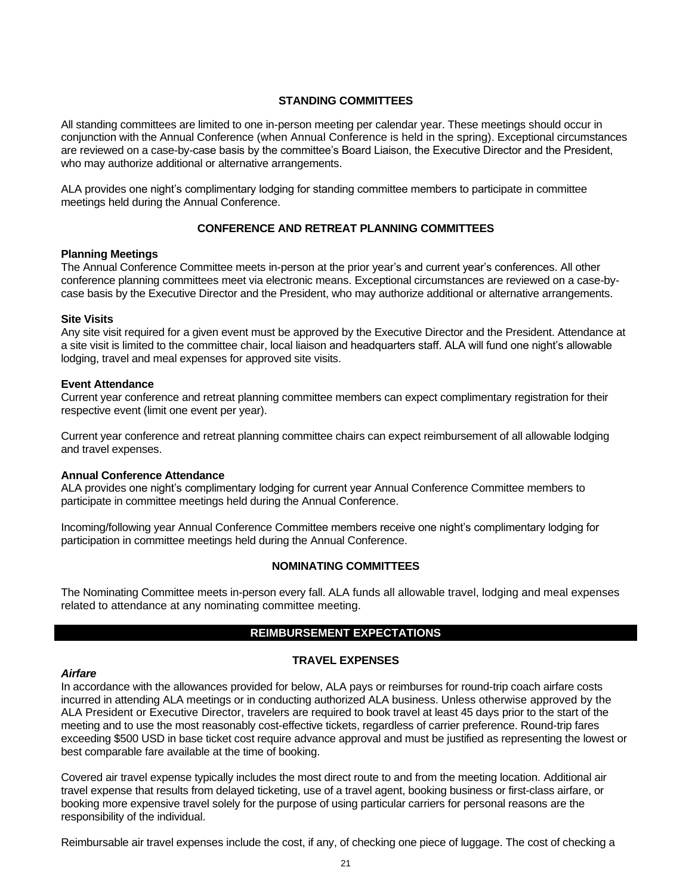## STANDING COMMITTEES

All standing committees are limited to one in-person meeting per calendar year. These meetings should occur in conjunction with the Annual Conference (when Annual Conference is held in the spring). Exceptional circumstances are reviewed on a case-by-case basis by the committee's Board Liaison, the Executive Director and the President, who may authorize additional or alternative arrangements.

ALA provides one night's complimentary lodging for standing committee members to participate in committee meetings held during the Annual Conference.

## CONFERENCE AND RETREAT PLANNING COMMITTEES

**Planning Meetings**
The Annual Conference Committee meets in-person at the prior year's and current year's conferences. All other conference planning committees meet via electronic means. Exceptional circumstances are reviewed on a case-by-case basis by the Executive Director and the President, who may authorize additional or alternative arrangements.

**Site Visits**
Any site visit required for a given event must be approved by the Executive Director and the President. Attendance at a site visit is limited to the committee chair, local liaison and headquarters staff. ALA will fund one night's allowable lodging, travel and meal expenses for approved site visits.

**Event Attendance**
Current year conference and retreat planning committee members can expect complimentary registration for their respective event (limit one event per year).

Current year conference and retreat planning committee chairs can expect reimbursement of all allowable lodging and travel expenses.

**Annual Conference Attendance**
ALA provides one night's complimentary lodging for current year Annual Conference Committee members to participate in committee meetings held during the Annual Conference.

Incoming/following year Annual Conference Committee members receive one night's complimentary lodging for participation in committee meetings held during the Annual Conference.

## NOMINATING COMMITTEES

The Nominating Committee meets in-person every fall. ALA funds all allowable travel, lodging and meal expenses related to attendance at any nominating committee meeting.

# REIMBURSEMENT EXPECTATIONS

## TRAVEL EXPENSES

***Airfare***
In accordance with the allowances provided for below, ALA pays or reimburses for round-trip coach airfare costs incurred in attending ALA meetings or in conducting authorized ALA business. Unless otherwise approved by the ALA President or Executive Director, travelers are required to book travel at least 45 days prior to the start of the meeting and to use the most reasonably cost-effective tickets, regardless of carrier preference. Round-trip fares exceeding $500 USD in base ticket cost require advance approval and must be justified as representing the lowest or best comparable fare available at the time of booking.

Covered air travel expense typically includes the most direct route to and from the meeting location. Additional air travel expense that results from delayed ticketing, use of a travel agent, booking business or first-class airfare, or booking more expensive travel solely for the purpose of using particular carriers for personal reasons are the responsibility of the individual.

Reimbursable air travel expenses include the cost, if any, of checking one piece of luggage. The cost of checking a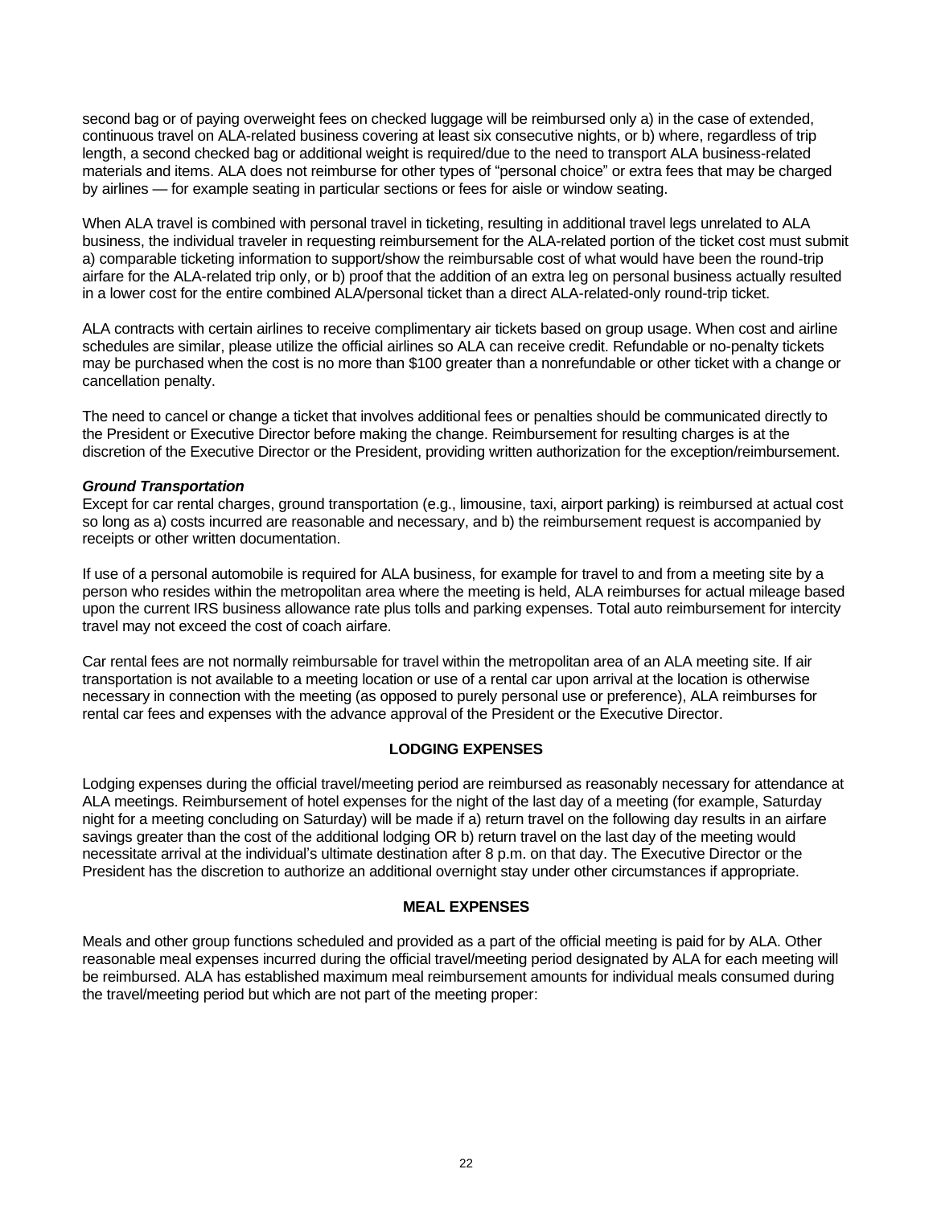second bag or of paying overweight fees on checked luggage will be reimbursed only a) in the case of extended, continuous travel on ALA-related business covering at least six consecutive nights, or b) where, regardless of trip length, a second checked bag or additional weight is required/due to the need to transport ALA business-related materials and items. ALA does not reimburse for other types of "personal choice" or extra fees that may be charged by airlines — for example seating in particular sections or fees for aisle or window seating.

When ALA travel is combined with personal travel in ticketing, resulting in additional travel legs unrelated to ALA business, the individual traveler in requesting reimbursement for the ALA-related portion of the ticket cost must submit a) comparable ticketing information to support/show the reimbursable cost of what would have been the round-trip airfare for the ALA-related trip only, or b) proof that the addition of an extra leg on personal business actually resulted in a lower cost for the entire combined ALA/personal ticket than a direct ALA-related-only round-trip ticket.

ALA contracts with certain airlines to receive complimentary air tickets based on group usage. When cost and airline schedules are similar, please utilize the official airlines so ALA can receive credit. Refundable or no-penalty tickets may be purchased when the cost is no more than $100 greater than a nonrefundable or other ticket with a change or cancellation penalty.

The need to cancel or change a ticket that involves additional fees or penalties should be communicated directly to the President or Executive Director before making the change. Reimbursement for resulting charges is at the discretion of the Executive Director or the President, providing written authorization for the exception/reimbursement.

***Ground Transportation***

Except for car rental charges, ground transportation (e.g., limousine, taxi, airport parking) is reimbursed at actual cost so long as a) costs incurred are reasonable and necessary, and b) the reimbursement request is accompanied by receipts or other written documentation.

If use of a personal automobile is required for ALA business, for example for travel to and from a meeting site by a person who resides within the metropolitan area where the meeting is held, ALA reimburses for actual mileage based upon the current IRS business allowance rate plus tolls and parking expenses. Total auto reimbursement for intercity travel may not exceed the cost of coach airfare.

Car rental fees are not normally reimbursable for travel within the metropolitan area of an ALA meeting site. If air transportation is not available to a meeting location or use of a rental car upon arrival at the location is otherwise necessary in connection with the meeting (as opposed to purely personal use or preference), ALA reimburses for rental car fees and expenses with the advance approval of the President or the Executive Director.

## LODGING EXPENSES

Lodging expenses during the official travel/meeting period are reimbursed as reasonably necessary for attendance at ALA meetings. Reimbursement of hotel expenses for the night of the last day of a meeting (for example, Saturday night for a meeting concluding on Saturday) will be made if a) return travel on the following day results in an airfare savings greater than the cost of the additional lodging OR b) return travel on the last day of the meeting would necessitate arrival at the individual's ultimate destination after 8 p.m. on that day. The Executive Director or the President has the discretion to authorize an additional overnight stay under other circumstances if appropriate.

## MEAL EXPENSES

Meals and other group functions scheduled and provided as a part of the official meeting is paid for by ALA. Other reasonable meal expenses incurred during the official travel/meeting period designated by ALA for each meeting will be reimbursed. ALA has established maximum meal reimbursement amounts for individual meals consumed during the travel/meeting period but which are not part of the meeting proper: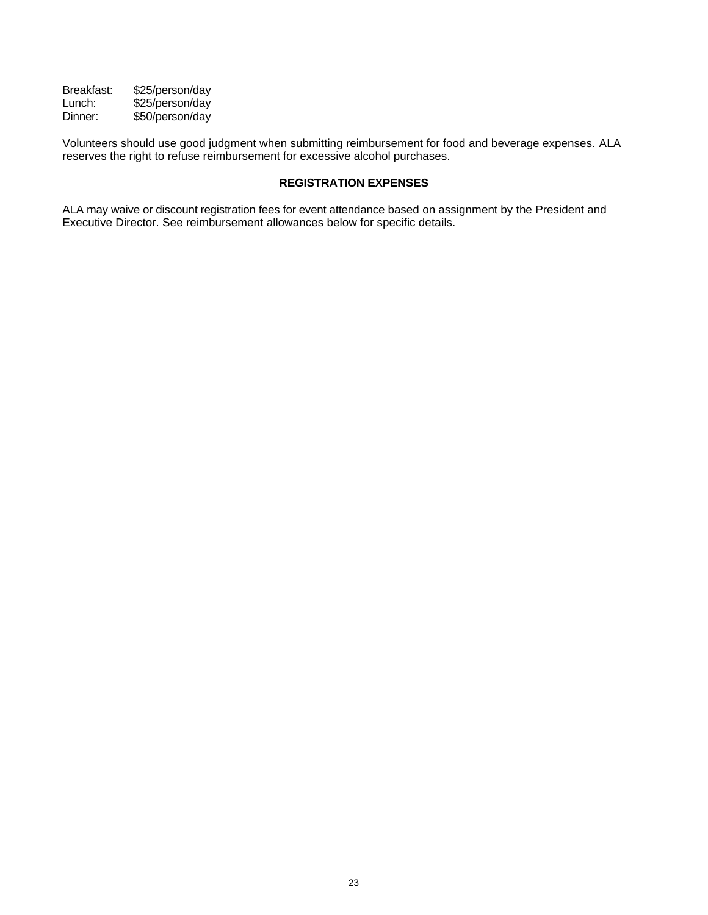Breakfast: $25/person/day
Lunch: $25/person/day
Dinner: $50/person/day

Volunteers should use good judgment when submitting reimbursement for food and beverage expenses. ALA reserves the right to refuse reimbursement for excessive alcohol purchases.

## REGISTRATION EXPENSES

ALA may waive or discount registration fees for event attendance based on assignment by the President and Executive Director. See reimbursement allowances below for specific details.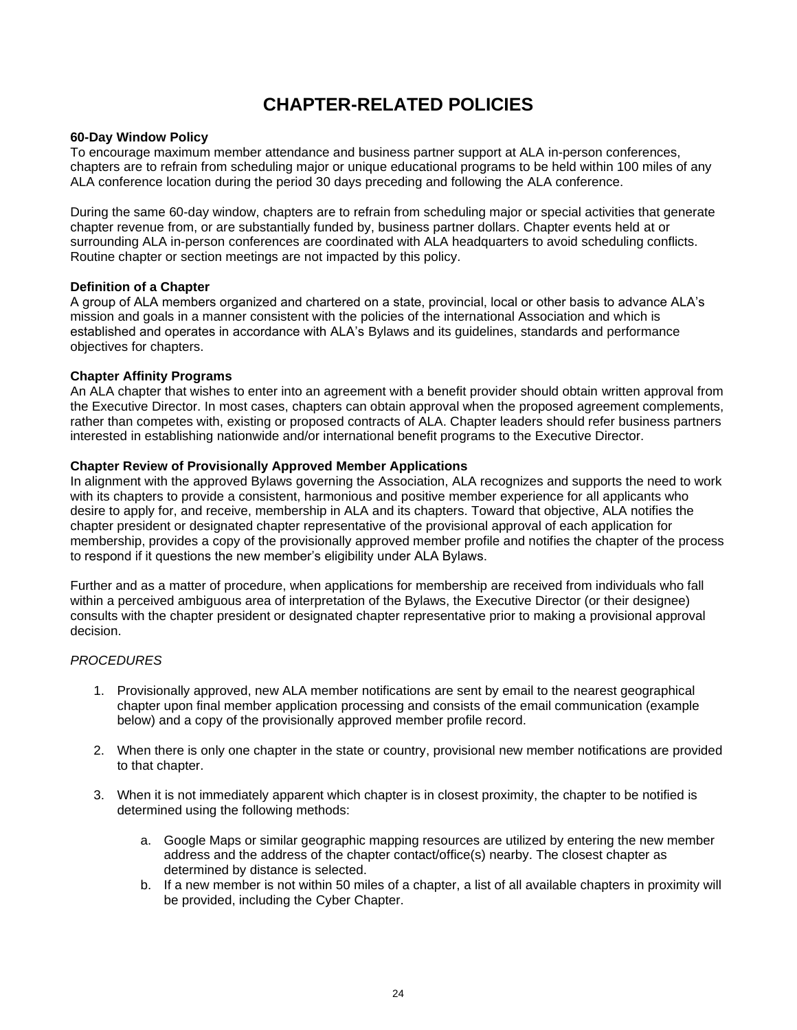# CHAPTER-RELATED POLICIES

**60-Day Window Policy**
To encourage maximum member attendance and business partner support at ALA in-person conferences, chapters are to refrain from scheduling major or unique educational programs to be held within 100 miles of any ALA conference location during the period 30 days preceding and following the ALA conference.

During the same 60-day window, chapters are to refrain from scheduling major or special activities that generate chapter revenue from, or are substantially funded by, business partner dollars. Chapter events held at or surrounding ALA in-person conferences are coordinated with ALA headquarters to avoid scheduling conflicts. Routine chapter or section meetings are not impacted by this policy.

**Definition of a Chapter**
A group of ALA members organized and chartered on a state, provincial, local or other basis to advance ALA's mission and goals in a manner consistent with the policies of the international Association and which is established and operates in accordance with ALA's Bylaws and its guidelines, standards and performance objectives for chapters.

**Chapter Affinity Programs**
An ALA chapter that wishes to enter into an agreement with a benefit provider should obtain written approval from the Executive Director. In most cases, chapters can obtain approval when the proposed agreement complements, rather than competes with, existing or proposed contracts of ALA. Chapter leaders should refer business partners interested in establishing nationwide and/or international benefit programs to the Executive Director.

**Chapter Review of Provisionally Approved Member Applications**
In alignment with the approved Bylaws governing the Association, ALA recognizes and supports the need to work with its chapters to provide a consistent, harmonious and positive member experience for all applicants who desire to apply for, and receive, membership in ALA and its chapters. Toward that objective, ALA notifies the chapter president or designated chapter representative of the provisional approval of each application for membership, provides a copy of the provisionally approved member profile and notifies the chapter of the process to respond if it questions the new member's eligibility under ALA Bylaws.

Further and as a matter of procedure, when applications for membership are received from individuals who fall within a perceived ambiguous area of interpretation of the Bylaws, the Executive Director (or their designee) consults with the chapter president or designated chapter representative prior to making a provisional approval decision.

*PROCEDURES*

1. Provisionally approved, new ALA member notifications are sent by email to the nearest geographical chapter upon final member application processing and consists of the email communication (example below) and a copy of the provisionally approved member profile record.

2. When there is only one chapter in the state or country, provisional new member notifications are provided to that chapter.

3. When it is not immediately apparent which chapter is in closest proximity, the chapter to be notified is determined using the following methods:

    a. Google Maps or similar geographic mapping resources are utilized by entering the new member address and the address of the chapter contact/office(s) nearby. The closest chapter as determined by distance is selected.
    b. If a new member is not within 50 miles of a chapter, a list of all available chapters in proximity will be provided, including the Cyber Chapter.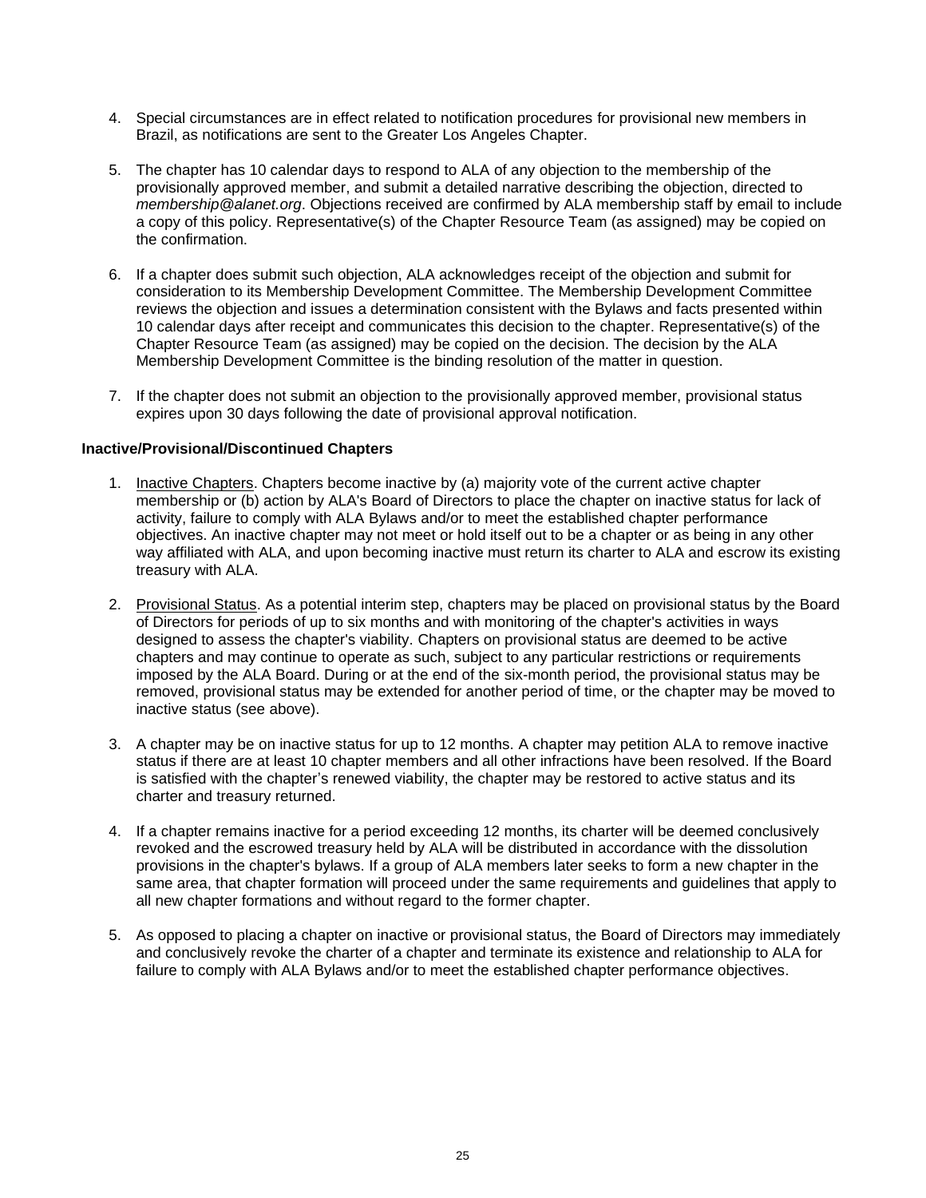4. Special circumstances are in effect related to notification procedures for provisional new members in Brazil, as notifications are sent to the Greater Los Angeles Chapter.

5. The chapter has 10 calendar days to respond to ALA of any objection to the membership of the provisionally approved member, and submit a detailed narrative describing the objection, directed to *membership@alanet.org*. Objections received are confirmed by ALA membership staff by email to include a copy of this policy. Representative(s) of the Chapter Resource Team (as assigned) may be copied on the confirmation.

6. If a chapter does submit such objection, ALA acknowledges receipt of the objection and submit for consideration to its Membership Development Committee. The Membership Development Committee reviews the objection and issues a determination consistent with the Bylaws and facts presented within 10 calendar days after receipt and communicates this decision to the chapter. Representative(s) of the Chapter Resource Team (as assigned) may be copied on the decision. The decision by the ALA Membership Development Committee is the binding resolution of the matter in question.

7. If the chapter does not submit an objection to the provisionally approved member, provisional status expires upon 30 days following the date of provisional approval notification.

**Inactive/Provisional/Discontinued Chapters**

1. Inactive Chapters. Chapters become inactive by (a) majority vote of the current active chapter membership or (b) action by ALA's Board of Directors to place the chapter on inactive status for lack of activity, failure to comply with ALA Bylaws and/or to meet the established chapter performance objectives. An inactive chapter may not meet or hold itself out to be a chapter or as being in any other way affiliated with ALA, and upon becoming inactive must return its charter to ALA and escrow its existing treasury with ALA.

2. Provisional Status. As a potential interim step, chapters may be placed on provisional status by the Board of Directors for periods of up to six months and with monitoring of the chapter's activities in ways designed to assess the chapter's viability. Chapters on provisional status are deemed to be active chapters and may continue to operate as such, subject to any particular restrictions or requirements imposed by the ALA Board. During or at the end of the six-month period, the provisional status may be removed, provisional status may be extended for another period of time, or the chapter may be moved to inactive status (see above).

3. A chapter may be on inactive status for up to 12 months. A chapter may petition ALA to remove inactive status if there are at least 10 chapter members and all other infractions have been resolved. If the Board is satisfied with the chapter's renewed viability, the chapter may be restored to active status and its charter and treasury returned.

4. If a chapter remains inactive for a period exceeding 12 months, its charter will be deemed conclusively revoked and the escrowed treasury held by ALA will be distributed in accordance with the dissolution provisions in the chapter's bylaws. If a group of ALA members later seeks to form a new chapter in the same area, that chapter formation will proceed under the same requirements and guidelines that apply to all new chapter formations and without regard to the former chapter.

5. As opposed to placing a chapter on inactive or provisional status, the Board of Directors may immediately and conclusively revoke the charter of a chapter and terminate its existence and relationship to ALA for failure to comply with ALA Bylaws and/or to meet the established chapter performance objectives.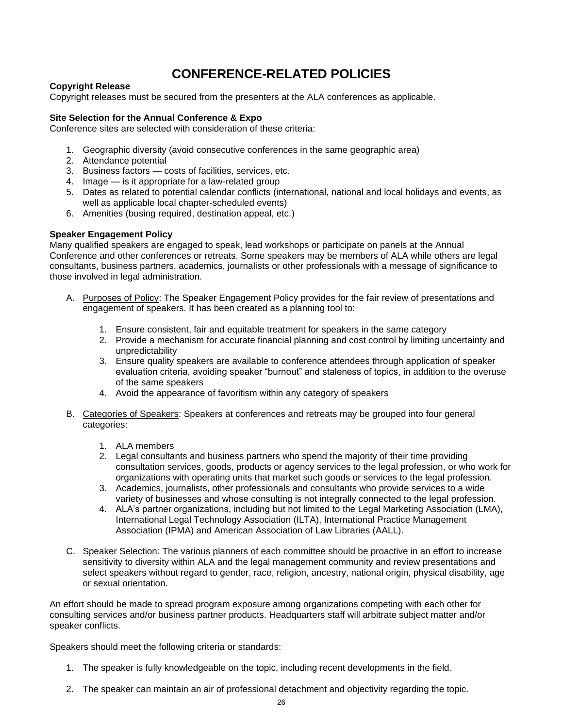# CONFERENCE-RELATED POLICIES

**Copyright Release**

Copyright releases must be secured from the presenters at the ALA conferences as applicable.

**Site Selection for the Annual Conference & Expo**

Conference sites are selected with consideration of these criteria:

1. Geographic diversity (avoid consecutive conferences in the same geographic area)
2. Attendance potential
3. Business factors — costs of facilities, services, etc.
4. Image — is it appropriate for a law-related group
5. Dates as related to potential calendar conflicts (international, national and local holidays and events, as well as applicable local chapter-scheduled events)
6. Amenities (busing required, destination appeal, etc.)

**Speaker Engagement Policy**

Many qualified speakers are engaged to speak, lead workshops or participate on panels at the Annual Conference and other conferences or retreats. Some speakers may be members of ALA while others are legal consultants, business partners, academics, journalists or other professionals with a message of significance to those involved in legal administration.

A. <u>Purposes of Policy</u>: The Speaker Engagement Policy provides for the fair review of presentations and engagement of speakers. It has been created as a planning tool to:

   1. Ensure consistent, fair and equitable treatment for speakers in the same category
   2. Provide a mechanism for accurate financial planning and cost control by limiting uncertainty and unpredictability
   3. Ensure quality speakers are available to conference attendees through application of speaker evaluation criteria, avoiding speaker "burnout" and staleness of topics, in addition to the overuse of the same speakers
   4. Avoid the appearance of favoritism within any category of speakers

B. <u>Categories of Speakers</u>: Speakers at conferences and retreats may be grouped into four general categories:

   1. ALA members
   2. Legal consultants and business partners who spend the majority of their time providing consultation services, goods, products or agency services to the legal profession, or who work for organizations with operating units that market such goods or services to the legal profession.
   3. Academics, journalists, other professionals and consultants who provide services to a wide variety of businesses and whose consulting is not integrally connected to the legal profession.
   4. ALA's partner organizations, including but not limited to the Legal Marketing Association (LMA), International Legal Technology Association (ILTA), International Practice Management Association (IPMA) and American Association of Law Libraries (AALL).

C. <u>Speaker Selection</u>: The various planners of each committee should be proactive in an effort to increase sensitivity to diversity within ALA and the legal management community and review presentations and select speakers without regard to gender, race, religion, ancestry, national origin, physical disability, age or sexual orientation.

An effort should be made to spread program exposure among organizations competing with each other for consulting services and/or business partner products. Headquarters staff will arbitrate subject matter and/or speaker conflicts.

Speakers should meet the following criteria or standards:

1. The speaker is fully knowledgeable on the topic, including recent developments in the field.

2. The speaker can maintain an air of professional detachment and objectivity regarding the topic.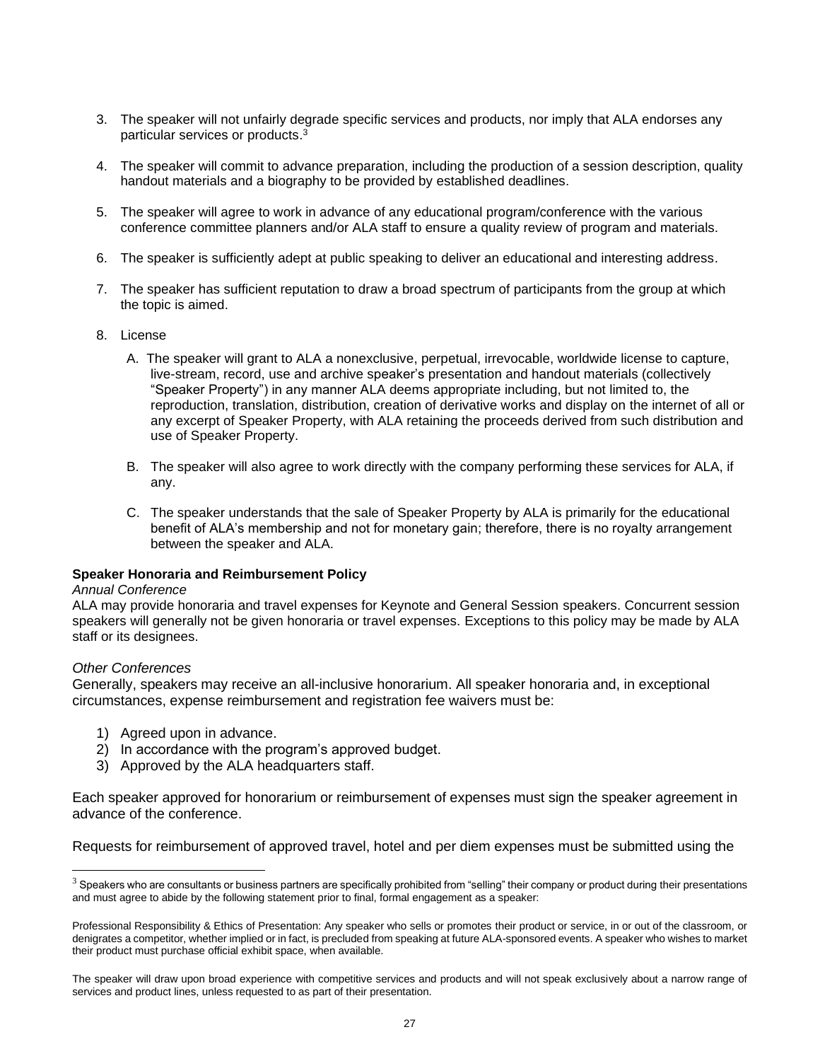3. The speaker will not unfairly degrade specific services and products, nor imply that ALA endorses any particular services or products.[3]

4. The speaker will commit to advance preparation, including the production of a session description, quality handout materials and a biography to be provided by established deadlines.

5. The speaker will agree to work in advance of any educational program/conference with the various conference committee planners and/or ALA staff to ensure a quality review of program and materials.

6. The speaker is sufficiently adept at public speaking to deliver an educational and interesting address.

7. The speaker has sufficient reputation to draw a broad spectrum of participants from the group at which the topic is aimed.

8. License

   A. The speaker will grant to ALA a nonexclusive, perpetual, irrevocable, worldwide license to capture, live-stream, record, use and archive speaker's presentation and handout materials (collectively "Speaker Property") in any manner ALA deems appropriate including, but not limited to, the reproduction, translation, distribution, creation of derivative works and display on the internet of all or any excerpt of Speaker Property, with ALA retaining the proceeds derived from such distribution and use of Speaker Property.

   B. The speaker will also agree to work directly with the company performing these services for ALA, if any.

   C. The speaker understands that the sale of Speaker Property by ALA is primarily for the educational benefit of ALA's membership and not for monetary gain; therefore, there is no royalty arrangement between the speaker and ALA.

**Speaker Honoraria and Reimbursement Policy**

*Annual Conference*

ALA may provide honoraria and travel expenses for Keynote and General Session speakers. Concurrent session speakers will generally not be given honoraria or travel expenses. Exceptions to this policy may be made by ALA staff or its designees.

*Other Conferences*

Generally, speakers may receive an all-inclusive honorarium. All speaker honoraria and, in exceptional circumstances, expense reimbursement and registration fee waivers must be:

1) Agreed upon in advance.
2) In accordance with the program's approved budget.
3) Approved by the ALA headquarters staff.

Each speaker approved for honorarium or reimbursement of expenses must sign the speaker agreement in advance of the conference.

Requests for reimbursement of approved travel, hotel and per diem expenses must be submitted using the

---

[3] Speakers who are consultants or business partners are specifically prohibited from "selling" their company or product during their presentations and must agree to abide by the following statement prior to final, formal engagement as a speaker:

Professional Responsibility & Ethics of Presentation: Any speaker who sells or promotes their product or service, in or out of the classroom, or denigrates a competitor, whether implied or in fact, is precluded from speaking at future ALA-sponsored events. A speaker who wishes to market their product must purchase official exhibit space, when available.

The speaker will draw upon broad experience with competitive services and products and will not speak exclusively about a narrow range of services and product lines, unless requested to as part of their presentation.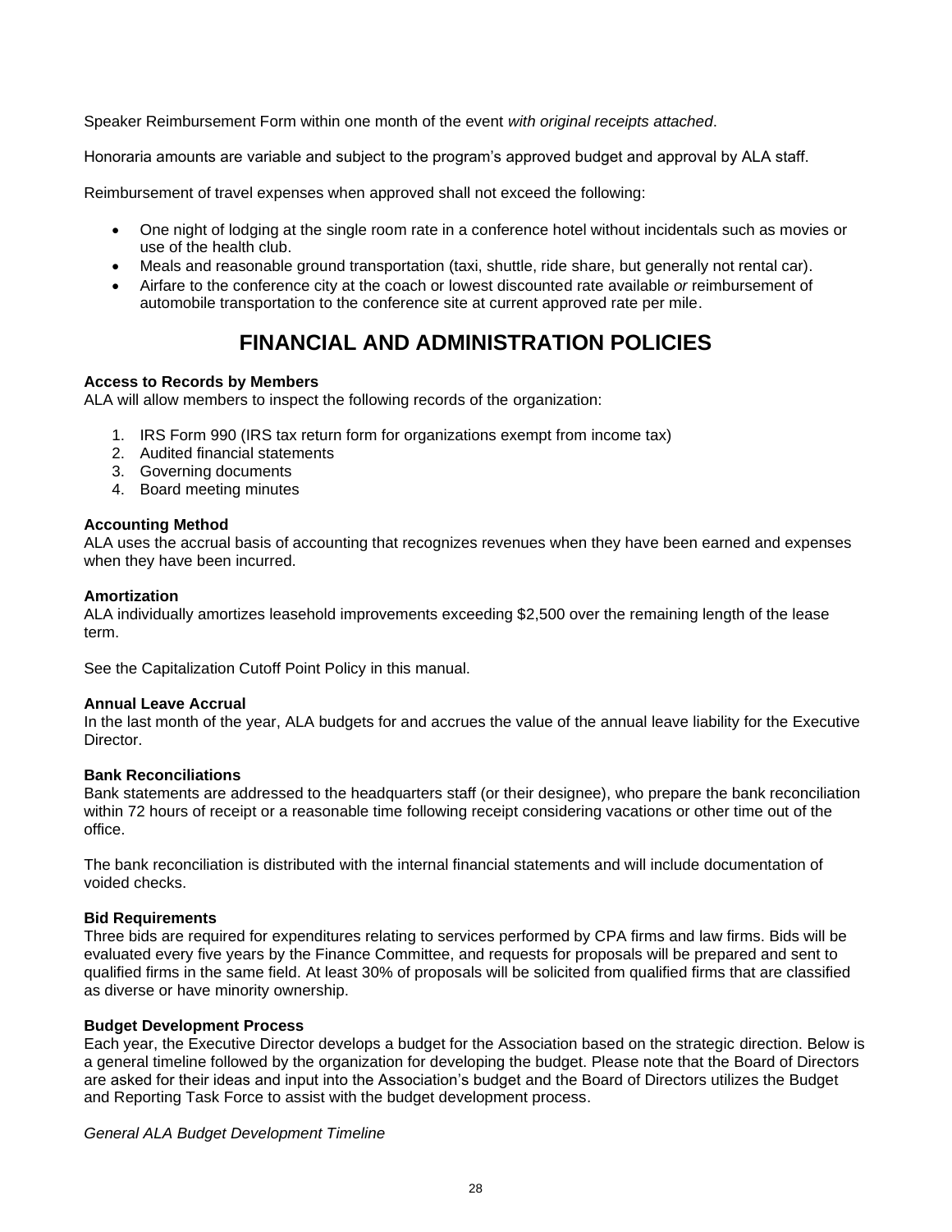Speaker Reimbursement Form within one month of the event *with original receipts attached*.

Honoraria amounts are variable and subject to the program's approved budget and approval by ALA staff.

Reimbursement of travel expenses when approved shall not exceed the following:

- One night of lodging at the single room rate in a conference hotel without incidentals such as movies or use of the health club.
- Meals and reasonable ground transportation (taxi, shuttle, ride share, but generally not rental car).
- Airfare to the conference city at the coach or lowest discounted rate available *or* reimbursement of automobile transportation to the conference site at current approved rate per mile.

# FINANCIAL AND ADMINISTRATION POLICIES

**Access to Records by Members**
ALA will allow members to inspect the following records of the organization:

1. IRS Form 990 (IRS tax return form for organizations exempt from income tax)
2. Audited financial statements
3. Governing documents
4. Board meeting minutes

**Accounting Method**
ALA uses the accrual basis of accounting that recognizes revenues when they have been earned and expenses when they have been incurred.

**Amortization**
ALA individually amortizes leasehold improvements exceeding $2,500 over the remaining length of the lease term.

See the Capitalization Cutoff Point Policy in this manual.

**Annual Leave Accrual**
In the last month of the year, ALA budgets for and accrues the value of the annual leave liability for the Executive Director.

**Bank Reconciliations**
Bank statements are addressed to the headquarters staff (or their designee), who prepare the bank reconciliation within 72 hours of receipt or a reasonable time following receipt considering vacations or other time out of the office.

The bank reconciliation is distributed with the internal financial statements and will include documentation of voided checks.

**Bid Requirements**
Three bids are required for expenditures relating to services performed by CPA firms and law firms. Bids will be evaluated every five years by the Finance Committee, and requests for proposals will be prepared and sent to qualified firms in the same field. At least 30% of proposals will be solicited from qualified firms that are classified as diverse or have minority ownership.

**Budget Development Process**
Each year, the Executive Director develops a budget for the Association based on the strategic direction. Below is a general timeline followed by the organization for developing the budget. Please note that the Board of Directors are asked for their ideas and input into the Association's budget and the Board of Directors utilizes the Budget and Reporting Task Force to assist with the budget development process.

*General ALA Budget Development Timeline*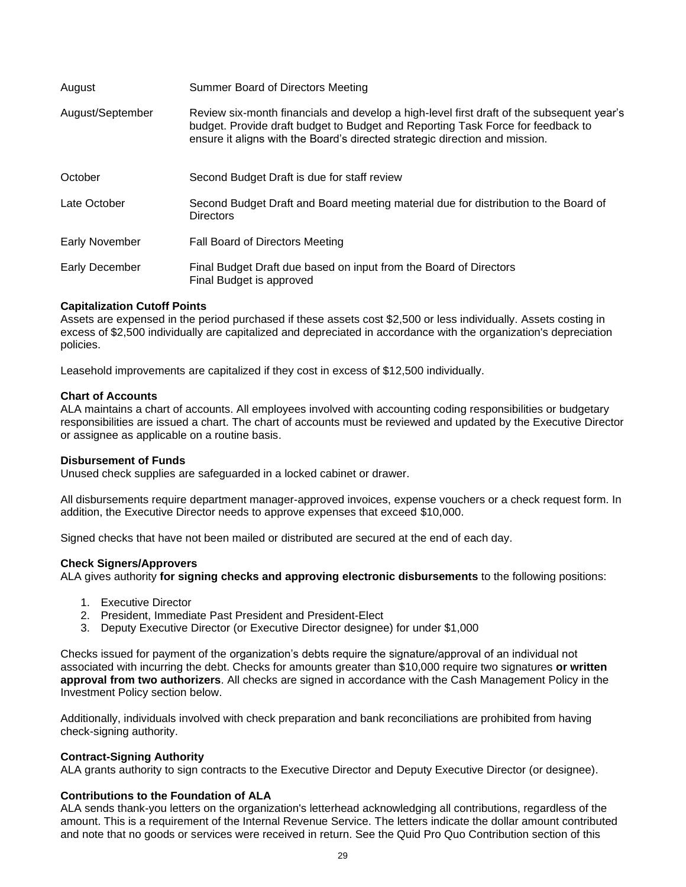| | |
|---|---|
| August | Summer Board of Directors Meeting |
| August/September | Review six-month financials and develop a high-level first draft of the subsequent year's budget. Provide draft budget to Budget and Reporting Task Force for feedback to ensure it aligns with the Board's directed strategic direction and mission. |
| October | Second Budget Draft is due for staff review |
| Late October | Second Budget Draft and Board meeting material due for distribution to the Board of Directors |
| Early November | Fall Board of Directors Meeting |
| Early December | Final Budget Draft due based on input from the Board of Directors<br>Final Budget is approved |

**Capitalization Cutoff Points**
Assets are expensed in the period purchased if these assets cost $2,500 or less individually. Assets costing in excess of $2,500 individually are capitalized and depreciated in accordance with the organization's depreciation policies.

Leasehold improvements are capitalized if they cost in excess of $12,500 individually.

**Chart of Accounts**
ALA maintains a chart of accounts. All employees involved with accounting coding responsibilities or budgetary responsibilities are issued a chart. The chart of accounts must be reviewed and updated by the Executive Director or assignee as applicable on a routine basis.

**Disbursement of Funds**
Unused check supplies are safeguarded in a locked cabinet or drawer.

All disbursements require department manager-approved invoices, expense vouchers or a check request form. In addition, the Executive Director needs to approve expenses that exceed $10,000.

Signed checks that have not been mailed or distributed are secured at the end of each day.

**Check Signers/Approvers**
ALA gives authority **for signing checks and approving electronic disbursements** to the following positions:

1. Executive Director
2. President, Immediate Past President and President-Elect
3. Deputy Executive Director (or Executive Director designee) for under $1,000

Checks issued for payment of the organization's debts require the signature/approval of an individual not associated with incurring the debt. Checks for amounts greater than $10,000 require two signatures **or written approval from two authorizers**. All checks are signed in accordance with the Cash Management Policy in the Investment Policy section below.

Additionally, individuals involved with check preparation and bank reconciliations are prohibited from having check-signing authority.

**Contract-Signing Authority**
ALA grants authority to sign contracts to the Executive Director and Deputy Executive Director (or designee).

**Contributions to the Foundation of ALA**
ALA sends thank-you letters on the organization's letterhead acknowledging all contributions, regardless of the amount. This is a requirement of the Internal Revenue Service. The letters indicate the dollar amount contributed and note that no goods or services were received in return. See the Quid Pro Quo Contribution section of this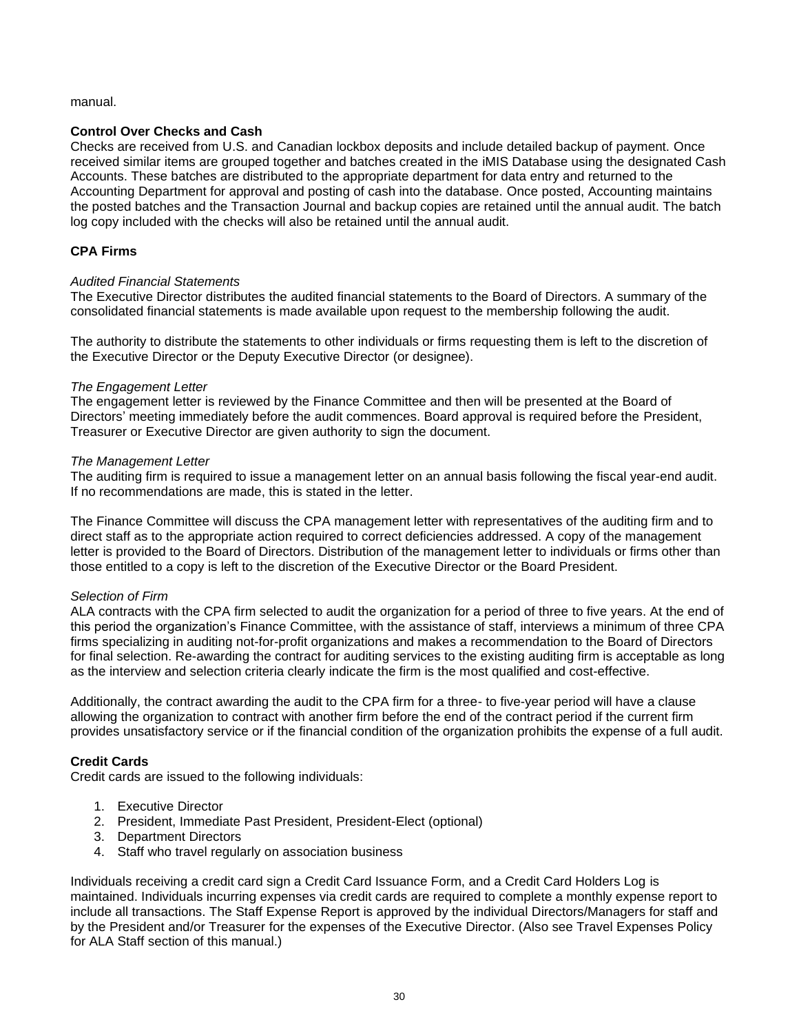manual.

### Control Over Checks and Cash

Checks are received from U.S. and Canadian lockbox deposits and include detailed backup of payment. Once received similar items are grouped together and batches created in the iMIS Database using the designated Cash Accounts. These batches are distributed to the appropriate department for data entry and returned to the Accounting Department for approval and posting of cash into the database. Once posted, Accounting maintains the posted batches and the Transaction Journal and backup copies are retained until the annual audit. The batch log copy included with the checks will also be retained until the annual audit.

### CPA Firms

*Audited Financial Statements*

The Executive Director distributes the audited financial statements to the Board of Directors. A summary of the consolidated financial statements is made available upon request to the membership following the audit.

The authority to distribute the statements to other individuals or firms requesting them is left to the discretion of the Executive Director or the Deputy Executive Director (or designee).

*The Engagement Letter*

The engagement letter is reviewed by the Finance Committee and then will be presented at the Board of Directors' meeting immediately before the audit commences. Board approval is required before the President, Treasurer or Executive Director are given authority to sign the document.

*The Management Letter*

The auditing firm is required to issue a management letter on an annual basis following the fiscal year-end audit. If no recommendations are made, this is stated in the letter.

The Finance Committee will discuss the CPA management letter with representatives of the auditing firm and to direct staff as to the appropriate action required to correct deficiencies addressed. A copy of the management letter is provided to the Board of Directors. Distribution of the management letter to individuals or firms other than those entitled to a copy is left to the discretion of the Executive Director or the Board President.

*Selection of Firm*

ALA contracts with the CPA firm selected to audit the organization for a period of three to five years. At the end of this period the organization's Finance Committee, with the assistance of staff, interviews a minimum of three CPA firms specializing in auditing not-for-profit organizations and makes a recommendation to the Board of Directors for final selection. Re-awarding the contract for auditing services to the existing auditing firm is acceptable as long as the interview and selection criteria clearly indicate the firm is the most qualified and cost-effective.

Additionally, the contract awarding the audit to the CPA firm for a three- to five-year period will have a clause allowing the organization to contract with another firm before the end of the contract period if the current firm provides unsatisfactory service or if the financial condition of the organization prohibits the expense of a full audit.

### Credit Cards

Credit cards are issued to the following individuals:

1. Executive Director
2. President, Immediate Past President, President-Elect (optional)
3. Department Directors
4. Staff who travel regularly on association business

Individuals receiving a credit card sign a Credit Card Issuance Form, and a Credit Card Holders Log is maintained. Individuals incurring expenses via credit cards are required to complete a monthly expense report to include all transactions. The Staff Expense Report is approved by the individual Directors/Managers for staff and by the President and/or Treasurer for the expenses of the Executive Director. (Also see Travel Expenses Policy for ALA Staff section of this manual.)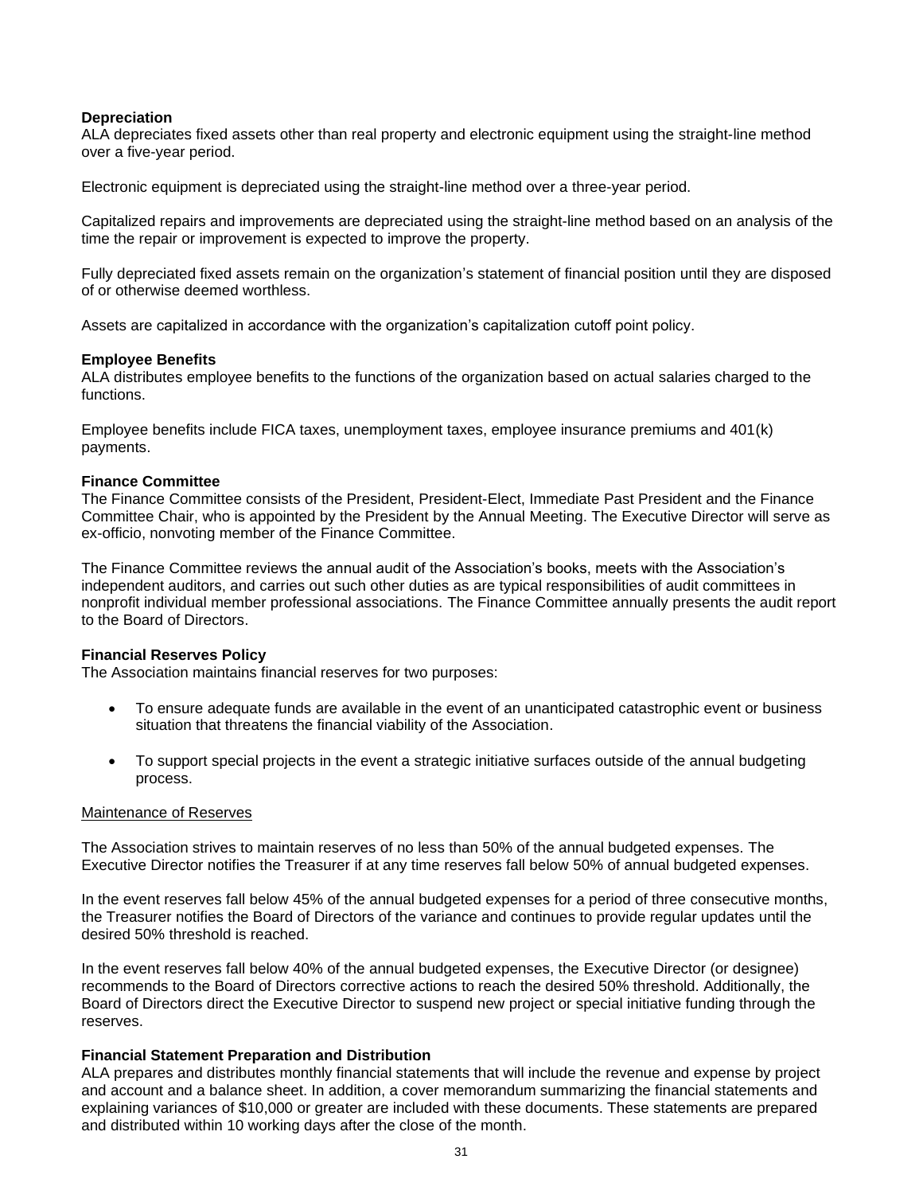**Depreciation**
ALA depreciates fixed assets other than real property and electronic equipment using the straight-line method over a five-year period.

Electronic equipment is depreciated using the straight-line method over a three-year period.

Capitalized repairs and improvements are depreciated using the straight-line method based on an analysis of the time the repair or improvement is expected to improve the property.

Fully depreciated fixed assets remain on the organization's statement of financial position until they are disposed of or otherwise deemed worthless.

Assets are capitalized in accordance with the organization's capitalization cutoff point policy.

**Employee Benefits**
ALA distributes employee benefits to the functions of the organization based on actual salaries charged to the functions.

Employee benefits include FICA taxes, unemployment taxes, employee insurance premiums and 401(k) payments.

**Finance Committee**
The Finance Committee consists of the President, President-Elect, Immediate Past President and the Finance Committee Chair, who is appointed by the President by the Annual Meeting. The Executive Director will serve as ex-officio, nonvoting member of the Finance Committee.

The Finance Committee reviews the annual audit of the Association's books, meets with the Association's independent auditors, and carries out such other duties as are typical responsibilities of audit committees in nonprofit individual member professional associations. The Finance Committee annually presents the audit report to the Board of Directors.

**Financial Reserves Policy**
The Association maintains financial reserves for two purposes:

- To ensure adequate funds are available in the event of an unanticipated catastrophic event or business situation that threatens the financial viability of the Association.
- To support special projects in the event a strategic initiative surfaces outside of the annual budgeting process.

Maintenance of Reserves

The Association strives to maintain reserves of no less than 50% of the annual budgeted expenses. The Executive Director notifies the Treasurer if at any time reserves fall below 50% of annual budgeted expenses.

In the event reserves fall below 45% of the annual budgeted expenses for a period of three consecutive months, the Treasurer notifies the Board of Directors of the variance and continues to provide regular updates until the desired 50% threshold is reached.

In the event reserves fall below 40% of the annual budgeted expenses, the Executive Director (or designee) recommends to the Board of Directors corrective actions to reach the desired 50% threshold. Additionally, the Board of Directors direct the Executive Director to suspend new project or special initiative funding through the reserves.

**Financial Statement Preparation and Distribution**
ALA prepares and distributes monthly financial statements that will include the revenue and expense by project and account and a balance sheet. In addition, a cover memorandum summarizing the financial statements and explaining variances of $10,000 or greater are included with these documents. These statements are prepared and distributed within 10 working days after the close of the month.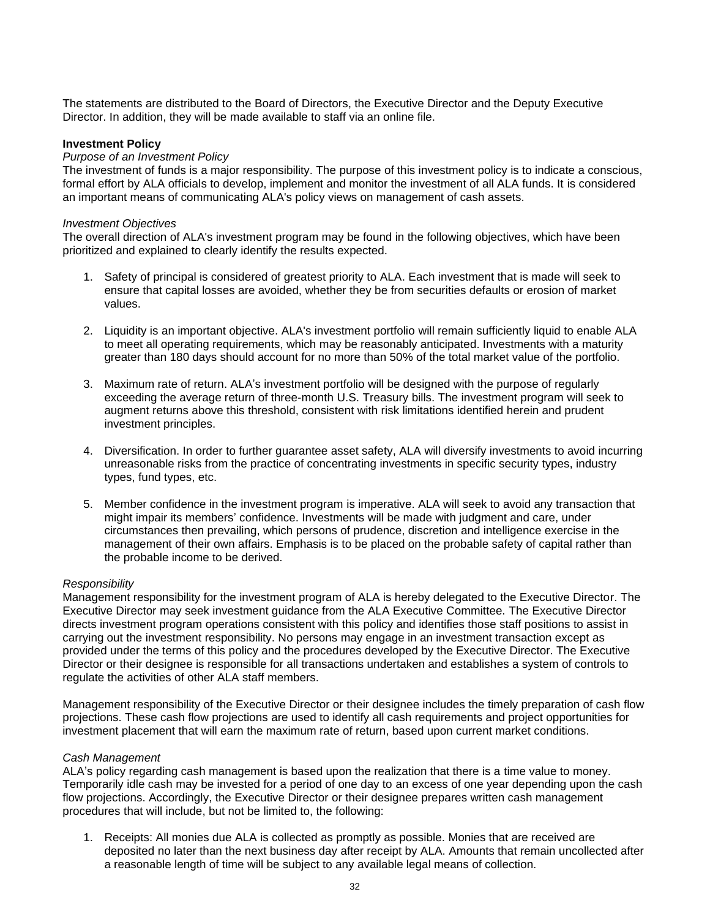The statements are distributed to the Board of Directors, the Executive Director and the Deputy Executive Director. In addition, they will be made available to staff via an online file.

**Investment Policy**

*Purpose of an Investment Policy*

The investment of funds is a major responsibility. The purpose of this investment policy is to indicate a conscious, formal effort by ALA officials to develop, implement and monitor the investment of all ALA funds. It is considered an important means of communicating ALA's policy views on management of cash assets.

*Investment Objectives*

The overall direction of ALA's investment program may be found in the following objectives, which have been prioritized and explained to clearly identify the results expected.

1. Safety of principal is considered of greatest priority to ALA. Each investment that is made will seek to ensure that capital losses are avoided, whether they be from securities defaults or erosion of market values.

2. Liquidity is an important objective. ALA's investment portfolio will remain sufficiently liquid to enable ALA to meet all operating requirements, which may be reasonably anticipated. Investments with a maturity greater than 180 days should account for no more than 50% of the total market value of the portfolio.

3. Maximum rate of return. ALA's investment portfolio will be designed with the purpose of regularly exceeding the average return of three-month U.S. Treasury bills. The investment program will seek to augment returns above this threshold, consistent with risk limitations identified herein and prudent investment principles.

4. Diversification. In order to further guarantee asset safety, ALA will diversify investments to avoid incurring unreasonable risks from the practice of concentrating investments in specific security types, industry types, fund types, etc.

5. Member confidence in the investment program is imperative. ALA will seek to avoid any transaction that might impair its members' confidence. Investments will be made with judgment and care, under circumstances then prevailing, which persons of prudence, discretion and intelligence exercise in the management of their own affairs. Emphasis is to be placed on the probable safety of capital rather than the probable income to be derived.

*Responsibility*

Management responsibility for the investment program of ALA is hereby delegated to the Executive Director. The Executive Director may seek investment guidance from the ALA Executive Committee. The Executive Director directs investment program operations consistent with this policy and identifies those staff positions to assist in carrying out the investment responsibility. No persons may engage in an investment transaction except as provided under the terms of this policy and the procedures developed by the Executive Director. The Executive Director or their designee is responsible for all transactions undertaken and establishes a system of controls to regulate the activities of other ALA staff members.

Management responsibility of the Executive Director or their designee includes the timely preparation of cash flow projections. These cash flow projections are used to identify all cash requirements and project opportunities for investment placement that will earn the maximum rate of return, based upon current market conditions.

*Cash Management*

ALA's policy regarding cash management is based upon the realization that there is a time value to money. Temporarily idle cash may be invested for a period of one day to an excess of one year depending upon the cash flow projections. Accordingly, the Executive Director or their designee prepares written cash management procedures that will include, but not be limited to, the following:

1. Receipts: All monies due ALA is collected as promptly as possible. Monies that are received are deposited no later than the next business day after receipt by ALA. Amounts that remain uncollected after a reasonable length of time will be subject to any available legal means of collection.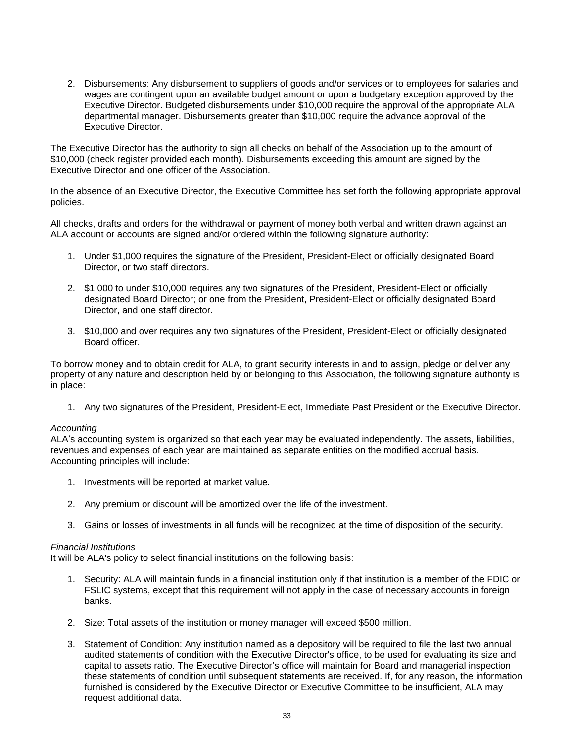2. Disbursements: Any disbursement to suppliers of goods and/or services or to employees for salaries and wages are contingent upon an available budget amount or upon a budgetary exception approved by the Executive Director. Budgeted disbursements under $10,000 require the approval of the appropriate ALA departmental manager. Disbursements greater than $10,000 require the advance approval of the Executive Director.

The Executive Director has the authority to sign all checks on behalf of the Association up to the amount of $10,000 (check register provided each month). Disbursements exceeding this amount are signed by the Executive Director and one officer of the Association.

In the absence of an Executive Director, the Executive Committee has set forth the following appropriate approval policies.

All checks, drafts and orders for the withdrawal or payment of money both verbal and written drawn against an ALA account or accounts are signed and/or ordered within the following signature authority:

1. Under $1,000 requires the signature of the President, President-Elect or officially designated Board Director, or two staff directors.

2. $1,000 to under $10,000 requires any two signatures of the President, President-Elect or officially designated Board Director; or one from the President, President-Elect or officially designated Board Director, and one staff director.

3. $10,000 and over requires any two signatures of the President, President-Elect or officially designated Board officer.

To borrow money and to obtain credit for ALA, to grant security interests in and to assign, pledge or deliver any property of any nature and description held by or belonging to this Association, the following signature authority is in place:

1. Any two signatures of the President, President-Elect, Immediate Past President or the Executive Director.

*Accounting*
ALA's accounting system is organized so that each year may be evaluated independently. The assets, liabilities, revenues and expenses of each year are maintained as separate entities on the modified accrual basis. Accounting principles will include:

1. Investments will be reported at market value.

2. Any premium or discount will be amortized over the life of the investment.

3. Gains or losses of investments in all funds will be recognized at the time of disposition of the security.

*Financial Institutions*
It will be ALA's policy to select financial institutions on the following basis:

1. Security: ALA will maintain funds in a financial institution only if that institution is a member of the FDIC or FSLIC systems, except that this requirement will not apply in the case of necessary accounts in foreign banks.

2. Size: Total assets of the institution or money manager will exceed $500 million.

3. Statement of Condition: Any institution named as a depository will be required to file the last two annual audited statements of condition with the Executive Director's office, to be used for evaluating its size and capital to assets ratio. The Executive Director's office will maintain for Board and managerial inspection these statements of condition until subsequent statements are received. If, for any reason, the information furnished is considered by the Executive Director or Executive Committee to be insufficient, ALA may request additional data.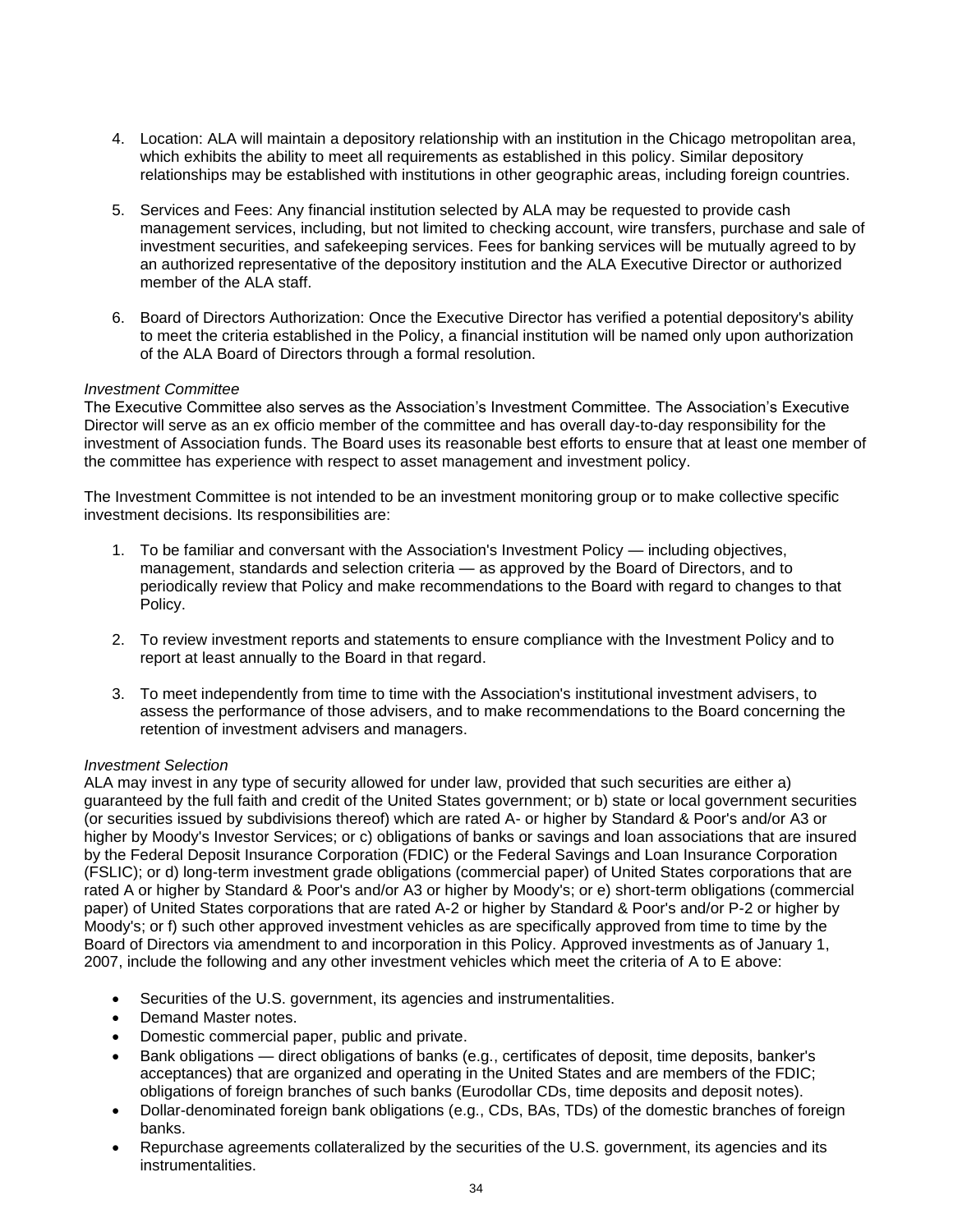4. Location: ALA will maintain a depository relationship with an institution in the Chicago metropolitan area, which exhibits the ability to meet all requirements as established in this policy. Similar depository relationships may be established with institutions in other geographic areas, including foreign countries.

5. Services and Fees: Any financial institution selected by ALA may be requested to provide cash management services, including, but not limited to checking account, wire transfers, purchase and sale of investment securities, and safekeeping services. Fees for banking services will be mutually agreed to by an authorized representative of the depository institution and the ALA Executive Director or authorized member of the ALA staff.

6. Board of Directors Authorization: Once the Executive Director has verified a potential depository's ability to meet the criteria established in the Policy, a financial institution will be named only upon authorization of the ALA Board of Directors through a formal resolution.

*Investment Committee*
The Executive Committee also serves as the Association's Investment Committee. The Association's Executive Director will serve as an ex officio member of the committee and has overall day-to-day responsibility for the investment of Association funds. The Board uses its reasonable best efforts to ensure that at least one member of the committee has experience with respect to asset management and investment policy.

The Investment Committee is not intended to be an investment monitoring group or to make collective specific investment decisions. Its responsibilities are:

1. To be familiar and conversant with the Association's Investment Policy — including objectives, management, standards and selection criteria — as approved by the Board of Directors, and to periodically review that Policy and make recommendations to the Board with regard to changes to that Policy.

2. To review investment reports and statements to ensure compliance with the Investment Policy and to report at least annually to the Board in that regard.

3. To meet independently from time to time with the Association's institutional investment advisers, to assess the performance of those advisers, and to make recommendations to the Board concerning the retention of investment advisers and managers.

*Investment Selection*
ALA may invest in any type of security allowed for under law, provided that such securities are either a) guaranteed by the full faith and credit of the United States government; or b) state or local government securities (or securities issued by subdivisions thereof) which are rated A- or higher by Standard & Poor's and/or A3 or higher by Moody's Investor Services; or c) obligations of banks or savings and loan associations that are insured by the Federal Deposit Insurance Corporation (FDIC) or the Federal Savings and Loan Insurance Corporation (FSLIC); or d) long-term investment grade obligations (commercial paper) of United States corporations that are rated A or higher by Standard & Poor's and/or A3 or higher by Moody's; or e) short-term obligations (commercial paper) of United States corporations that are rated A-2 or higher by Standard & Poor's and/or P-2 or higher by Moody's; or f) such other approved investment vehicles as are specifically approved from time to time by the Board of Directors via amendment to and incorporation in this Policy. Approved investments as of January 1, 2007, include the following and any other investment vehicles which meet the criteria of A to E above:

- Securities of the U.S. government, its agencies and instrumentalities.
- Demand Master notes.
- Domestic commercial paper, public and private.
- Bank obligations — direct obligations of banks (e.g., certificates of deposit, time deposits, banker's acceptances) that are organized and operating in the United States and are members of the FDIC; obligations of foreign branches of such banks (Eurodollar CDs, time deposits and deposit notes).
- Dollar-denominated foreign bank obligations (e.g., CDs, BAs, TDs) of the domestic branches of foreign banks.
- Repurchase agreements collateralized by the securities of the U.S. government, its agencies and its instrumentalities.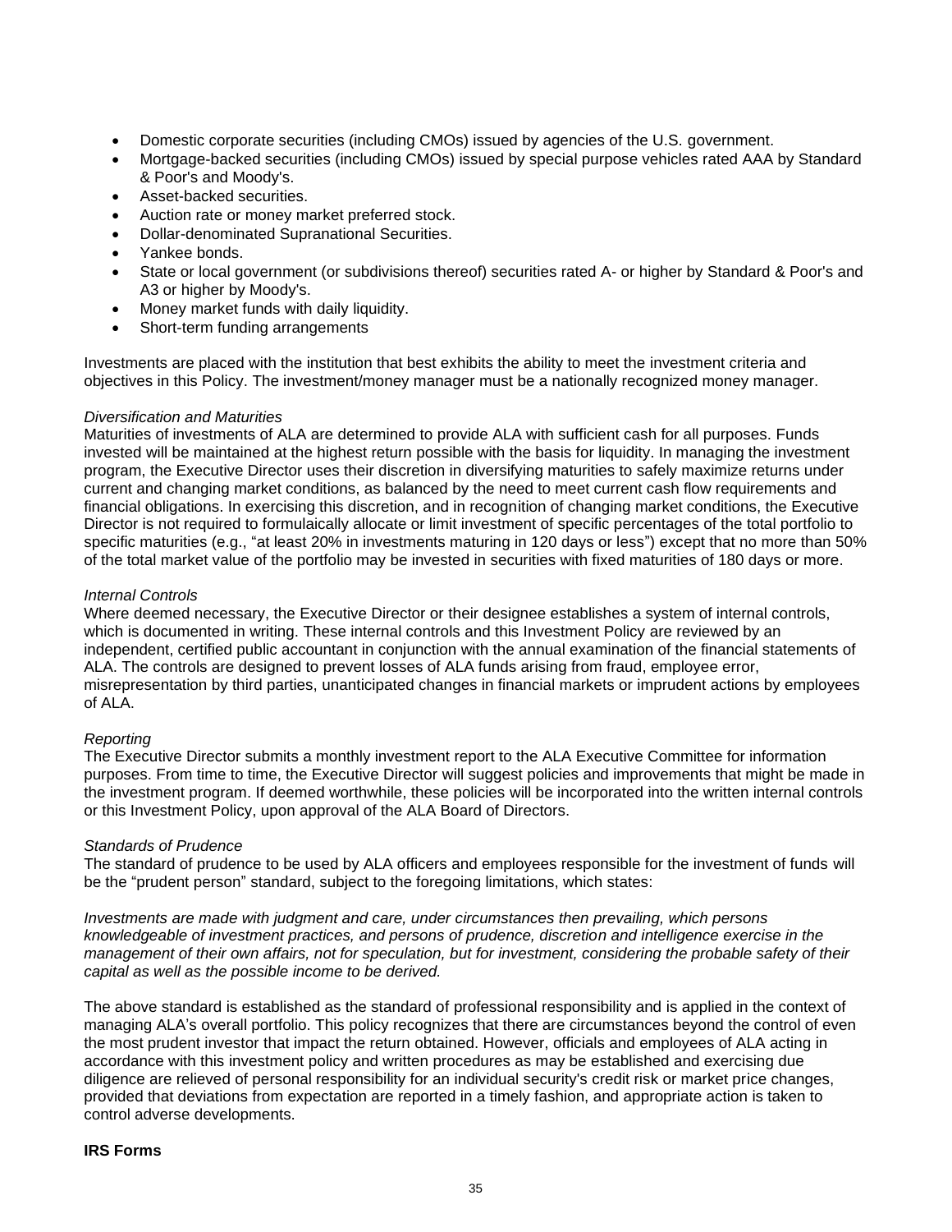- Domestic corporate securities (including CMOs) issued by agencies of the U.S. government.
- Mortgage-backed securities (including CMOs) issued by special purpose vehicles rated AAA by Standard & Poor's and Moody's.
- Asset-backed securities.
- Auction rate or money market preferred stock.
- Dollar-denominated Supranational Securities.
- Yankee bonds.
- State or local government (or subdivisions thereof) securities rated A- or higher by Standard & Poor's and A3 or higher by Moody's.
- Money market funds with daily liquidity.
- Short-term funding arrangements

Investments are placed with the institution that best exhibits the ability to meet the investment criteria and objectives in this Policy. The investment/money manager must be a nationally recognized money manager.

*Diversification and Maturities*

Maturities of investments of ALA are determined to provide ALA with sufficient cash for all purposes. Funds invested will be maintained at the highest return possible with the basis for liquidity. In managing the investment program, the Executive Director uses their discretion in diversifying maturities to safely maximize returns under current and changing market conditions, as balanced by the need to meet current cash flow requirements and financial obligations. In exercising this discretion, and in recognition of changing market conditions, the Executive Director is not required to formulaically allocate or limit investment of specific percentages of the total portfolio to specific maturities (e.g., "at least 20% in investments maturing in 120 days or less") except that no more than 50% of the total market value of the portfolio may be invested in securities with fixed maturities of 180 days or more.

*Internal Controls*

Where deemed necessary, the Executive Director or their designee establishes a system of internal controls, which is documented in writing. These internal controls and this Investment Policy are reviewed by an independent, certified public accountant in conjunction with the annual examination of the financial statements of ALA. The controls are designed to prevent losses of ALA funds arising from fraud, employee error, misrepresentation by third parties, unanticipated changes in financial markets or imprudent actions by employees of ALA.

*Reporting*

The Executive Director submits a monthly investment report to the ALA Executive Committee for information purposes. From time to time, the Executive Director will suggest policies and improvements that might be made in the investment program. If deemed worthwhile, these policies will be incorporated into the written internal controls or this Investment Policy, upon approval of the ALA Board of Directors.

*Standards of Prudence*

The standard of prudence to be used by ALA officers and employees responsible for the investment of funds will be the "prudent person" standard, subject to the foregoing limitations, which states:

*Investments are made with judgment and care, under circumstances then prevailing, which persons knowledgeable of investment practices, and persons of prudence, discretion and intelligence exercise in the management of their own affairs, not for speculation, but for investment, considering the probable safety of their capital as well as the possible income to be derived.*

The above standard is established as the standard of professional responsibility and is applied in the context of managing ALA's overall portfolio. This policy recognizes that there are circumstances beyond the control of even the most prudent investor that impact the return obtained. However, officials and employees of ALA acting in accordance with this investment policy and written procedures as may be established and exercising due diligence are relieved of personal responsibility for an individual security's credit risk or market price changes, provided that deviations from expectation are reported in a timely fashion, and appropriate action is taken to control adverse developments.

**IRS Forms**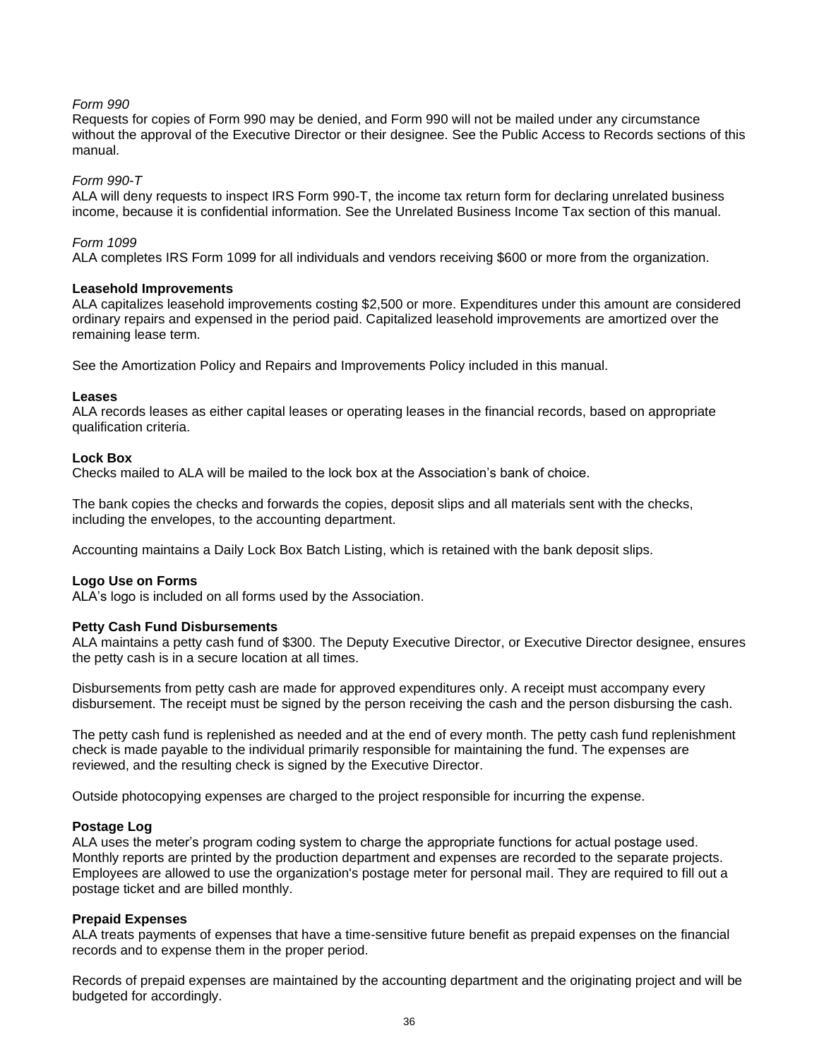*Form 990*

Requests for copies of Form 990 may be denied, and Form 990 will not be mailed under any circumstance without the approval of the Executive Director or their designee. See the Public Access to Records sections of this manual.

*Form 990-T*

ALA will deny requests to inspect IRS Form 990-T, the income tax return form for declaring unrelated business income, because it is confidential information. See the Unrelated Business Income Tax section of this manual.

*Form 1099*

ALA completes IRS Form 1099 for all individuals and vendors receiving $600 or more from the organization.

**Leasehold Improvements**

ALA capitalizes leasehold improvements costing $2,500 or more. Expenditures under this amount are considered ordinary repairs and expensed in the period paid. Capitalized leasehold improvements are amortized over the remaining lease term.

See the Amortization Policy and Repairs and Improvements Policy included in this manual.

**Leases**

ALA records leases as either capital leases or operating leases in the financial records, based on appropriate qualification criteria.

**Lock Box**

Checks mailed to ALA will be mailed to the lock box at the Association's bank of choice.

The bank copies the checks and forwards the copies, deposit slips and all materials sent with the checks, including the envelopes, to the accounting department.

Accounting maintains a Daily Lock Box Batch Listing, which is retained with the bank deposit slips.

**Logo Use on Forms**

ALA's logo is included on all forms used by the Association.

**Petty Cash Fund Disbursements**

ALA maintains a petty cash fund of $300. The Deputy Executive Director, or Executive Director designee, ensures the petty cash is in a secure location at all times.

Disbursements from petty cash are made for approved expenditures only. A receipt must accompany every disbursement. The receipt must be signed by the person receiving the cash and the person disbursing the cash.

The petty cash fund is replenished as needed and at the end of every month. The petty cash fund replenishment check is made payable to the individual primarily responsible for maintaining the fund. The expenses are reviewed, and the resulting check is signed by the Executive Director.

Outside photocopying expenses are charged to the project responsible for incurring the expense.

**Postage Log**

ALA uses the meter's program coding system to charge the appropriate functions for actual postage used. Monthly reports are printed by the production department and expenses are recorded to the separate projects. Employees are allowed to use the organization's postage meter for personal mail. They are required to fill out a postage ticket and are billed monthly.

**Prepaid Expenses**

ALA treats payments of expenses that have a time-sensitive future benefit as prepaid expenses on the financial records and to expense them in the proper period.

Records of prepaid expenses are maintained by the accounting department and the originating project and will be budgeted for accordingly.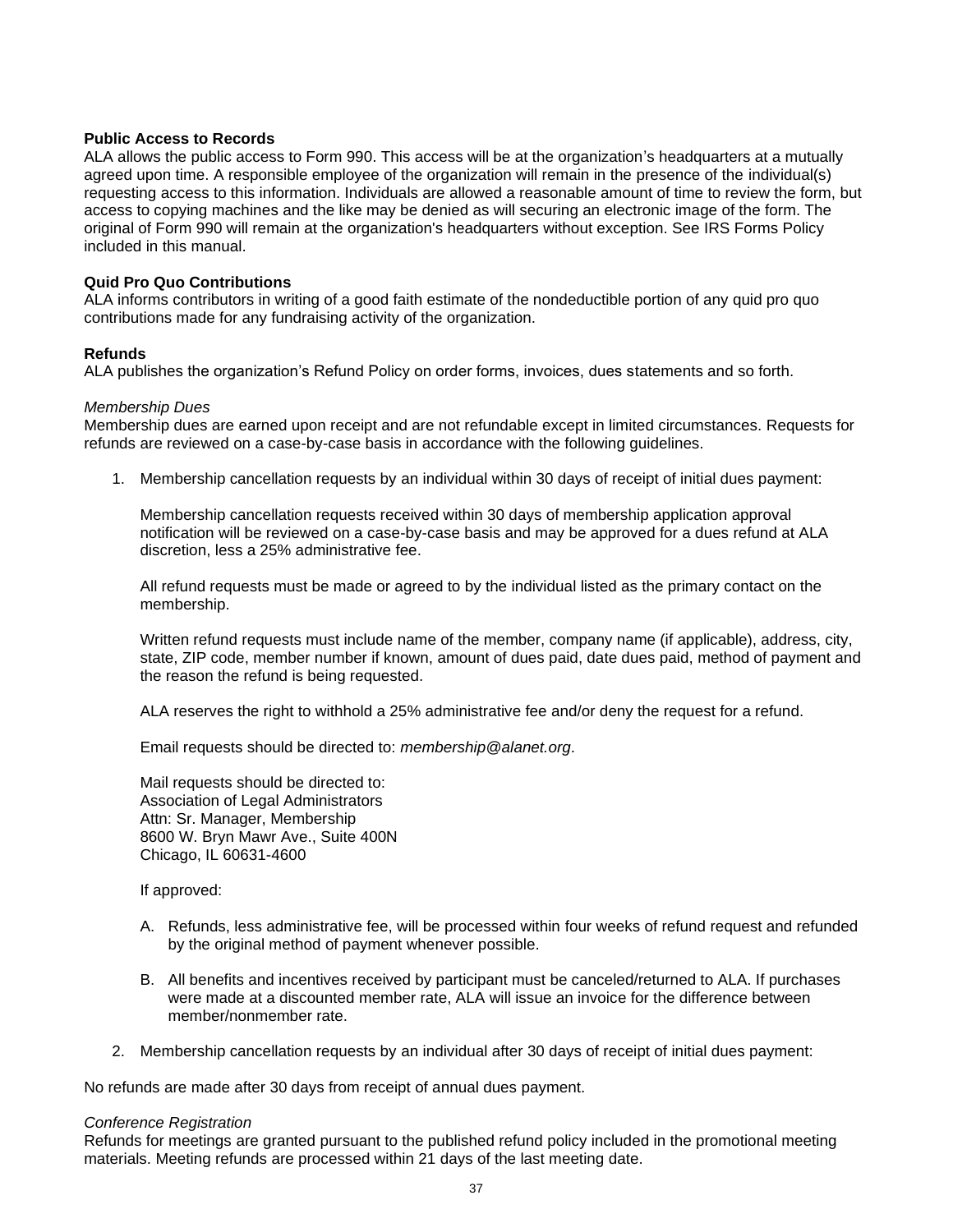**Public Access to Records**
ALA allows the public access to Form 990. This access will be at the organization's headquarters at a mutually agreed upon time. A responsible employee of the organization will remain in the presence of the individual(s) requesting access to this information. Individuals are allowed a reasonable amount of time to review the form, but access to copying machines and the like may be denied as will securing an electronic image of the form. The original of Form 990 will remain at the organization's headquarters without exception. See IRS Forms Policy included in this manual.

**Quid Pro Quo Contributions**
ALA informs contributors in writing of a good faith estimate of the nondeductible portion of any quid pro quo contributions made for any fundraising activity of the organization.

**Refunds**
ALA publishes the organization's Refund Policy on order forms, invoices, dues statements and so forth.

*Membership Dues*
Membership dues are earned upon receipt and are not refundable except in limited circumstances. Requests for refunds are reviewed on a case-by-case basis in accordance with the following guidelines.

1. Membership cancellation requests by an individual within 30 days of receipt of initial dues payment:

   Membership cancellation requests received within 30 days of membership application approval notification will be reviewed on a case-by-case basis and may be approved for a dues refund at ALA discretion, less a 25% administrative fee.

   All refund requests must be made or agreed to by the individual listed as the primary contact on the membership.

   Written refund requests must include name of the member, company name (if applicable), address, city, state, ZIP code, member number if known, amount of dues paid, date dues paid, method of payment and the reason the refund is being requested.

   ALA reserves the right to withhold a 25% administrative fee and/or deny the request for a refund.

   Email requests should be directed to: *membership@alanet.org*.

   Mail requests should be directed to:
   Association of Legal Administrators
   Attn: Sr. Manager, Membership
   8600 W. Bryn Mawr Ave., Suite 400N
   Chicago, IL 60631-4600

   If approved:

   A. Refunds, less administrative fee, will be processed within four weeks of refund request and refunded by the original method of payment whenever possible.

   B. All benefits and incentives received by participant must be canceled/returned to ALA. If purchases were made at a discounted member rate, ALA will issue an invoice for the difference between member/nonmember rate.

2. Membership cancellation requests by an individual after 30 days of receipt of initial dues payment:

No refunds are made after 30 days from receipt of annual dues payment.

*Conference Registration*
Refunds for meetings are granted pursuant to the published refund policy included in the promotional meeting materials. Meeting refunds are processed within 21 days of the last meeting date.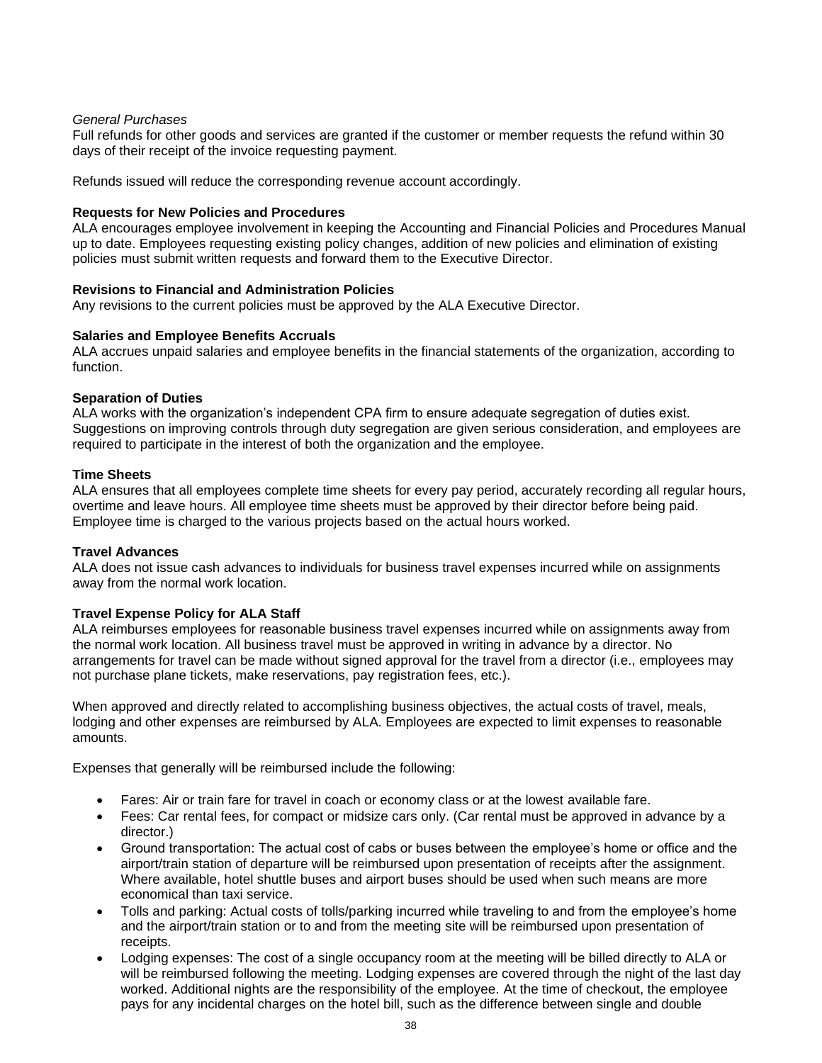*General Purchases*
Full refunds for other goods and services are granted if the customer or member requests the refund within 30 days of their receipt of the invoice requesting payment.

Refunds issued will reduce the corresponding revenue account accordingly.

**Requests for New Policies and Procedures**
ALA encourages employee involvement in keeping the Accounting and Financial Policies and Procedures Manual up to date. Employees requesting existing policy changes, addition of new policies and elimination of existing policies must submit written requests and forward them to the Executive Director.

**Revisions to Financial and Administration Policies**
Any revisions to the current policies must be approved by the ALA Executive Director.

**Salaries and Employee Benefits Accruals**
ALA accrues unpaid salaries and employee benefits in the financial statements of the organization, according to function.

**Separation of Duties**
ALA works with the organization's independent CPA firm to ensure adequate segregation of duties exist. Suggestions on improving controls through duty segregation are given serious consideration, and employees are required to participate in the interest of both the organization and the employee.

**Time Sheets**
ALA ensures that all employees complete time sheets for every pay period, accurately recording all regular hours, overtime and leave hours. All employee time sheets must be approved by their director before being paid. Employee time is charged to the various projects based on the actual hours worked.

**Travel Advances**
ALA does not issue cash advances to individuals for business travel expenses incurred while on assignments away from the normal work location.

**Travel Expense Policy for ALA Staff**
ALA reimburses employees for reasonable business travel expenses incurred while on assignments away from the normal work location. All business travel must be approved in writing in advance by a director. No arrangements for travel can be made without signed approval for the travel from a director (i.e., employees may not purchase plane tickets, make reservations, pay registration fees, etc.).

When approved and directly related to accomplishing business objectives, the actual costs of travel, meals, lodging and other expenses are reimbursed by ALA. Employees are expected to limit expenses to reasonable amounts.

Expenses that generally will be reimbursed include the following:

- Fares: Air or train fare for travel in coach or economy class or at the lowest available fare.
- Fees: Car rental fees, for compact or midsize cars only. (Car rental must be approved in advance by a director.)
- Ground transportation: The actual cost of cabs or buses between the employee's home or office and the airport/train station of departure will be reimbursed upon presentation of receipts after the assignment. Where available, hotel shuttle buses and airport buses should be used when such means are more economical than taxi service.
- Tolls and parking: Actual costs of tolls/parking incurred while traveling to and from the employee's home and the airport/train station or to and from the meeting site will be reimbursed upon presentation of receipts.
- Lodging expenses: The cost of a single occupancy room at the meeting will be billed directly to ALA or will be reimbursed following the meeting. Lodging expenses are covered through the night of the last day worked. Additional nights are the responsibility of the employee. At the time of checkout, the employee pays for any incidental charges on the hotel bill, such as the difference between single and double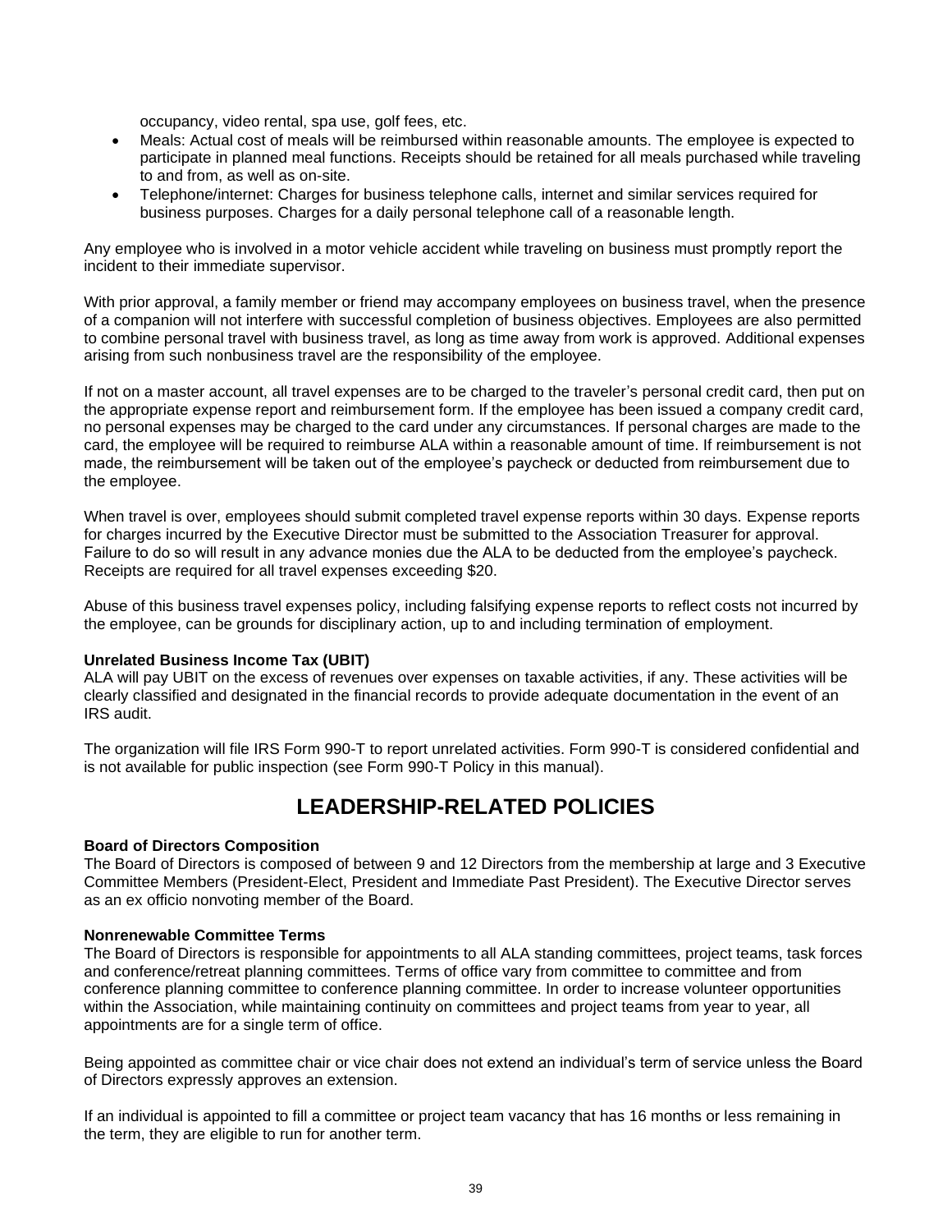occupancy, video rental, spa use, golf fees, etc.

- Meals: Actual cost of meals will be reimbursed within reasonable amounts. The employee is expected to participate in planned meal functions. Receipts should be retained for all meals purchased while traveling to and from, as well as on-site.
- Telephone/internet: Charges for business telephone calls, internet and similar services required for business purposes. Charges for a daily personal telephone call of a reasonable length.

Any employee who is involved in a motor vehicle accident while traveling on business must promptly report the incident to their immediate supervisor.

With prior approval, a family member or friend may accompany employees on business travel, when the presence of a companion will not interfere with successful completion of business objectives. Employees are also permitted to combine personal travel with business travel, as long as time away from work is approved. Additional expenses arising from such nonbusiness travel are the responsibility of the employee.

If not on a master account, all travel expenses are to be charged to the traveler's personal credit card, then put on the appropriate expense report and reimbursement form. If the employee has been issued a company credit card, no personal expenses may be charged to the card under any circumstances. If personal charges are made to the card, the employee will be required to reimburse ALA within a reasonable amount of time. If reimbursement is not made, the reimbursement will be taken out of the employee's paycheck or deducted from reimbursement due to the employee.

When travel is over, employees should submit completed travel expense reports within 30 days. Expense reports for charges incurred by the Executive Director must be submitted to the Association Treasurer for approval. Failure to do so will result in any advance monies due the ALA to be deducted from the employee's paycheck. Receipts are required for all travel expenses exceeding $20.

Abuse of this business travel expenses policy, including falsifying expense reports to reflect costs not incurred by the employee, can be grounds for disciplinary action, up to and including termination of employment.

**Unrelated Business Income Tax (UBIT)**
ALA will pay UBIT on the excess of revenues over expenses on taxable activities, if any. These activities will be clearly classified and designated in the financial records to provide adequate documentation in the event of an IRS audit.

The organization will file IRS Form 990-T to report unrelated activities. Form 990-T is considered confidential and is not available for public inspection (see Form 990-T Policy in this manual).

# LEADERSHIP-RELATED POLICIES

**Board of Directors Composition**
The Board of Directors is composed of between 9 and 12 Directors from the membership at large and 3 Executive Committee Members (President-Elect, President and Immediate Past President). The Executive Director serves as an ex officio nonvoting member of the Board.

**Nonrenewable Committee Terms**
The Board of Directors is responsible for appointments to all ALA standing committees, project teams, task forces and conference/retreat planning committees. Terms of office vary from committee to committee and from conference planning committee to conference planning committee. In order to increase volunteer opportunities within the Association, while maintaining continuity on committees and project teams from year to year, all appointments are for a single term of office.

Being appointed as committee chair or vice chair does not extend an individual's term of service unless the Board of Directors expressly approves an extension.

If an individual is appointed to fill a committee or project team vacancy that has 16 months or less remaining in the term, they are eligible to run for another term.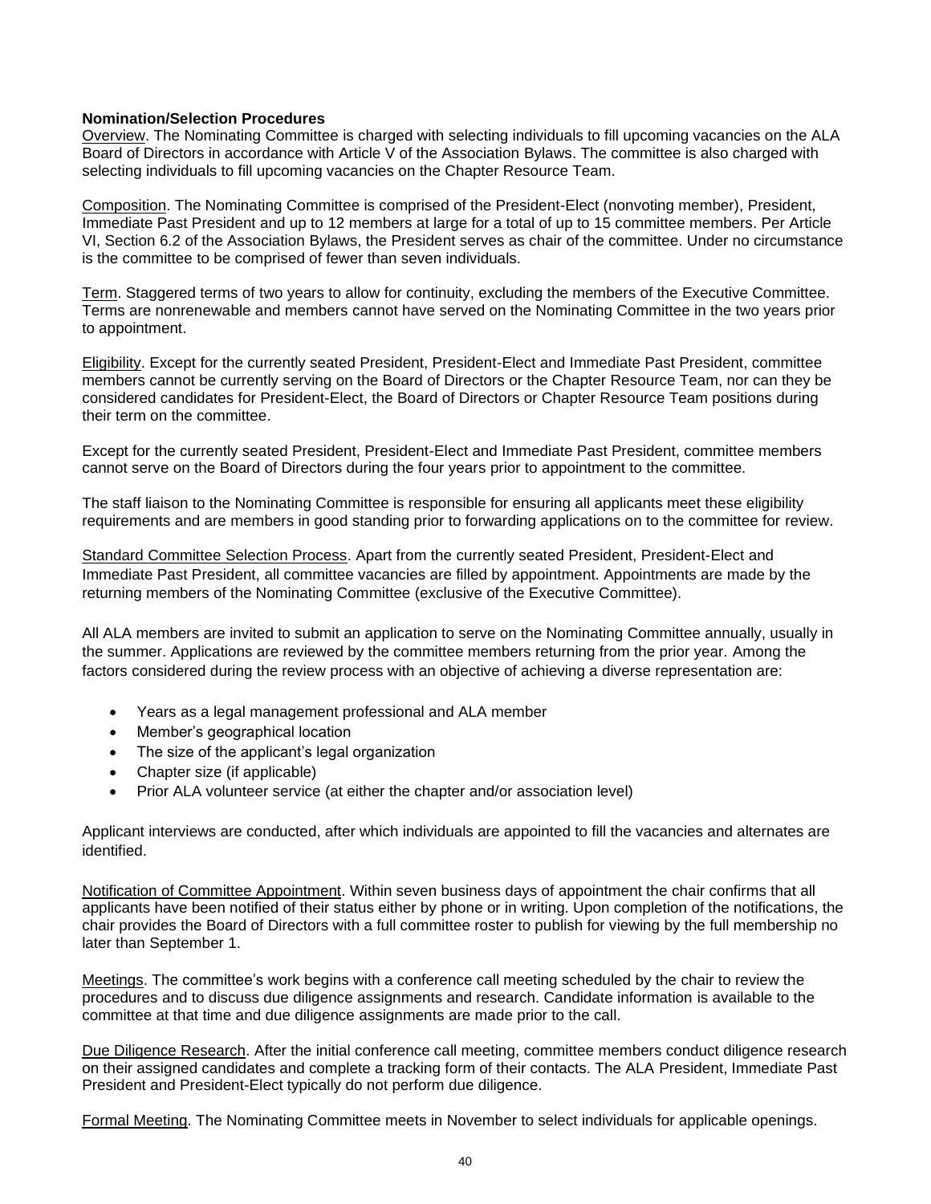**Nomination/Selection Procedures**

Overview. The Nominating Committee is charged with selecting individuals to fill upcoming vacancies on the ALA Board of Directors in accordance with Article V of the Association Bylaws. The committee is also charged with selecting individuals to fill upcoming vacancies on the Chapter Resource Team.

Composition. The Nominating Committee is comprised of the President-Elect (nonvoting member), President, Immediate Past President and up to 12 members at large for a total of up to 15 committee members. Per Article VI, Section 6.2 of the Association Bylaws, the President serves as chair of the committee. Under no circumstance is the committee to be comprised of fewer than seven individuals.

Term. Staggered terms of two years to allow for continuity, excluding the members of the Executive Committee. Terms are nonrenewable and members cannot have served on the Nominating Committee in the two years prior to appointment.

Eligibility. Except for the currently seated President, President-Elect and Immediate Past President, committee members cannot be currently serving on the Board of Directors or the Chapter Resource Team, nor can they be considered candidates for President-Elect, the Board of Directors or Chapter Resource Team positions during their term on the committee.

Except for the currently seated President, President-Elect and Immediate Past President, committee members cannot serve on the Board of Directors during the four years prior to appointment to the committee.

The staff liaison to the Nominating Committee is responsible for ensuring all applicants meet these eligibility requirements and are members in good standing prior to forwarding applications on to the committee for review.

Standard Committee Selection Process. Apart from the currently seated President, President-Elect and Immediate Past President, all committee vacancies are filled by appointment. Appointments are made by the returning members of the Nominating Committee (exclusive of the Executive Committee).

All ALA members are invited to submit an application to serve on the Nominating Committee annually, usually in the summer. Applications are reviewed by the committee members returning from the prior year. Among the factors considered during the review process with an objective of achieving a diverse representation are:

- Years as a legal management professional and ALA member
- Member's geographical location
- The size of the applicant's legal organization
- Chapter size (if applicable)
- Prior ALA volunteer service (at either the chapter and/or association level)

Applicant interviews are conducted, after which individuals are appointed to fill the vacancies and alternates are identified.

Notification of Committee Appointment. Within seven business days of appointment the chair confirms that all applicants have been notified of their status either by phone or in writing. Upon completion of the notifications, the chair provides the Board of Directors with a full committee roster to publish for viewing by the full membership no later than September 1.

Meetings. The committee's work begins with a conference call meeting scheduled by the chair to review the procedures and to discuss due diligence assignments and research. Candidate information is available to the committee at that time and due diligence assignments are made prior to the call.

Due Diligence Research. After the initial conference call meeting, committee members conduct diligence research on their assigned candidates and complete a tracking form of their contacts. The ALA President, Immediate Past President and President-Elect typically do not perform due diligence.

Formal Meeting. The Nominating Committee meets in November to select individuals for applicable openings.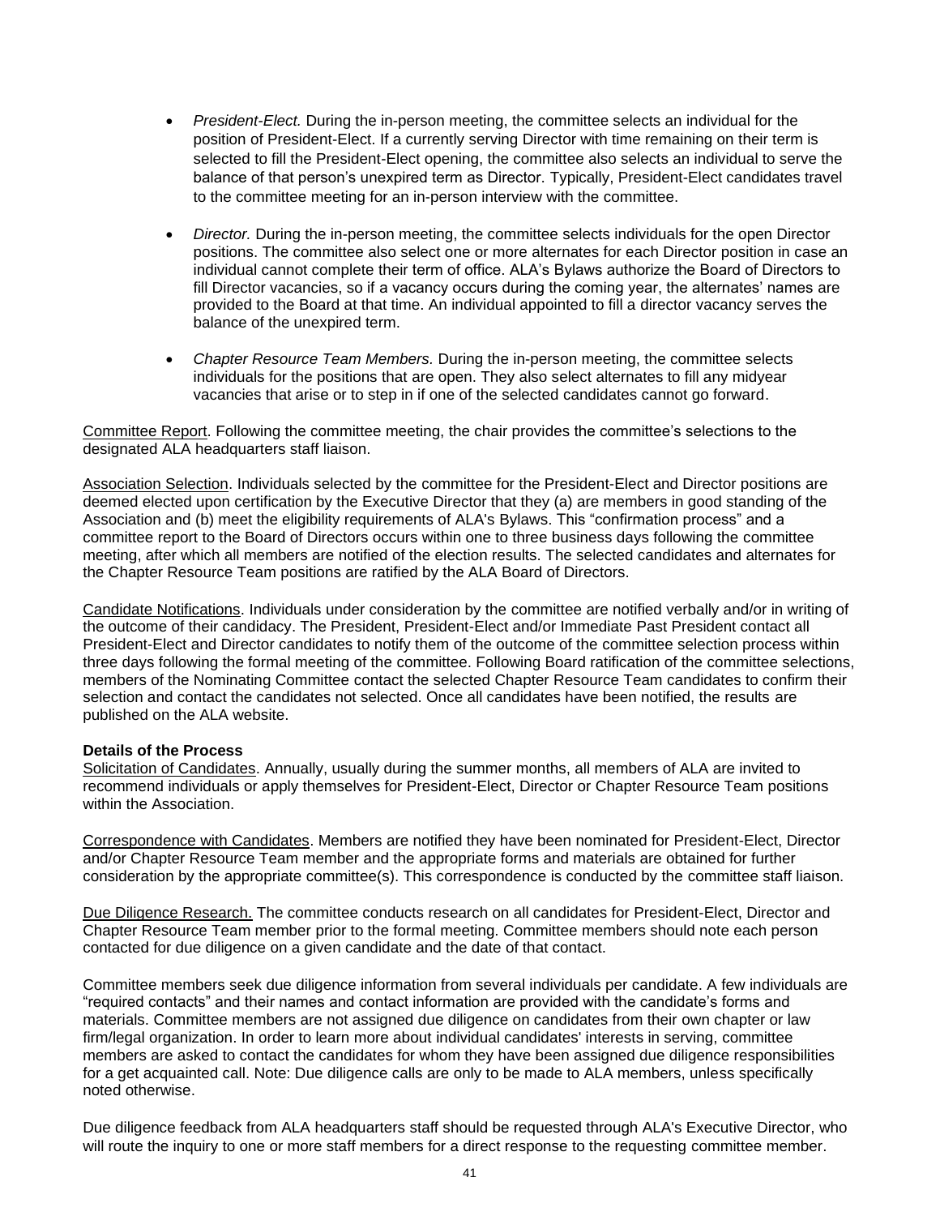- *President-Elect.* During the in-person meeting, the committee selects an individual for the position of President-Elect. If a currently serving Director with time remaining on their term is selected to fill the President-Elect opening, the committee also selects an individual to serve the balance of that person's unexpired term as Director. Typically, President-Elect candidates travel to the committee meeting for an in-person interview with the committee.

- *Director.* During the in-person meeting, the committee selects individuals for the open Director positions. The committee also select one or more alternates for each Director position in case an individual cannot complete their term of office. ALA's Bylaws authorize the Board of Directors to fill Director vacancies, so if a vacancy occurs during the coming year, the alternates' names are provided to the Board at that time. An individual appointed to fill a director vacancy serves the balance of the unexpired term.

- *Chapter Resource Team Members.* During the in-person meeting, the committee selects individuals for the positions that are open. They also select alternates to fill any midyear vacancies that arise or to step in if one of the selected candidates cannot go forward.

<u>Committee Report</u>. Following the committee meeting, the chair provides the committee's selections to the designated ALA headquarters staff liaison.

<u>Association Selection</u>. Individuals selected by the committee for the President-Elect and Director positions are deemed elected upon certification by the Executive Director that they (a) are members in good standing of the Association and (b) meet the eligibility requirements of ALA's Bylaws. This "confirmation process" and a committee report to the Board of Directors occurs within one to three business days following the committee meeting, after which all members are notified of the election results. The selected candidates and alternates for the Chapter Resource Team positions are ratified by the ALA Board of Directors.

<u>Candidate Notifications</u>. Individuals under consideration by the committee are notified verbally and/or in writing of the outcome of their candidacy. The President, President-Elect and/or Immediate Past President contact all President-Elect and Director candidates to notify them of the outcome of the committee selection process within three days following the formal meeting of the committee. Following Board ratification of the committee selections, members of the Nominating Committee contact the selected Chapter Resource Team candidates to confirm their selection and contact the candidates not selected. Once all candidates have been notified, the results are published on the ALA website.

**Details of the Process**

<u>Solicitation of Candidates</u>. Annually, usually during the summer months, all members of ALA are invited to recommend individuals or apply themselves for President-Elect, Director or Chapter Resource Team positions within the Association.

<u>Correspondence with Candidates</u>. Members are notified they have been nominated for President-Elect, Director and/or Chapter Resource Team member and the appropriate forms and materials are obtained for further consideration by the appropriate committee(s). This correspondence is conducted by the committee staff liaison.

<u>Due Diligence Research.</u> The committee conducts research on all candidates for President-Elect, Director and Chapter Resource Team member prior to the formal meeting. Committee members should note each person contacted for due diligence on a given candidate and the date of that contact.

Committee members seek due diligence information from several individuals per candidate. A few individuals are "required contacts" and their names and contact information are provided with the candidate's forms and materials. Committee members are not assigned due diligence on candidates from their own chapter or law firm/legal organization. In order to learn more about individual candidates' interests in serving, committee members are asked to contact the candidates for whom they have been assigned due diligence responsibilities for a get acquainted call. Note: Due diligence calls are only to be made to ALA members, unless specifically noted otherwise.

Due diligence feedback from ALA headquarters staff should be requested through ALA's Executive Director, who will route the inquiry to one or more staff members for a direct response to the requesting committee member.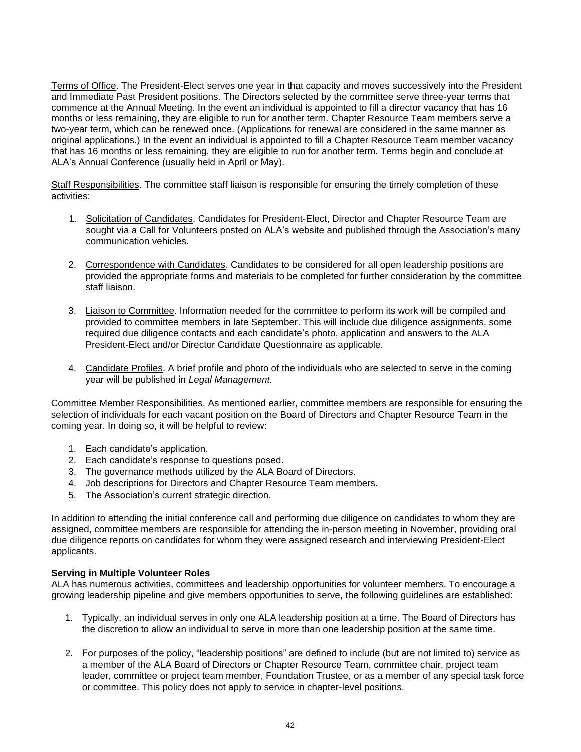Terms of Office. The President-Elect serves one year in that capacity and moves successively into the President and Immediate Past President positions. The Directors selected by the committee serve three-year terms that commence at the Annual Meeting. In the event an individual is appointed to fill a director vacancy that has 16 months or less remaining, they are eligible to run for another term. Chapter Resource Team members serve a two-year term, which can be renewed once. (Applications for renewal are considered in the same manner as original applications.) In the event an individual is appointed to fill a Chapter Resource Team member vacancy that has 16 months or less remaining, they are eligible to run for another term. Terms begin and conclude at ALA's Annual Conference (usually held in April or May).

Staff Responsibilities. The committee staff liaison is responsible for ensuring the timely completion of these activities:

1. Solicitation of Candidates. Candidates for President-Elect, Director and Chapter Resource Team are sought via a Call for Volunteers posted on ALA's website and published through the Association's many communication vehicles.

2. Correspondence with Candidates. Candidates to be considered for all open leadership positions are provided the appropriate forms and materials to be completed for further consideration by the committee staff liaison.

3. Liaison to Committee. Information needed for the committee to perform its work will be compiled and provided to committee members in late September. This will include due diligence assignments, some required due diligence contacts and each candidate's photo, application and answers to the ALA President-Elect and/or Director Candidate Questionnaire as applicable.

4. Candidate Profiles. A brief profile and photo of the individuals who are selected to serve in the coming year will be published in *Legal Management.*

Committee Member Responsibilities. As mentioned earlier, committee members are responsible for ensuring the selection of individuals for each vacant position on the Board of Directors and Chapter Resource Team in the coming year. In doing so, it will be helpful to review:

1. Each candidate's application.
2. Each candidate's response to questions posed.
3. The governance methods utilized by the ALA Board of Directors.
4. Job descriptions for Directors and Chapter Resource Team members.
5. The Association's current strategic direction.

In addition to attending the initial conference call and performing due diligence on candidates to whom they are assigned, committee members are responsible for attending the in-person meeting in November, providing oral due diligence reports on candidates for whom they were assigned research and interviewing President-Elect applicants.

**Serving in Multiple Volunteer Roles**

ALA has numerous activities, committees and leadership opportunities for volunteer members. To encourage a growing leadership pipeline and give members opportunities to serve, the following guidelines are established:

1. Typically, an individual serves in only one ALA leadership position at a time. The Board of Directors has the discretion to allow an individual to serve in more than one leadership position at the same time.

2. For purposes of the policy, "leadership positions" are defined to include (but are not limited to) service as a member of the ALA Board of Directors or Chapter Resource Team, committee chair, project team leader, committee or project team member, Foundation Trustee, or as a member of any special task force or committee. This policy does not apply to service in chapter-level positions.